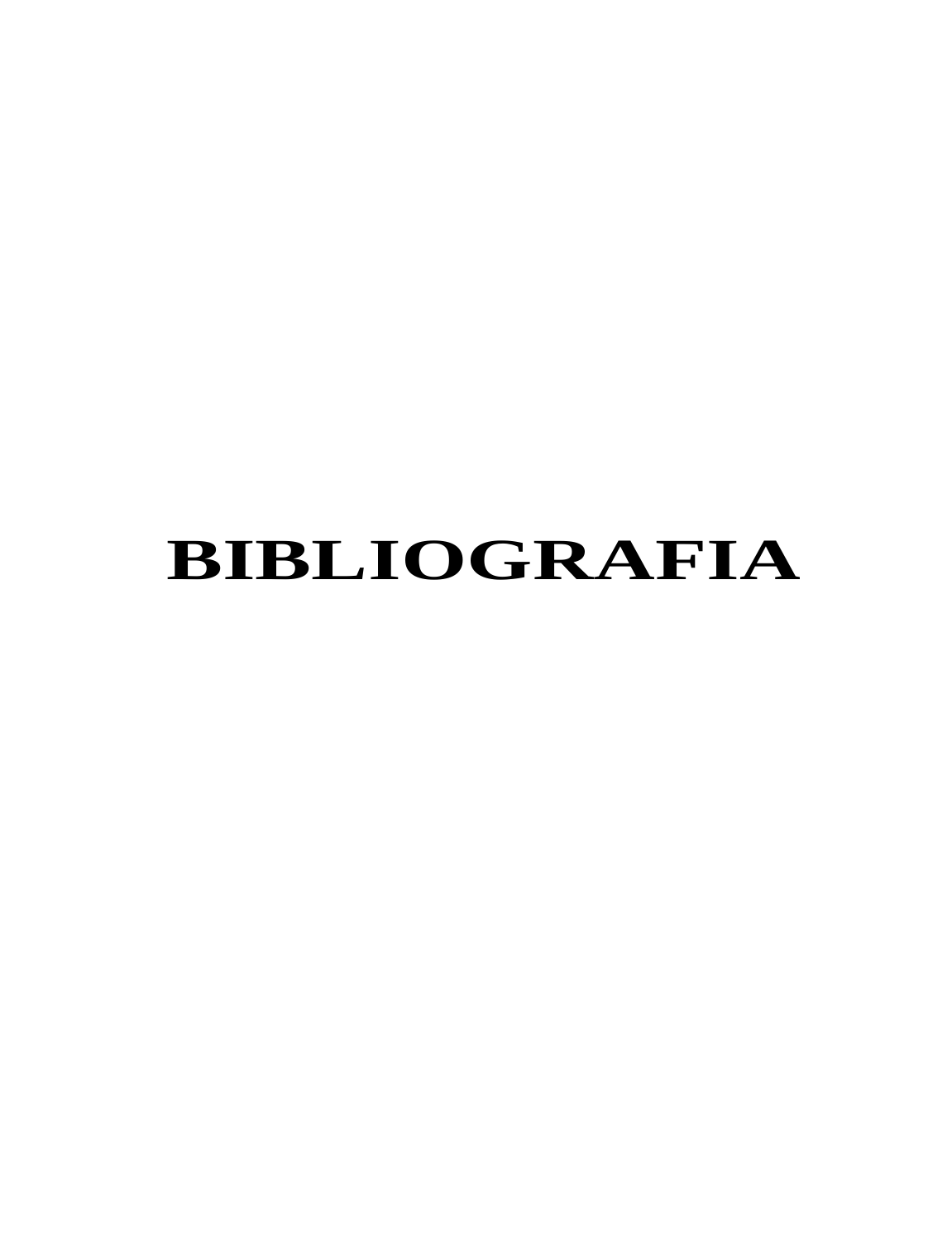# BIBLIOGRAFIA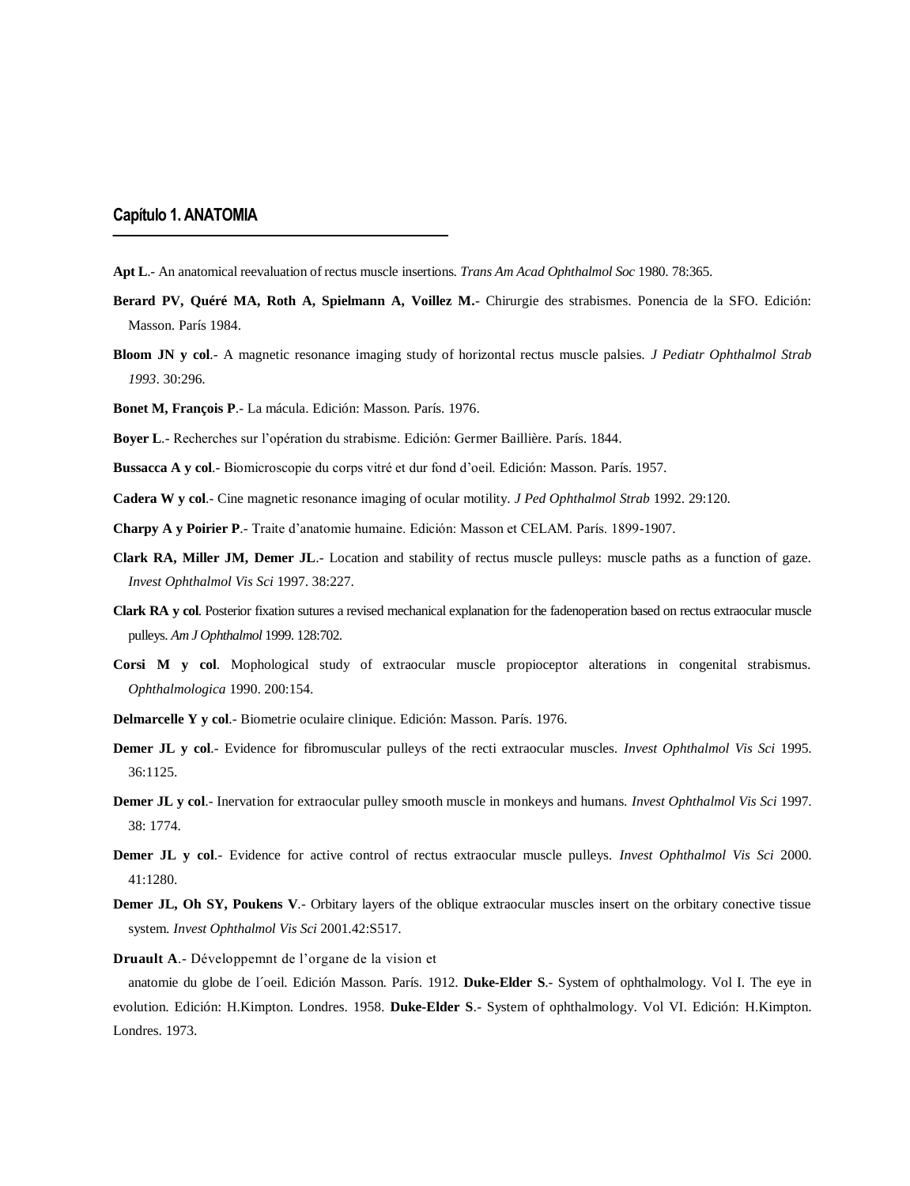## Capítulo 1. ANATOMIA

**Apt L**.- An anatomical reevaluation of rectus muscle insertions. *Trans Am Acad Ophthalmol Soc* 1980. 78:365.

**Berard PV, Quéré MA, Roth A, Spielmann A, Voillez M.**- Chirurgie des strabismes. Ponencia de la SFO. Edición: Masson. París 1984.

**Bloom JN y col**.- A magnetic resonance imaging study of horizontal rectus muscle palsies. *J Pediatr Ophthalmol Strab 1993*. 30:296.

**Bonet M, François P**.- La mácula. Edición: Masson. París. 1976.

**Boyer L**.- Recherches sur l'opération du strabisme. Edición: Germer Baillière. París. 1844.

**Bussacca A y col**.- Biomicroscopie du corps vitré et dur fond d'oeil. Edición: Masson. París. 1957.

**Cadera W y col**.- Cine magnetic resonance imaging of ocular motility. *J Ped Ophthalmol Strab* 1992. 29:120.

**Charpy A y Poirier P**.- Traite d'anatomie humaine. Edición: Masson et CELAM. París. 1899-1907.

**Clark RA, Miller JM, Demer JL**.- Location and stability of rectus muscle pulleys: muscle paths as a function of gaze. *Invest Ophthalmol Vis Sci* 1997. 38:227.

**Clark RA y col**. Posterior fixation sutures a revised mechanical explanation for the fadenoperation based on rectus extraocular muscle pulleys. *Am J Ophthalmol* 1999. 128:702.

**Corsi M y col**. Mophological study of extraocular muscle propioceptor alterations in congenital strabismus. *Ophthalmologica* 1990. 200:154.

**Delmarcelle Y y col**.- Biometrie oculaire clinique. Edición: Masson. París. 1976.

**Demer JL y col**.- Evidence for fibromuscular pulleys of the recti extraocular muscles. *Invest Ophthalmol Vis Sci* 1995. 36:1125.

**Demer JL y col**.- Inervation for extraocular pulley smooth muscle in monkeys and humans. *Invest Ophthalmol Vis Sci* 1997. 38: 1774.

**Demer JL y col**.- Evidence for active control of rectus extraocular muscle pulleys. *Invest Ophthalmol Vis Sci* 2000. 41:1280.

**Demer JL, Oh SY, Poukens V**.- Orbitary layers of the oblique extraocular muscles insert on the orbitary conective tissue system. *Invest Ophthalmol Vis Sci* 2001.42:S517.

**Druault A**.- Développemnt de l'organe de la vision et anatomie du globe de l´oeil. Edición Masson. París. 1912.

**Duke-Elder S**.- System of ophthalmology. Vol I. The eye in evolution. Edición: H.Kimpton. Londres. 1958.

**Duke-Elder S**.- System of ophthalmology. Vol VI. Edición: H.Kimpton. Londres. 1973.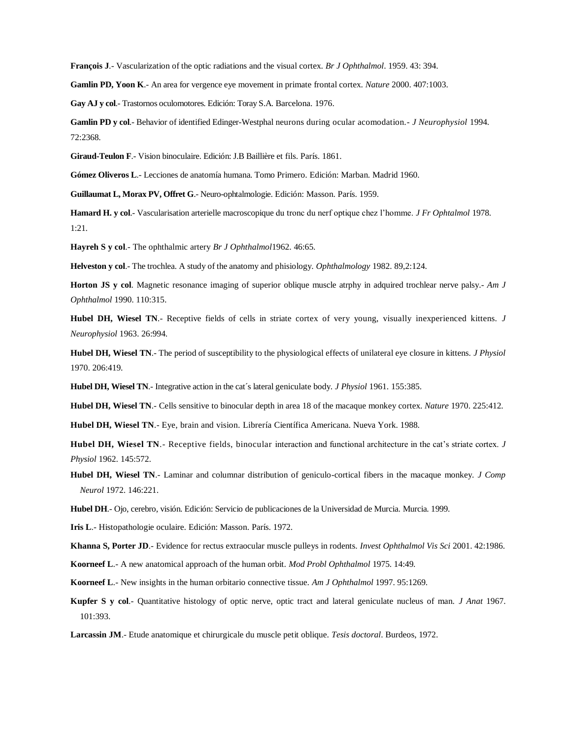**François J**.- Vascularization of the optic radiations and the visual cortex. *Br J Ophthalmol*. 1959. 43: 394.

**Gamlin PD, Yoon K**.- An area for vergence eye movement in primate frontal cortex. *Nature* 2000. 407:1003.

**Gay AJ y col**.- Trastornos oculomotores. Edición: Toray S.A. Barcelona. 1976.

**Gamlin PD y col**.- Behavior of identified Edinger-Westphal neurons during ocular acomodation.- *J Neurophysiol* 1994. 72:2368.

**Giraud-Teulon F**.- Vision binoculaire. Edición: J.B Baillière et fils. París. 1861.

**Gómez Oliveros L**.- Lecciones de anatomía humana. Tomo Primero. Edición: Marban. Madrid 1960.

**Guillaumat L, Morax PV, Offret G**.- Neuro-ophtalmologie. Edición: Masson. París. 1959.

**Hamard H. y col**.- Vascularisation arterielle macroscopique du tronc du nerf optique chez l'homme. *J Fr Ophtalmol* 1978. 1:21.

**Hayreh S y col**.- The ophthalmic artery *Br J Ophthalmol*1962. 46:65.

**Helveston y col**.- The trochlea. A study of the anatomy and phisiology. *Ophthalmology* 1982. 89,2:124.

**Horton JS y col**. Magnetic resonance imaging of superior oblique muscle atrphy in adquired trochlear nerve palsy.- *Am J Ophthalmol* 1990. 110:315.

**Hubel DH, Wiesel TN**.- Receptive fields of cells in striate cortex of very young, visually inexperienced kittens. *J Neurophysiol* 1963. 26:994.

**Hubel DH, Wiesel TN**.- The period of susceptibility to the physiological effects of unilateral eye closure in kittens. *J Physiol* 1970. 206:419.

**Hubel DH, Wiesel TN**.- Integrative action in the cat´s lateral geniculate body. *J Physiol* 1961. 155:385.

**Hubel DH, Wiesel TN**.- Cells sensitive to binocular depth in area 18 of the macaque monkey cortex. *Nature* 1970. 225:412.

**Hubel DH, Wiesel TN**.- Eye, brain and vision. Librería Científica Americana. Nueva York. 1988.

**Hubel DH, Wiesel TN**.- Receptive fields, binocular interaction and functional architecture in the cat's striate cortex. *J Physiol* 1962. 145:572.

**Hubel DH, Wiesel TN**.- Laminar and columnar distribution of geniculo-cortical fibers in the macaque monkey. *J Comp Neurol* 1972. 146:221.

**Hubel DH**.- Ojo, cerebro, visión. Edición: Servicio de publicaciones de la Universidad de Murcia. Murcia. 1999.

**Iris L**.- Histopathologie oculaire. Edición: Masson. París. 1972.

**Khanna S, Porter JD**.- Evidence for rectus extraocular muscle pulleys in rodents. *Invest Ophthalmol Vis Sci* 2001. 42:1986.

**Koorneef L**.- A new anatomical approach of the human orbit. *Mod Probl Ophthalmol* 1975. 14:49.

**Koorneef L**.- New insights in the human orbitario connective tissue. *Am J Ophthalmol* 1997. 95:1269.

**Kupfer S y col**.- Quantitative histology of optic nerve, optic tract and lateral geniculate nucleus of man. *J Anat* 1967. 101:393.

**Larcassin JM**.- Etude anatomique et chirurgicale du muscle petit oblique. *Tesis doctoral*. Burdeos, 1972.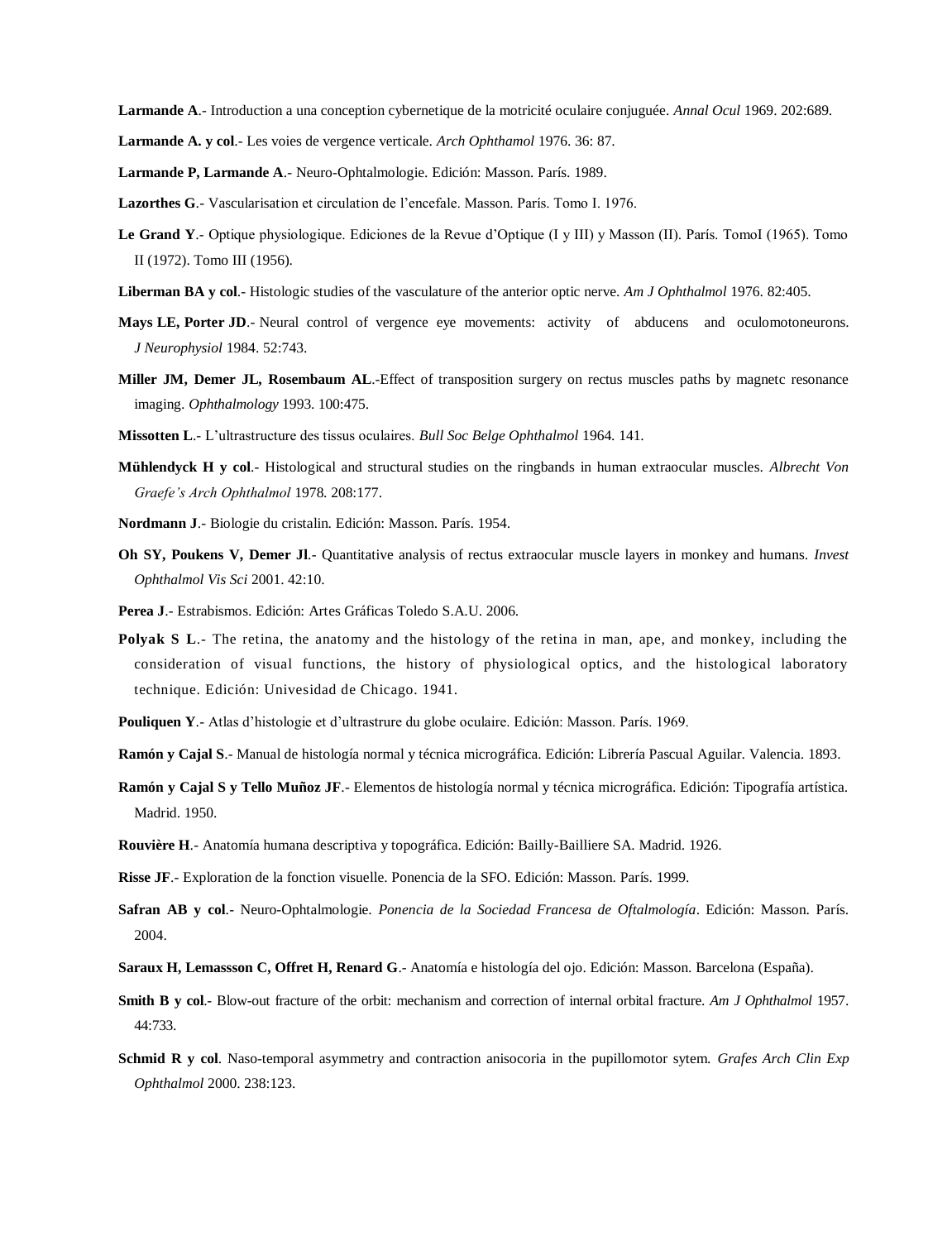**Larmande A**.- Introduction a una conception cybernetique de la motricité oculaire conjuguée. *Annal Ocul* 1969. 202:689.

**Larmande A. y col**.- Les voies de vergence verticale. *Arch Ophthamol* 1976. 36: 87.

**Larmande P, Larmande A**.- Neuro-Ophtalmologie. Edición: Masson. París. 1989.

**Lazorthes G**.- Vascularisation et circulation de l'encefale. Masson. París. Tomo I. 1976.

**Le Grand Y**.- Optique physiologique. Ediciones de la Revue d'Optique (I y III) y Masson (II). París. TomoI (1965). Tomo II (1972). Tomo III (1956).

**Liberman BA y col**.- Histologic studies of the vasculature of the anterior optic nerve. *Am J Ophthalmol* 1976. 82:405.

**Mays LE, Porter JD**.- Neural control of vergence eye movements: activity of abducens and oculomotoneurons. *J Neurophysiol* 1984. 52:743.

**Miller JM, Demer JL, Rosembaum AL**.-Effect of transposition surgery on rectus muscles paths by magnetc resonance imaging. *Ophthalmology* 1993. 100:475.

**Missotten L**.- L'ultrastructure des tissus oculaires. *Bull Soc Belge Ophthalmol* 1964. 141.

**Mühlendyck H y col**.- Histological and structural studies on the ringbands in human extraocular muscles. *Albrecht Von Graefe's Arch Ophthalmol* 1978. 208:177.

**Nordmann J**.- Biologie du cristalin. Edición: Masson. París. 1954.

**Oh SY, Poukens V, Demer Jl**.- Quantitative analysis of rectus extraocular muscle layers in monkey and humans. *Invest Ophthalmol Vis Sci* 2001. 42:10.

**Perea J**.- Estrabismos. Edición: Artes Gráficas Toledo S.A.U. 2006.

**Polyak S L**.- The retina, the anatomy and the histology of the retina in man, ape, and monkey, including the consideration of visual functions, the history of physiological optics, and the histological laboratory technique. Edición: Univesidad de Chicago. 1941.

**Pouliquen Y**.- Atlas d'histologie et d'ultrastrure du globe oculaire. Edición: Masson. París. 1969.

**Ramón y Cajal S**.- Manual de histología normal y técnica micrográfica. Edición: Librería Pascual Aguilar. Valencia. 1893.

**Ramón y Cajal S y Tello Muñoz JF**.- Elementos de histología normal y técnica micrográfica. Edición: Tipografía artística. Madrid. 1950.

**Rouvière H**.- Anatomía humana descriptiva y topográfica. Edición: Bailly-Bailliere SA. Madrid. 1926.

**Risse JF**.- Exploration de la fonction visuelle. Ponencia de la SFO. Edición: Masson. París. 1999.

**Safran AB y col**.- Neuro-Ophtalmologie. *Ponencia de la Sociedad Francesa de Oftalmología*. Edición: Masson. París. 2004.

**Saraux H, Lemassson C, Offret H, Renard G**.- Anatomía e histología del ojo. Edición: Masson. Barcelona (España).

**Smith B y col**.- Blow-out fracture of the orbit: mechanism and correction of internal orbital fracture. *Am J Ophthalmol* 1957. 44:733.

**Schmid R y col**. Naso-temporal asymmetry and contraction anisocoria in the pupillomotor sytem. *Grafes Arch Clin Exp Ophthalmol* 2000. 238:123.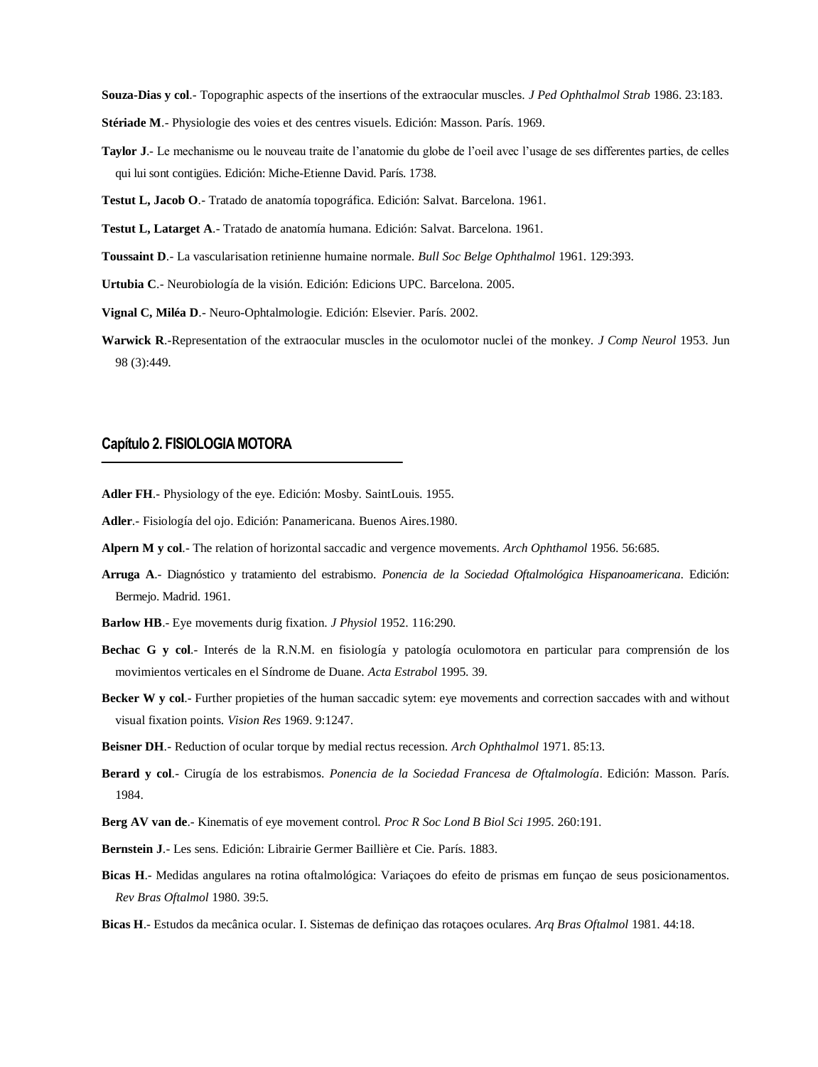**Souza-Dias y col**.- Topographic aspects of the insertions of the extraocular muscles. *J Ped Ophthalmol Strab* 1986. 23:183.

**Stériade M**.- Physiologie des voies et des centres visuels. Edición: Masson. París. 1969.

**Taylor J**.- Le mechanisme ou le nouveau traite de l'anatomie du globe de l'oeil avec l'usage de ses differentes parties, de celles qui lui sont contigües. Edición: Miche-Etienne David. París. 1738.

**Testut L, Jacob O**.- Tratado de anatomía topográfica. Edición: Salvat. Barcelona. 1961.

**Testut L, Latarget A**.- Tratado de anatomía humana. Edición: Salvat. Barcelona. 1961.

**Toussaint D**.- La vascularisation retinienne humaine normale. *Bull Soc Belge Ophthalmol* 1961. 129:393.

**Urtubia C**.- Neurobiología de la visión. Edición: Edicions UPC. Barcelona. 2005.

**Vignal C, Miléa D**.- Neuro-Ophtalmologie. Edición: Elsevier. París. 2002.

**Warwick R**.-Representation of the extraocular muscles in the oculomotor nuclei of the monkey. *J Comp Neurol* 1953. Jun 98 (3):449.

## Capítulo 2. FISIOLOGIA MOTORA

**Adler FH**.- Physiology of the eye. Edición: Mosby. SaintLouis. 1955.

**Adler**.- Fisiología del ojo. Edición: Panamericana. Buenos Aires.1980.

**Alpern M y col**.- The relation of horizontal saccadic and vergence movements. *Arch Ophthamol* 1956. 56:685.

**Arruga A**.- Diagnóstico y tratamiento del estrabismo. *Ponencia de la Sociedad Oftalmológica Hispanoamericana*. Edición: Bermejo. Madrid. 1961.

**Barlow HB**.- Eye movements durig fixation. *J Physiol* 1952. 116:290.

**Bechac G y col**.- Interés de la R.N.M. en fisiología y patología oculomotora en particular para comprensión de los movimientos verticales en el Síndrome de Duane. *Acta Estrabol* 1995. 39.

**Becker W y col**.- Further propieties of the human saccadic sytem: eye movements and correction saccades with and without visual fixation points. *Vision Res* 1969. 9:1247.

**Beisner DH**.- Reduction of ocular torque by medial rectus recession. *Arch Ophthalmol* 1971. 85:13.

**Berard y col**.- Cirugía de los estrabismos. *Ponencia de la Sociedad Francesa de Oftalmología*. Edición: Masson. París. 1984.

**Berg AV van de**.- Kinematis of eye movement control. *Proc R Soc Lond B Biol Sci 1995*. 260:191.

**Bernstein J**.- Les sens. Edición: Librairie Germer Baillière et Cie. París. 1883.

**Bicas H**.- Medidas angulares na rotina oftalmológica: Variaçoes do efeito de prismas em funçao de seus posicionamentos. *Rev Bras Oftalmol* 1980. 39:5.

**Bicas H**.- Estudos da mecânica ocular. I. Sistemas de definiçao das rotaçoes oculares. *Arq Bras Oftalmol* 1981. 44:18.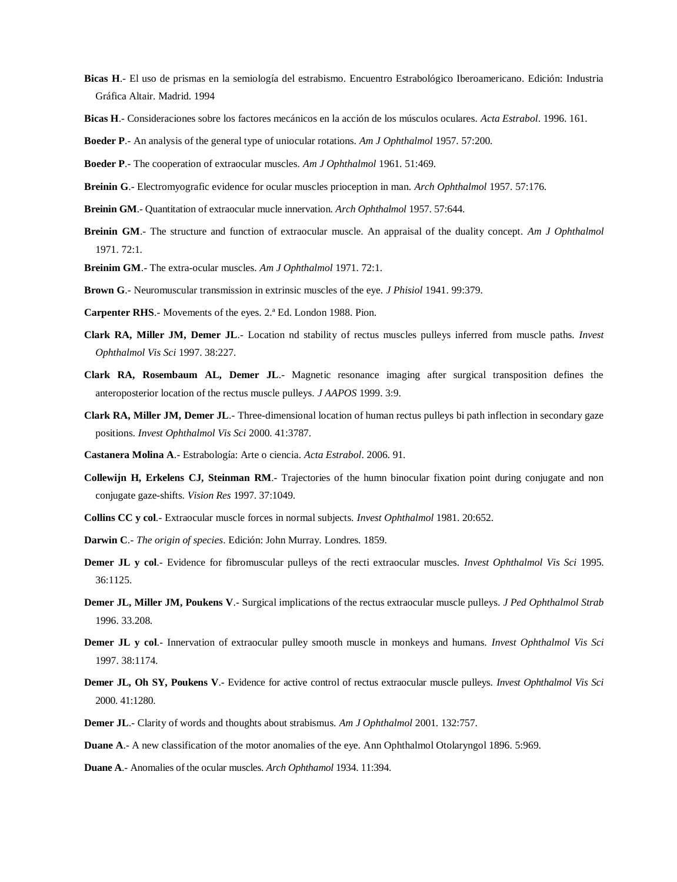**Bicas H**.- El uso de prismas en la semiología del estrabismo. Encuentro Estrabológico Iberoamericano. Edición: Industria Gráfica Altair. Madrid. 1994

**Bicas H**.- Consideraciones sobre los factores mecánicos en la acción de los músculos oculares. *Acta Estrabol*. 1996. 161.

**Boeder P**.- An analysis of the general type of uniocular rotations. *Am J Ophthalmol* 1957. 57:200.

**Boeder P**.- The cooperation of extraocular muscles. *Am J Ophthalmol* 1961. 51:469.

**Breinin G**.- Electromyografic evidence for ocular muscles prioception in man. *Arch Ophthalmol* 1957. 57:176.

**Breinin GM**.- Quantitation of extraocular mucle innervation. *Arch Ophthalmol* 1957. 57:644.

**Breinin GM**.- The structure and function of extraocular muscle. An appraisal of the duality concept. *Am J Ophthalmol* 1971. 72:1.

**Breinim GM**.- The extra-ocular muscles. *Am J Ophthalmol* 1971. 72:1.

**Brown G**.- Neuromuscular transmission in extrinsic muscles of the eye. *J Phisiol* 1941. 99:379.

**Carpenter RHS**.- Movements of the eyes. 2.ª Ed. London 1988. Pion.

**Clark RA, Miller JM, Demer JL**.- Location nd stability of rectus muscles pulleys inferred from muscle paths. *Invest Ophthalmol Vis Sci* 1997. 38:227.

**Clark RA, Rosembaum AL, Demer JL**.- Magnetic resonance imaging after surgical transposition defines the anteroposterior location of the rectus muscle pulleys. *J AAPOS* 1999. 3:9.

**Clark RA, Miller JM, Demer JL**.- Three-dimensional location of human rectus pulleys bi path inflection in secondary gaze positions. *Invest Ophthalmol Vis Sci* 2000. 41:3787.

**Castanera Molina A**.- Estrabología: Arte o ciencia. *Acta Estrabol*. 2006. 91.

**Collewijn H, Erkelens CJ, Steinman RM**.- Trajectories of the humn binocular fixation point during conjugate and non conjugate gaze-shifts. *Vision Res* 1997. 37:1049.

**Collins CC y col**.- Extraocular muscle forces in normal subjects. *Invest Ophthalmol* 1981. 20:652.

**Darwin C**.- *The origin of species*. Edición: John Murray. Londres. 1859.

**Demer JL y col**.- Evidence for fibromuscular pulleys of the recti extraocular muscles. *Invest Ophthalmol Vis Sci* 1995. 36:1125.

**Demer JL, Miller JM, Poukens V**.- Surgical implications of the rectus extraocular muscle pulleys. *J Ped Ophthalmol Strab* 1996. 33.208.

**Demer JL y col**.- Innervation of extraocular pulley smooth muscle in monkeys and humans. *Invest Ophthalmol Vis Sci* 1997. 38:1174.

**Demer JL, Oh SY, Poukens V**.- Evidence for active control of rectus extraocular muscle pulleys. *Invest Ophthalmol Vis Sci* 2000. 41:1280.

**Demer JL**.- Clarity of words and thoughts about strabismus. *Am J Ophthalmol* 2001. 132:757.

**Duane A**.- A new classification of the motor anomalies of the eye. Ann Ophthalmol Otolaryngol 1896. 5:969.

**Duane A**.- Anomalies of the ocular muscles. *Arch Ophthamol* 1934. 11:394.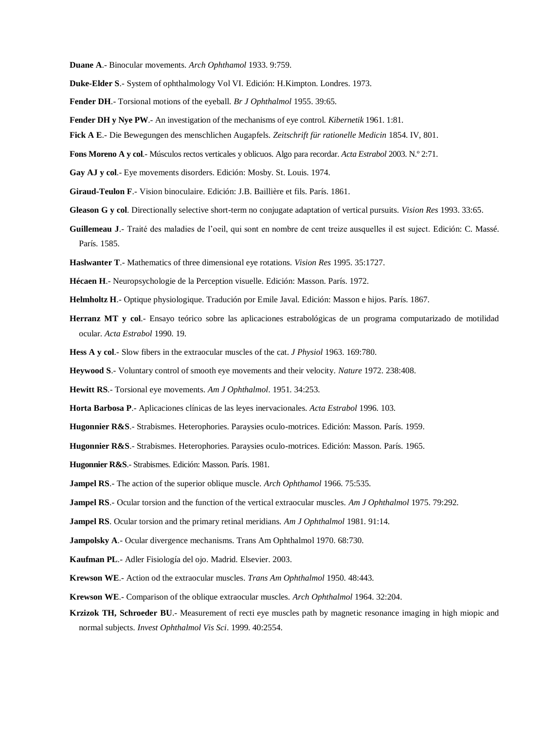**Duane A**.- Binocular movements. *Arch Ophthamol* 1933. 9:759.

**Duke-Elder S**.- System of ophthalmology Vol VI. Edición: H.Kimpton. Londres. 1973.

**Fender DH**.- Torsional motions of the eyeball. *Br J Ophthalmol* 1955. 39:65.

**Fender DH y Nye PW**.- An investigation of the mechanisms of eye control. *Kibernetik* 1961. 1:81.

**Fick A E**.- Die Bewegungen des menschlichen Augapfels. *Zeitschrift für rationelle Medicin* 1854. IV, 801.

**Fons Moreno A y col**.- Músculos rectos verticales y oblicuos. Algo para recordar. *Acta Estrabol* 2003. N.º 2:71.

**Gay AJ y col**.- Eye movements disorders. Edición: Mosby. St. Louis. 1974.

**Giraud-Teulon F**.- Vision binoculaire. Edición: J.B. Baillière et fils. París. 1861.

**Gleason G y col**. Directionally selective short-term no conjugate adaptation of vertical pursuits. *Vision Res* 1993. 33:65.

**Guillemeau J**.- Traité des maladies de l'oeil, qui sont en nombre de cent treize ausquelles il est suject. Edición: C. Massé. París. 1585.

**Haslwanter T**.- Mathematics of three dimensional eye rotations. *Vision Res* 1995. 35:1727.

**Hécaen H**.- Neuropsychologie de la Perception visuelle. Edición: Masson. París. 1972.

**Helmholtz H**.- Optique physiologique. Tradución por Emile Javal. Edición: Masson e hijos. París. 1867.

**Herranz MT y col**.- Ensayo teórico sobre las aplicaciones estrabológicas de un programa computarizado de motilidad ocular. *Acta Estrabol* 1990. 19.

**Hess A y col**.- Slow fibers in the extraocular muscles of the cat. *J Physiol* 1963. 169:780.

**Heywood S**.- Voluntary control of smooth eye movements and their velocity. *Nature* 1972. 238:408.

**Hewitt RS**.- Torsional eye movements. *Am J Ophthalmol*. 1951. 34:253.

**Horta Barbosa P**.- Aplicaciones clínicas de las leyes inervacionales. *Acta Estrabol* 1996. 103.

**Hugonnier R&S**.- Strabismes. Heterophories. Paraysies oculo-motrices. Edición: Masson. París. 1959.

**Hugonnier R&S**.- Strabismes. Heterophories. Paraysies oculo-motrices. Edición: Masson. París. 1965.

**Hugonnier R&S**.- Strabismes. Edición: Masson. París. 1981.

**Jampel RS**.- The action of the superior oblique muscle. *Arch Ophthamol* 1966. 75:535.

**Jampel RS**.- Ocular torsion and the function of the vertical extraocular muscles. *Am J Ophthalmol* 1975. 79:292.

**Jampel RS**. Ocular torsion and the primary retinal meridians. *Am J Ophthalmol* 1981. 91:14.

**Jampolsky A**.- Ocular divergence mechanisms. Trans Am Ophthalmol 1970. 68:730.

**Kaufman PL**.- Adler Fisiología del ojo. Madrid. Elsevier. 2003.

**Krewson WE**.- Action od the extraocular muscles. *Trans Am Ophthalmol* 1950. 48:443.

**Krewson WE**.- Comparison of the oblique extraocular muscles. *Arch Ophthalmol* 1964. 32:204.

**Krzizok TH, Schroeder BU**.- Measurement of recti eye muscles path by magnetic resonance imaging in high miopic and normal subjects. *Invest Ophthalmol Vis Sci*. 1999. 40:2554.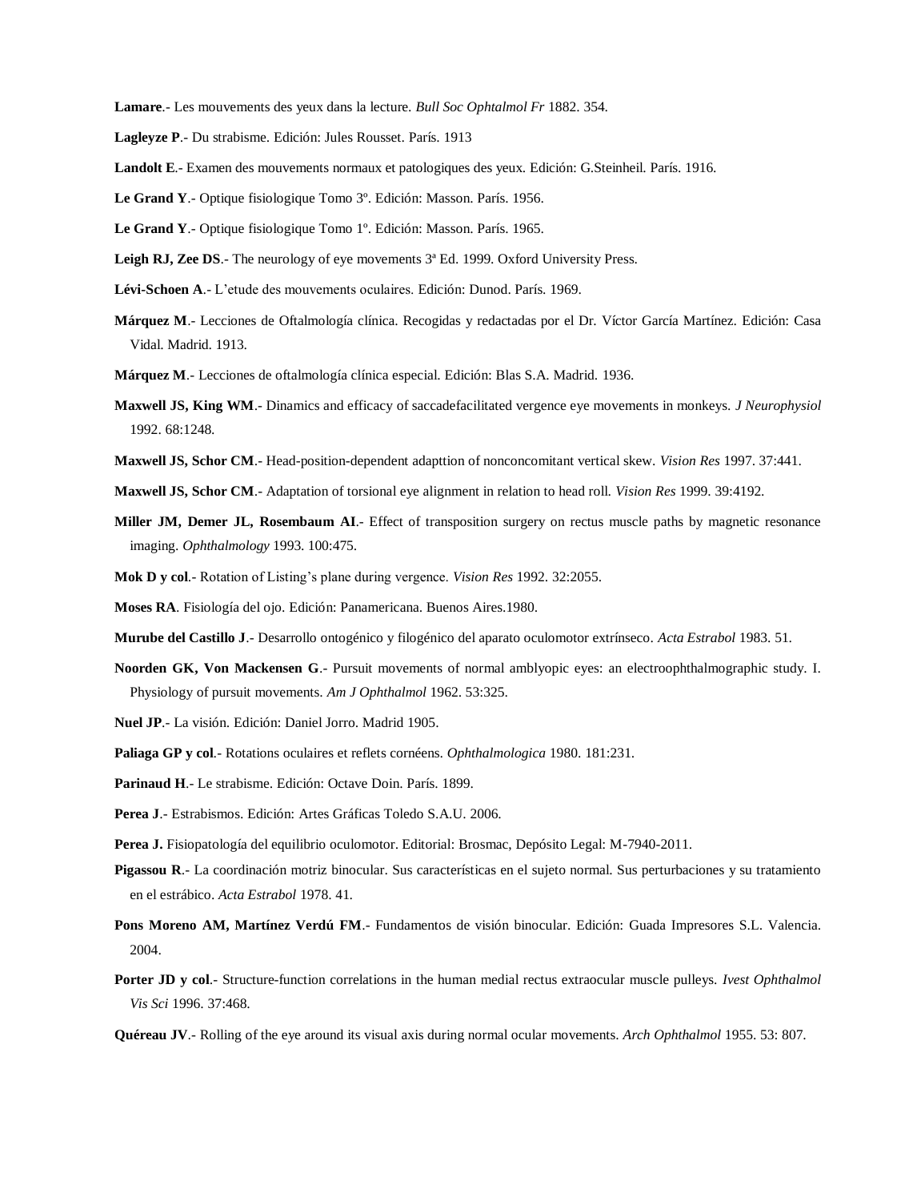**Lamare**.- Les mouvements des yeux dans la lecture. *Bull Soc Ophtalmol Fr* 1882. 354.

**Lagleyze P**.- Du strabisme. Edición: Jules Rousset. París. 1913

**Landolt E**.- Examen des mouvements normaux et patologiques des yeux. Edición: G.Steinheil. París. 1916.

**Le Grand Y**.- Optique fisiologique Tomo 3º. Edición: Masson. París. 1956.

**Le Grand Y**.- Optique fisiologique Tomo 1º. Edición: Masson. París. 1965.

**Leigh RJ, Zee DS**.- The neurology of eye movements 3ª Ed. 1999. Oxford University Press.

**Lévi-Schoen A**.- L'etude des mouvements oculaires. Edición: Dunod. París. 1969.

**Márquez M**.- Lecciones de Oftalmología clínica. Recogidas y redactadas por el Dr. Víctor García Martínez. Edición: Casa Vidal. Madrid. 1913.

**Márquez M**.- Lecciones de oftalmología clínica especial. Edición: Blas S.A. Madrid. 1936.

**Maxwell JS, King WM**.- Dinamics and efficacy of saccadefacilitated vergence eye movements in monkeys. *J Neurophysiol* 1992. 68:1248.

**Maxwell JS, Schor CM**.- Head-position-dependent adapttion of nonconcomitant vertical skew. *Vision Res* 1997. 37:441.

**Maxwell JS, Schor CM**.- Adaptation of torsional eye alignment in relation to head roll. *Vision Res* 1999. 39:4192.

**Miller JM, Demer JL, Rosembaum AI**.- Effect of transposition surgery on rectus muscle paths by magnetic resonance imaging. *Ophthalmology* 1993. 100:475.

**Mok D y col**.- Rotation of Listing's plane during vergence. *Vision Res* 1992. 32:2055.

**Moses RA**. Fisiología del ojo. Edición: Panamericana. Buenos Aires.1980.

**Murube del Castillo J**.- Desarrollo ontogénico y filogénico del aparato oculomotor extrínseco. *Acta Estrabol* 1983. 51.

**Noorden GK, Von Mackensen G**.- Pursuit movements of normal amblyopic eyes: an electroophthalmographic study. I. Physiology of pursuit movements. *Am J Ophthalmol* 1962. 53:325.

**Nuel JP**.- La visión. Edición: Daniel Jorro. Madrid 1905.

**Paliaga GP y col**.- Rotations oculaires et reflets cornéens. *Ophthalmologica* 1980. 181:231.

**Parinaud H**.- Le strabisme. Edición: Octave Doin. París. 1899.

**Perea J**.- Estrabismos. Edición: Artes Gráficas Toledo S.A.U. 2006.

**Perea J.** Fisiopatología del equilibrio oculomotor. Editorial: Brosmac, Depósito Legal: M-7940-2011.

**Pigassou R**.- La coordinación motriz binocular. Sus características en el sujeto normal. Sus perturbaciones y su tratamiento en el estrábico. *Acta Estrabol* 1978. 41.

**Pons Moreno AM, Martínez Verdú FM**.- Fundamentos de visión binocular. Edición: Guada Impresores S.L. Valencia. 2004.

**Porter JD y col**.- Structure-function correlations in the human medial rectus extraocular muscle pulleys. *Ivest Ophthalmol Vis Sci* 1996. 37:468.

**Quéreau JV**.- Rolling of the eye around its visual axis during normal ocular movements. *Arch Ophthalmol* 1955. 53: 807.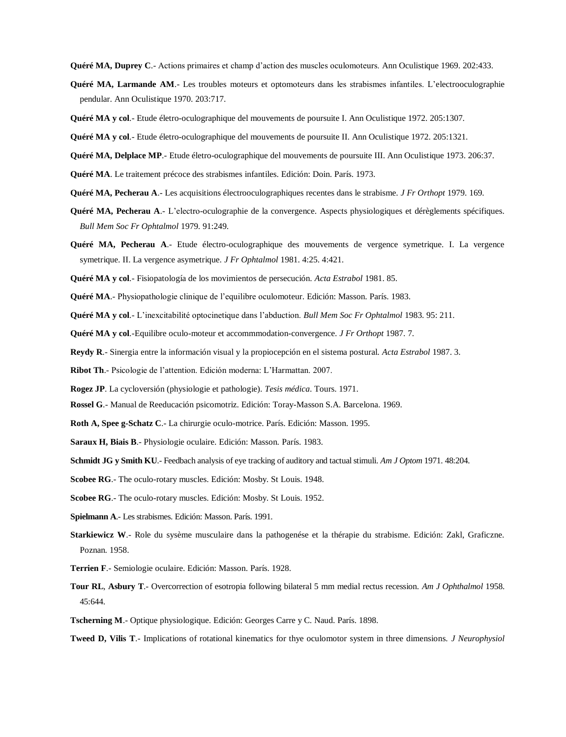**Quéré MA, Duprey C**.- Actions primaires et champ d'action des muscles oculomoteurs. Ann Oculistique 1969. 202:433.

**Quéré MA, Larmande AM**.- Les troubles moteurs et optomoteurs dans les strabismes infantiles. L'electrooculographie pendular. Ann Oculistique 1970. 203:717.

**Quéré MA y col**.- Etude életro-oculographique del mouvements de poursuite I. Ann Oculistique 1972. 205:1307.

**Quéré MA y col**.- Etude életro-oculographique del mouvements de poursuite II. Ann Oculistique 1972. 205:1321.

**Quéré MA, Delplace MP**.- Etude életro-oculographique del mouvements de poursuite III. Ann Oculistique 1973. 206:37.

**Quéré MA**. Le traitement précoce des strabismes infantiles. Edición: Doin. París. 1973.

**Quéré MA, Pecherau A**.- Les acquisitions électrooculographiques recentes dans le strabisme. *J Fr Orthopt* 1979. 169.

**Quéré MA, Pecherau A**.- L'electro-oculographie de la convergence. Aspects physiologiques et dérèglements spécifiques. *Bull Mem Soc Fr Ophtalmol* 1979. 91:249.

**Quéré MA, Pecherau A**.- Etude électro-oculographique des mouvements de vergence symetrique. I. La vergence symetrique. II. La vergence asymetrique. *J Fr Ophtalmol* 1981. 4:25. 4:421.

**Quéré MA y col**.- Fisiopatología de los movimientos de persecución. *Acta Estrabol* 1981. 85.

**Quéré MA**.- Physiopathologie clinique de l'equilibre oculomoteur. Edición: Masson. París. 1983.

**Quéré MA y col**.- L'inexcitabilité optocinetique dans l'abduction. *Bull Mem Soc Fr Ophtalmol* 1983. 95: 211.

**Quéré MA y col**.-Equilibre oculo-moteur et accommmodation-convergence. *J Fr Orthopt* 1987. 7.

**Reydy R**.- Sinergia entre la información visual y la propiocepción en el sistema postural. *Acta Estrabol* 1987. 3.

**Ribot Th**.- Psicologie de l'attention. Edición moderna: L'Harmattan. 2007.

**Rogez JP**. La cycloversión (physiologie et pathologie). *Tesis médica*. Tours. 1971.

**Rossel G**.- Manual de Reeducación psicomotriz. Edición: Toray-Masson S.A. Barcelona. 1969.

**Roth A, Spee g-Schatz C**.- La chirurgie oculo-motrice. París. Edición: Masson. 1995.

**Saraux H, Biais B**.- Physiologie oculaire. Edición: Masson. París. 1983.

**Schmidt JG y Smith KU**.- Feedbach analysis of eye tracking of auditory and tactual stimuli. *Am J Optom* 1971. 48:204.

**Scobee RG**.- The oculo-rotary muscles. Edición: Mosby. St Louis. 1948.

**Scobee RG**.- The oculo-rotary muscles. Edición: Mosby. St Louis. 1952.

**Spielmann A**.- Les strabismes. Edición: Masson. París. 1991.

**Starkiewicz W**.- Role du sysème musculaire dans la pathogenése et la thérapie du strabisme. Edición: Zakl, Graficzne. Poznan. 1958.

**Terrien F**.- Semiologie oculaire. Edición: Masson. París. 1928.

**Tour RL**, **Asbury T**.- Overcorrection of esotropia following bilateral 5 mm medial rectus recession. *Am J Ophthalmol* 1958. 45:644.

**Tscherning M**.- Optique physiologique. Edición: Georges Carre y C. Naud. París. 1898.

**Tweed D, Vilis T**.- Implications of rotational kinematics for thye oculomotor system in three dimensions. *J Neurophysiol*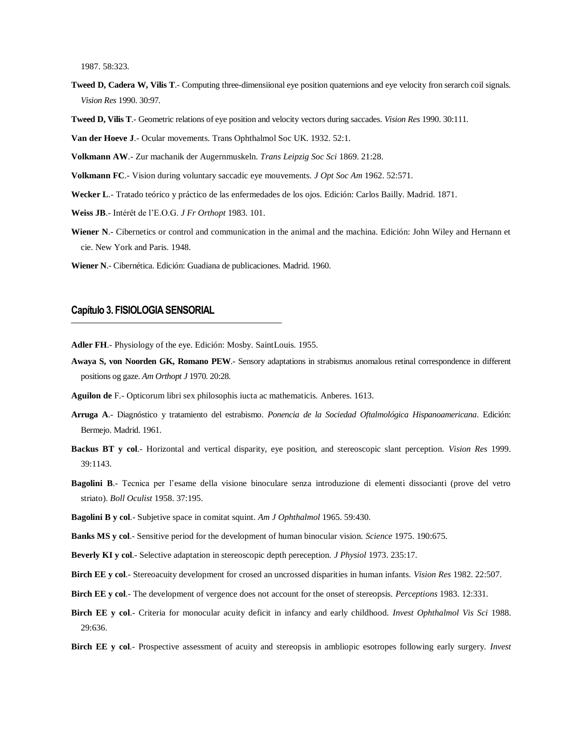1987. 58:323.

**Tweed D, Cadera W, Vilis T**.- Computing three-dimensiional eye position quaternions and eye velocity fron serarch coil signals. *Vision Res* 1990. 30:97.

**Tweed D, Vilis T**.- Geometric relations of eye position and velocity vectors during saccades. *Vision Res* 1990. 30:111.

**Van der Hoeve J**.- Ocular movements. Trans Ophthalmol Soc UK. 1932. 52:1.

**Volkmann AW**.- Zur machanik der Augernmuskeln. *Trans Leipzig Soc Sci* 1869. 21:28.

**Volkmann FC**.- Vision during voluntary saccadic eye mouvements. *J Opt Soc Am* 1962. 52:571.

**Wecker L**.- Tratado teórico y práctico de las enfermedades de los ojos. Edición: Carlos Bailly. Madrid. 1871.

**Weiss JB**.- Intérêt de l'E.O.G. *J Fr Orthopt* 1983. 101.

**Wiener N**.- Cibernetics or control and communication in the animal and the machina. Edición: John Wiley and Hernann et cie. New York and Paris. 1948.

**Wiener N**.- Cibernética. Edición: Guadiana de publicaciones. Madrid. 1960.

## Capítulo 3. FISIOLOGIA SENSORIAL

**Adler FH**.- Physiology of the eye. Edición: Mosby. SaintLouis. 1955.

**Awaya S, von Noorden GK, Romano PEW**.- Sensory adaptations in strabismus anomalous retinal correspondence in different positions og gaze. *Am Orthopt J* 1970. 20:28.

**Aguilon de** F.- Opticorum libri sex philosophis iucta ac mathematicis. Anberes. 1613.

**Arruga A**.- Diagnóstico y tratamiento del estrabismo. *Ponencia de la Sociedad Oftalmológica Hispanoamericana*. Edición: Bermejo. Madrid. 1961.

**Backus BT y col**.- Horizontal and vertical disparity, eye position, and stereoscopic slant perception. *Vision Res* 1999. 39:1143.

**Bagolini B**.- Tecnica per l'esame della visione binoculare senza introduzione di elementi dissocianti (prove del vetro striato). *Boll Oculist* 1958. 37:195.

**Bagolini B y col**.- Subjetive space in comitat squint. *Am J Ophthalmol* 1965. 59:430.

**Banks MS y col**.- Sensitive period for the development of human binocular vision. *Science* 1975. 190:675.

**Beverly KI y col**.- Selective adaptation in stereoscopic depth pereception. *J Physiol* 1973. 235:17.

**Birch EE y col**.- Stereoacuity development for crosed an uncrossed disparities in human infants. *Vision Res* 1982. 22:507.

**Birch EE y col**.- The development of vergence does not account for the onset of stereopsis. *Perceptions* 1983. 12:331.

**Birch EE y col**.- Criteria for monocular acuity deficit in infancy and early childhood. *Invest Ophthalmol Vis Sci* 1988. 29:636.

**Birch EE y col**.- Prospective assessment of acuity and stereopsis in ambliopic esotropes following early surgery. *Invest*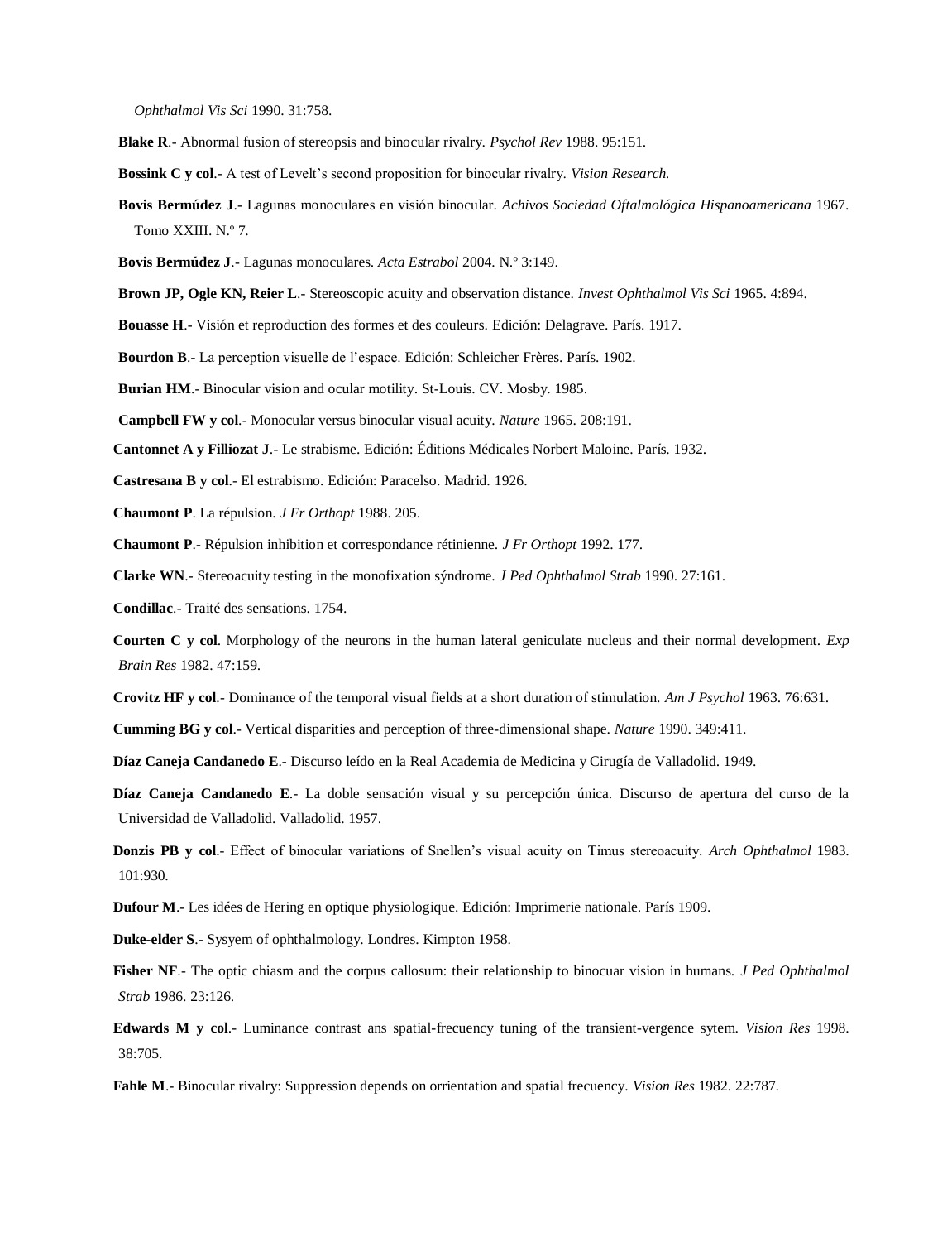*Ophthalmol Vis Sci* 1990. 31:758.

**Blake R**.- Abnormal fusion of stereopsis and binocular rivalry. *Psychol Rev* 1988. 95:151.

**Bossink C y col**.- A test of Levelt's second proposition for binocular rivalry. *Vision Research.*

**Bovis Bermúdez J**.- Lagunas monoculares en visión binocular. *Achivos Sociedad Oftalmológica Hispanoamericana* 1967. Tomo XXIII. N.º 7.

**Bovis Bermúdez J**.- Lagunas monoculares. *Acta Estrabol* 2004. N.º 3:149.

**Brown JP, Ogle KN, Reier L**.- Stereoscopic acuity and observation distance. *Invest Ophthalmol Vis Sci* 1965. 4:894.

**Bouasse H**.- Visión et reproduction des formes et des couleurs. Edición: Delagrave. París. 1917.

**Bourdon B**.- La perception visuelle de l'espace. Edición: Schleicher Frères. París. 1902.

**Burian HM**.- Binocular vision and ocular motility. St-Louis. CV. Mosby. 1985.

**Campbell FW y col**.- Monocular versus binocular visual acuity. *Nature* 1965. 208:191.

**Cantonnet A y Filliozat J**.- Le strabisme. Edición: Éditions Médicales Norbert Maloine. París. 1932.

**Castresana B y col**.- El estrabismo. Edición: Paracelso. Madrid. 1926.

**Chaumont P**. La répulsion. *J Fr Orthopt* 1988. 205.

**Chaumont P**.- Répulsion inhibition et correspondance rétinienne. *J Fr Orthopt* 1992. 177.

**Clarke WN**.- Stereoacuity testing in the monofixation sýndrome. *J Ped Ophthalmol Strab* 1990. 27:161.

**Condillac**.- Traité des sensations. 1754.

**Courten C y col**. Morphology of the neurons in the human lateral geniculate nucleus and their normal development. *Exp Brain Res* 1982. 47:159.

**Crovitz HF y col**.- Dominance of the temporal visual fields at a short duration of stimulation. *Am J Psychol* 1963. 76:631.

**Cumming BG y col**.- Vertical disparities and perception of three-dimensional shape. *Nature* 1990. 349:411.

**Díaz Caneja Candanedo E**.- Discurso leído en la Real Academia de Medicina y Cirugía de Valladolid. 1949.

**Díaz Caneja Candanedo E**.- La doble sensación visual y su percepción única. Discurso de apertura del curso de la Universidad de Valladolid. Valladolid. 1957.

**Donzis PB y col**.- Effect of binocular variations of Snellen's visual acuity on Timus stereoacuity. *Arch Ophthalmol* 1983. 101:930.

**Dufour M**.- Les idées de Hering en optique physiologique. Edición: Imprimerie nationale. París 1909.

**Duke-elder S**.- Sysyem of ophthalmology. Londres. Kimpton 1958.

**Fisher NF**.- The optic chiasm and the corpus callosum: their relationship to binocuar vision in humans. *J Ped Ophthalmol Strab* 1986. 23:126.

**Edwards M y col**.- Luminance contrast ans spatial-frecuency tuning of the transient-vergence sytem. *Vision Res* 1998. 38:705.

**Fahle M**.- Binocular rivalry: Suppression depends on orrientation and spatial frecuency. *Vision Res* 1982. 22:787.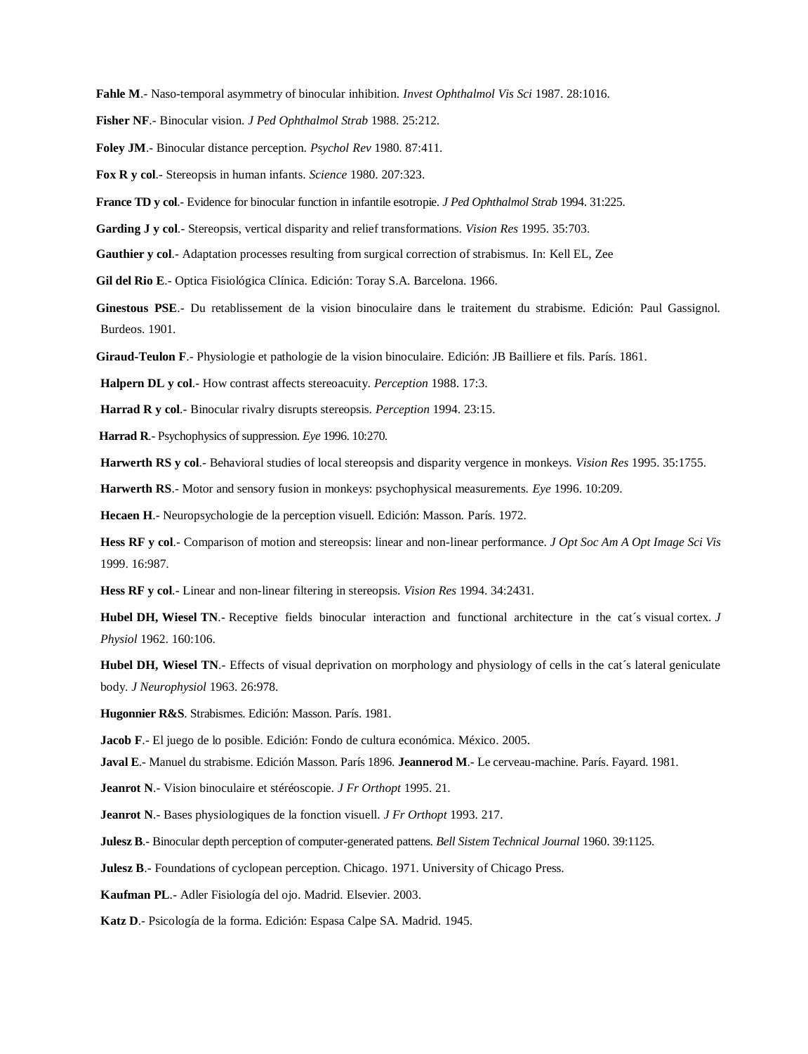**Fahle M**.- Naso-temporal asymmetry of binocular inhibition. *Invest Ophthalmol Vis Sci* 1987. 28:1016.

**Fisher NF**.- Binocular vision. *J Ped Ophthalmol Strab* 1988. 25:212.

**Foley JM**.- Binocular distance perception. *Psychol Rev* 1980. 87:411.

**Fox R y col**.- Stereopsis in human infants. *Science* 1980. 207:323.

**France TD y col**.- Evidence for binocular function in infantile esotropie. *J Ped Ophthalmol Strab* 1994. 31:225.

**Garding J y col**.- Stereopsis, vertical disparity and relief transformations. *Vision Res* 1995. 35:703.

**Gauthier y col**.- Adaptation processes resulting from surgical correction of strabismus. In: Kell EL, Zee

**Gil del Rio E**.- Optica Fisiológica Clínica. Edición: Toray S.A. Barcelona. 1966.

**Ginestous PSE**.- Du retablissement de la vision binoculaire dans le traitement du strabisme. Edición: Paul Gassignol. Burdeos. 1901.

**Giraud-Teulon F**.- Physiologie et pathologie de la vision binoculaire. Edición: JB Bailliere et fils. París. 1861.

**Halpern DL y col**.- How contrast affects stereoacuity. *Perception* 1988. 17:3.

**Harrad R y col**.- Binocular rivalry disrupts stereopsis. *Perception* 1994. 23:15.

**Harrad R**.- Psychophysics of suppression. *Eye* 1996. 10:270.

**Harwerth RS y col**.- Behavioral studies of local stereopsis and disparity vergence in monkeys. *Vision Res* 1995. 35:1755.

**Harwerth RS**.- Motor and sensory fusion in monkeys: psychophysical measurements. *Eye* 1996. 10:209.

**Hecaen H**.- Neuropsychologie de la perception visuell. Edición: Masson. París. 1972.

**Hess RF y col**.- Comparison of motion and stereopsis: linear and non-linear performance. *J Opt Soc Am A Opt Image Sci Vis* 1999. 16:987.

**Hess RF y col**.- Linear and non-linear filtering in stereopsis. *Vision Res* 1994. 34:2431.

**Hubel DH, Wiesel TN**.- Receptive fields binocular interaction and functional architecture in the cat´s visual cortex. *J Physiol* 1962. 160:106.

**Hubel DH, Wiesel TN**.- Effects of visual deprivation on morphology and physiology of cells in the cat´s lateral geniculate body. *J Neurophysiol* 1963. 26:978.

**Hugonnier R&S**. Strabismes. Edición: Masson. París. 1981.

**Jacob F**.- El juego de lo posible. Edición: Fondo de cultura económica. México. 2005.

**Javal E**.- Manuel du strabisme. Edición Masson. París 1896. **Jeannerod M**.- Le cerveau-machine. París. Fayard. 1981.

**Jeanrot N**.- Vision binoculaire et stéréoscopie. *J Fr Orthopt* 1995. 21.

**Jeanrot N**.- Bases physiologiques de la fonction visuell. *J Fr Orthopt* 1993. 217.

**Julesz B**.- Binocular depth perception of computer-generated pattens. *Bell Sistem Technical Journal* 1960. 39:1125.

**Julesz B**.- Foundations of cyclopean perception. Chicago. 1971. University of Chicago Press.

**Kaufman PL**.- Adler Fisiología del ojo. Madrid. Elsevier. 2003.

**Katz D**.- Psicología de la forma. Edición: Espasa Calpe SA. Madrid. 1945.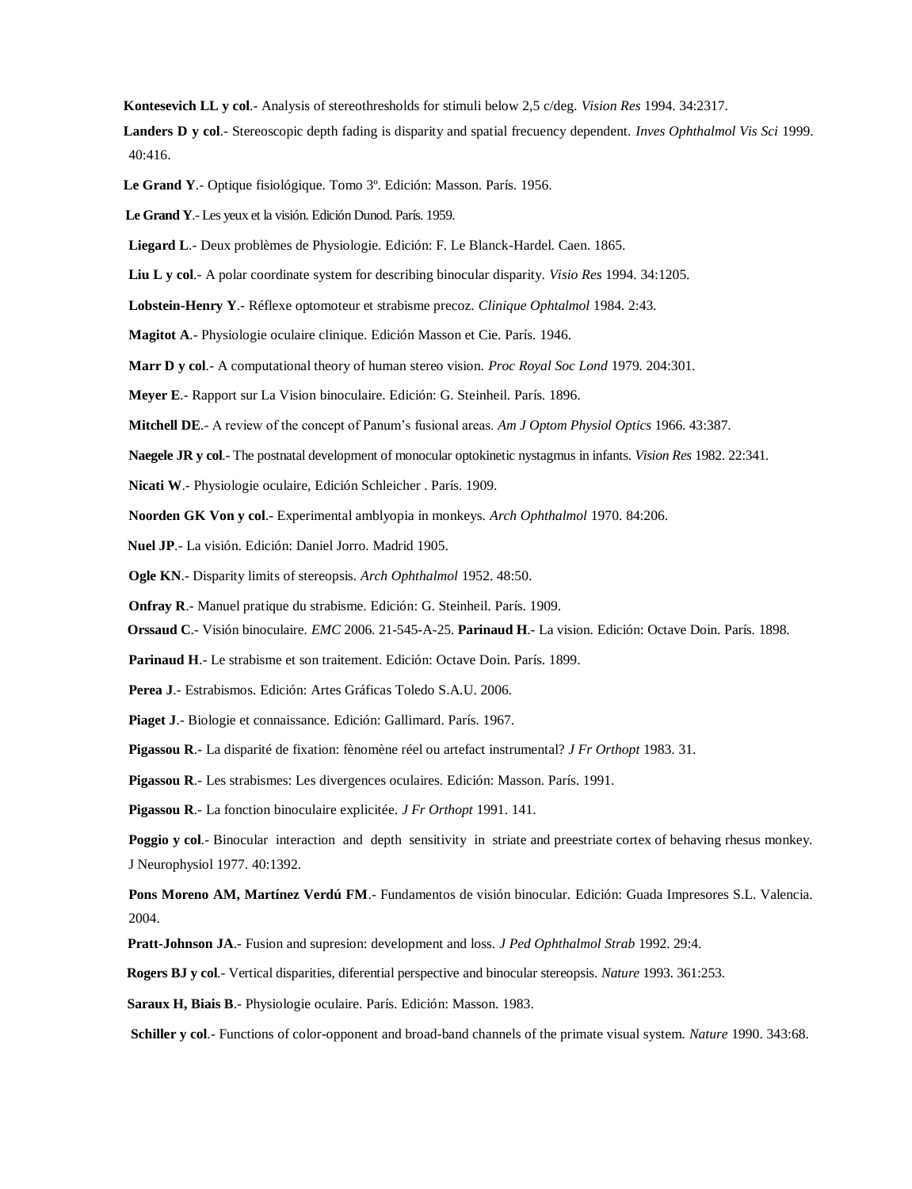**Kontesevich LL y col**.- Analysis of stereothresholds for stimuli below 2,5 c/deg. *Vision Res* 1994. 34:2317.

**Landers D y col**.- Stereoscopic depth fading is disparity and spatial frecuency dependent. *Inves Ophthalmol Vis Sci* 1999. 40:416.

**Le Grand Y**.- Optique fisiológique. Tomo 3º. Edición: Masson. París. 1956.

**Le Grand Y**.- Les yeux et la visión. Edición Dunod. París. 1959.

**Liegard L**.- Deux problèmes de Physiologie. Edición: F. Le Blanck-Hardel. Caen. 1865.

**Liu L y col**.- A polar coordinate system for describing binocular disparity. *Visio Res* 1994. 34:1205.

**Lobstein-Henry Y**.- Réflexe optomoteur et strabisme precoz. *Clinique Ophtalmol* 1984. 2:43.

**Magitot A**.- Physiologie oculaire clinique. Edición Masson et Cie. París. 1946.

**Marr D y col**.- A computational theory of human stereo vision. *Proc Royal Soc Lond* 1979. 204:301.

**Meyer E**.- Rapport sur La Vision binoculaire. Edición: G. Steinheil. París. 1896.

**Mitchell DE**.- A review of the concept of Panum's fusional areas. *Am J Optom Physiol Optics* 1966. 43:387.

**Naegele JR y col**.- The postnatal development of monocular optokinetic nystagmus in infants. *Vision Res* 1982. 22:341.

**Nicati W**.- Physiologie oculaire, Edición Schleicher . París. 1909.

**Noorden GK Von y col**.- Experimental amblyopia in monkeys. *Arch Ophthalmol* 1970. 84:206.

**Nuel JP**.- La visión. Edición: Daniel Jorro. Madrid 1905.

**Ogle KN**.- Disparity limits of stereopsis. *Arch Ophthalmol* 1952. 48:50.

**Onfray R**.- Manuel pratique du strabisme. Edición: G. Steinheil. París. 1909.

**Orssaud C**.- Visión binoculaire. *EMC* 2006. 21-545-A-25. **Parinaud H**.- La vision. Edición: Octave Doin. París. 1898.

**Parinaud H**.- Le strabisme et son traitement. Edición: Octave Doin. París. 1899.

**Perea J**.- Estrabismos. Edición: Artes Gráficas Toledo S.A.U. 2006.

**Piaget J**.- Biologie et connaissance. Edición: Gallimard. París. 1967.

**Pigassou R**.- La disparité de fixation: fènomène réel ou artefact instrumental? *J Fr Orthopt* 1983. 31.

**Pigassou R**.- Les strabismes: Les divergences oculaires. Edición: Masson. París. 1991.

**Pigassou R**.- La fonction binoculaire explicitée. *J Fr Orthopt* 1991. 141.

**Poggio y col**.- Binocular interaction and depth sensitivity in striate and preestriate cortex of behaving rhesus monkey. J Neurophysiol 1977. 40:1392.

**Pons Moreno AM, Martínez Verdú FM**.- Fundamentos de visión binocular. Edición: Guada Impresores S.L. Valencia. 2004.

**Pratt-Johnson JA**.- Fusion and supresion: development and loss. *J Ped Ophthalmol Strab* 1992. 29:4.

**Rogers BJ y col**.- Vertical disparities, diferential perspective and binocular stereopsis. *Nature* 1993. 361:253.

**Saraux H, Biais B**.- Physiologie oculaire. París. Edición: Masson. 1983.

**Schiller y col**.- Functions of color-opponent and broad-band channels of the primate visual system. *Nature* 1990. 343:68.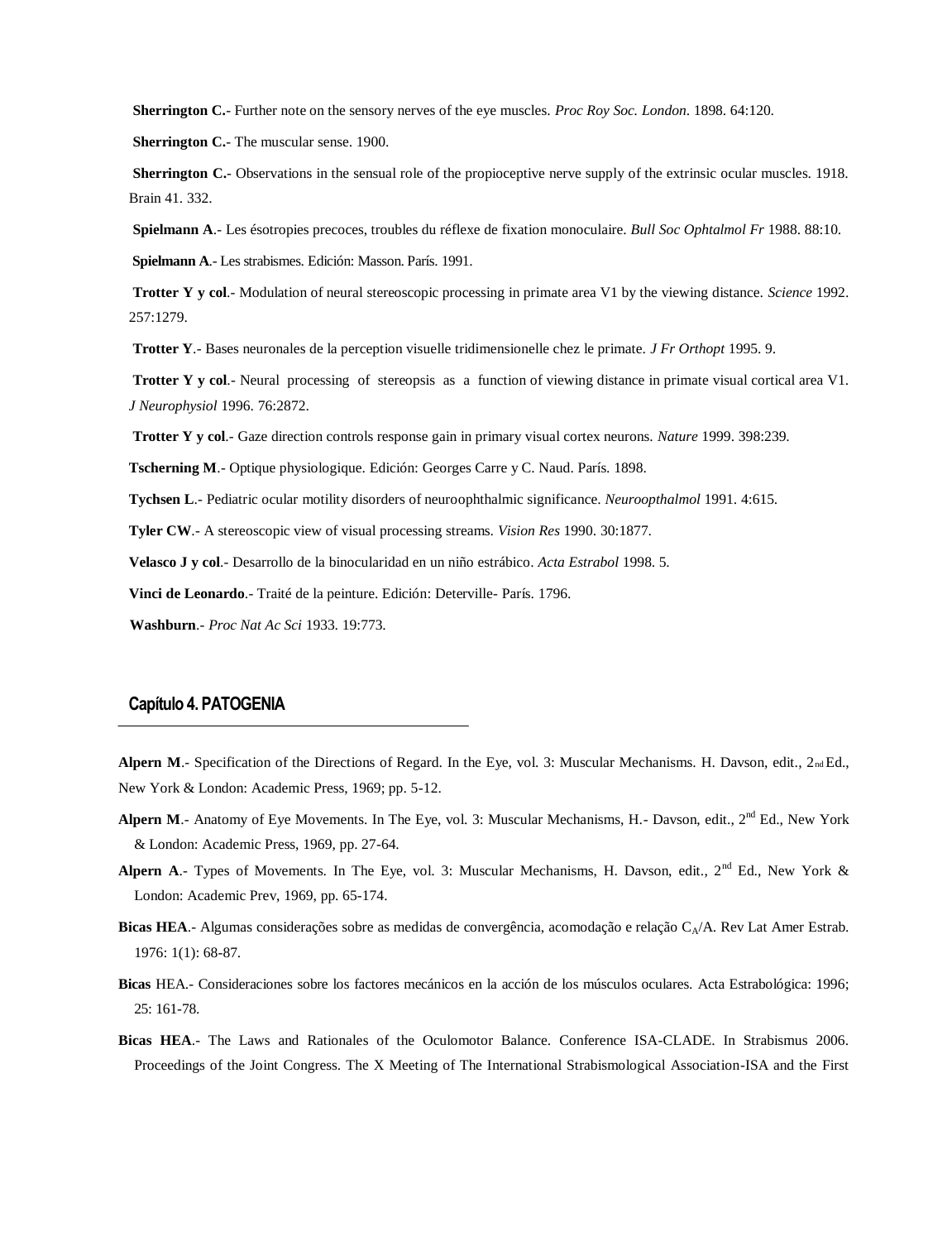**Sherrington C.**- Further note on the sensory nerves of the eye muscles. *Proc Roy Soc. London*. 1898. 64:120.

**Sherrington C.**- The muscular sense. 1900.

**Sherrington C.**- Observations in the sensual role of the propioceptive nerve supply of the extrinsic ocular muscles. 1918. Brain 41. 332.

**Spielmann A**.- Les ésotropies precoces, troubles du réflexe de fixation monoculaire. *Bull Soc Ophtalmol Fr* 1988. 88:10.

**Spielmann A**.- Les strabismes. Edición: Masson. París. 1991.

**Trotter Y y col**.- Modulation of neural stereoscopic processing in primate area V1 by the viewing distance. *Science* 1992. 257:1279.

**Trotter Y**.- Bases neuronales de la perception visuelle tridimensionelle chez le primate. *J Fr Orthopt* 1995. 9.

**Trotter Y y col**.- Neural processing of stereopsis as a function of viewing distance in primate visual cortical area V1. *J Neurophysiol* 1996. 76:2872.

**Trotter Y y col**.- Gaze direction controls response gain in primary visual cortex neurons. *Nature* 1999. 398:239.

**Tscherning M**.- Optique physiologique. Edición: Georges Carre y C. Naud. París. 1898.

**Tychsen L**.- Pediatric ocular motility disorders of neuroophthalmic significance. *Neuroopthalmol* 1991. 4:615.

**Tyler CW**.- A stereoscopic view of visual processing streams. *Vision Res* 1990. 30:1877.

**Velasco J y col**.- Desarrollo de la binocularidad en un niño estrábico. *Acta Estrabol* 1998. 5.

**Vinci de Leonardo**.- Traité de la peinture. Edición: Deterville- París. 1796.

**Washburn**.- *Proc Nat Ac Sci* 1933. 19:773.

## Capítulo 4. PATOGENIA

**Alpern M**.- Specification of the Directions of Regard. In the Eye, vol. 3: Muscular Mechanisms. H. Davson, edit., 2nd Ed., New York & London: Academic Press, 1969; pp. 5-12.

**Alpern M**.- Anatomy of Eye Movements. In The Eye, vol. 3: Muscular Mechanisms, H.- Davson, edit., 2nd Ed., New York & London: Academic Press, 1969, pp. 27-64.

**Alpern A**.- Types of Movements. In The Eye, vol. 3: Muscular Mechanisms, H. Davson, edit., 2nd Ed., New York & London: Academic Prev, 1969, pp. 65-174.

**Bicas HEA**.- Algumas considerações sobre as medidas de convergência, acomodação e relação $C_A$/A. Rev Lat Amer Estrab. 1976: 1(1): 68-87.

**Bicas** HEA.- Consideraciones sobre los factores mecánicos en la acción de los músculos oculares. Acta Estrabológica: 1996; 25: 161-78.

**Bicas HEA**.- The Laws and Rationales of the Oculomotor Balance. Conference ISA-CLADE. In Strabismus 2006. Proceedings of the Joint Congress. The X Meeting of The International Strabismological Association-ISA and the First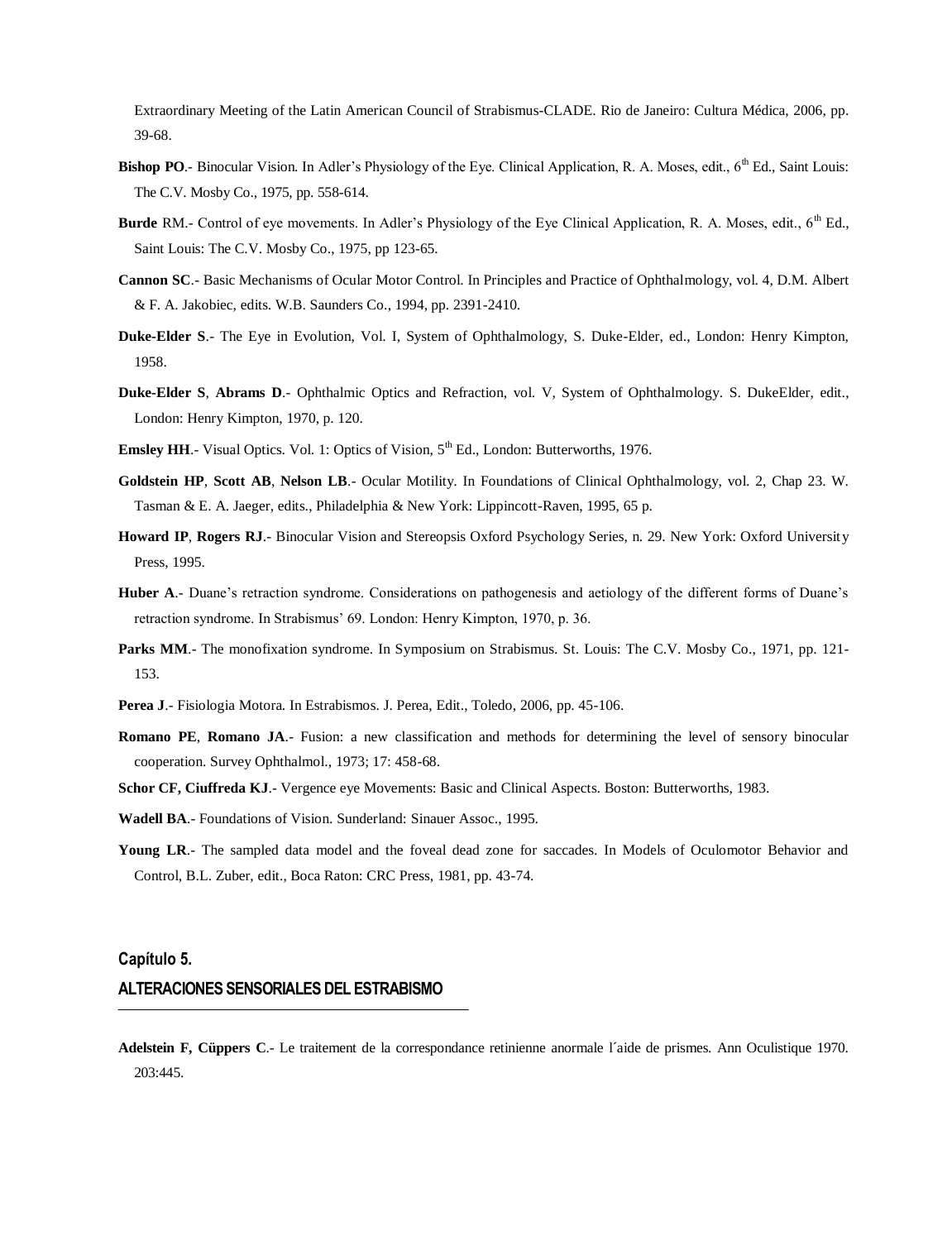Extraordinary Meeting of the Latin American Council of Strabismus-CLADE. Rio de Janeiro: Cultura Médica, 2006, pp. 39-68.

**Bishop PO**.- Binocular Vision. In Adler's Physiology of the Eye. Clinical Application, R. A. Moses, edit., 6th Ed., Saint Louis: The C.V. Mosby Co., 1975, pp. 558-614.

**Burde** RM.- Control of eye movements. In Adler's Physiology of the Eye Clinical Application, R. A. Moses, edit., 6th Ed., Saint Louis: The C.V. Mosby Co., 1975, pp 123-65.

**Cannon SC**.- Basic Mechanisms of Ocular Motor Control. In Principles and Practice of Ophthalmology, vol. 4, D.M. Albert & F. A. Jakobiec, edits. W.B. Saunders Co., 1994, pp. 2391-2410.

**Duke-Elder S**.- The Eye in Evolution, Vol. I, System of Ophthalmology, S. Duke-Elder, ed., London: Henry Kimpton, 1958.

**Duke-Elder S**, **Abrams D**.- Ophthalmic Optics and Refraction, vol. V, System of Ophthalmology. S. DukeElder, edit., London: Henry Kimpton, 1970, p. 120.

**Emsley HH**.- Visual Optics. Vol. 1: Optics of Vision, 5th Ed., London: Butterworths, 1976.

**Goldstein HP**, **Scott AB**, **Nelson LB**.- Ocular Motility. In Foundations of Clinical Ophthalmology, vol. 2, Chap 23. W. Tasman & E. A. Jaeger, edits., Philadelphia & New York: Lippincott-Raven, 1995, 65 p.

**Howard IP**, **Rogers RJ**.- Binocular Vision and Stereopsis Oxford Psychology Series, n. 29. New York: Oxford University Press, 1995.

**Huber A**.- Duane's retraction syndrome. Considerations on pathogenesis and aetiology of the different forms of Duane's retraction syndrome. In Strabismus' 69. London: Henry Kimpton, 1970, p. 36.

**Parks MM**.- The monofixation syndrome. In Symposium on Strabismus. St. Louis: The C.V. Mosby Co., 1971, pp. 121-153.

**Perea J**.- Fisiologia Motora. In Estrabismos. J. Perea, Edit., Toledo, 2006, pp. 45-106.

**Romano PE**, **Romano JA**.- Fusion: a new classification and methods for determining the level of sensory binocular cooperation. Survey Ophthalmol., 1973; 17: 458-68.

**Schor CF, Ciuffreda KJ**.- Vergence eye Movements: Basic and Clinical Aspects. Boston: Butterworths, 1983.

**Wadell BA**.- Foundations of Vision. Sunderland: Sinauer Assoc., 1995.

**Young LR**.- The sampled data model and the foveal dead zone for saccades. In Models of Oculomotor Behavior and Control, B.L. Zuber, edit., Boca Raton: CRC Press, 1981, pp. 43-74.

## Capítulo 5.

## ALTERACIONES SENSORIALES DEL ESTRABISMO

**Adelstein F, Cüppers C**.- Le traitement de la correspondance retinienne anormale l´aide de prismes. Ann Oculistique 1970. 203:445.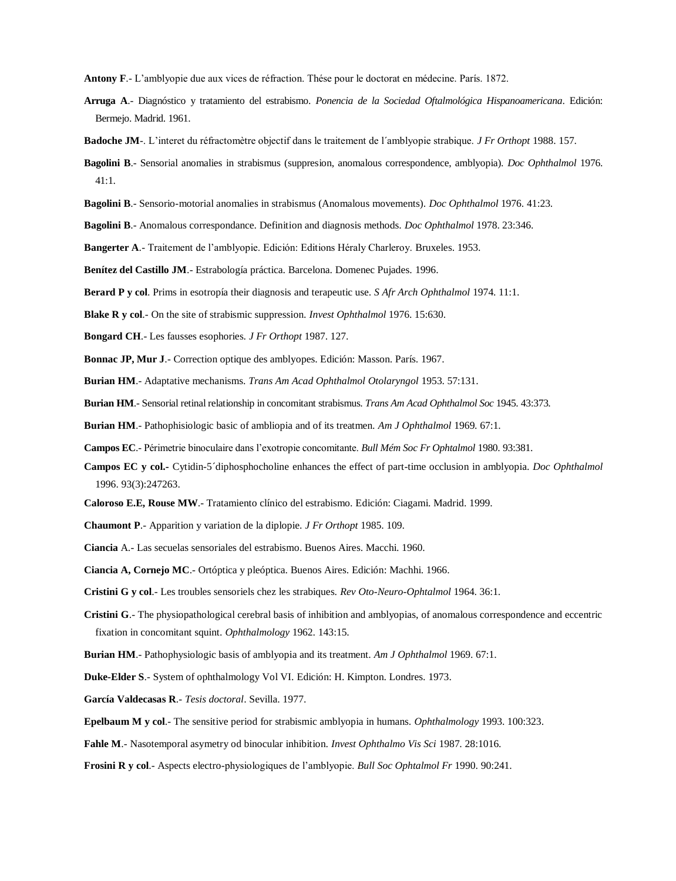**Antony F**.- L'amblyopie due aux vices de réfraction. Thése pour le doctorat en médecine. París. 1872.

**Arruga A**.- Diagnóstico y tratamiento del estrabismo. *Ponencia de la Sociedad Oftalmológica Hispanoamericana*. Edición: Bermejo. Madrid. 1961.

**Badoche JM**-. L'interet du réfractomètre objectif dans le traitement de l´amblyopie strabique. *J Fr Orthopt* 1988. 157.

**Bagolini B**.- Sensorial anomalies in strabismus (suppresion, anomalous correspondence, amblyopia). *Doc Ophthalmol* 1976. 41:1.

**Bagolini B**.- Sensorio-motorial anomalies in strabismus (Anomalous movements). *Doc Ophthalmol* 1976. 41:23.

**Bagolini B**.- Anomalous correspondance. Definition and diagnosis methods. *Doc Ophthalmol* 1978. 23:346.

**Bangerter A**.- Traitement de l'amblyopie. Edición: Editions Héraly Charleroy. Bruxeles. 1953.

**Benítez del Castillo JM**.- Estrabología práctica. Barcelona. Domenec Pujades. 1996.

**Berard P y col**. Prims in esotropía their diagnosis and terapeutic use. *S Afr Arch Ophthalmol* 1974. 11:1.

**Blake R y col**.- On the site of strabismic suppression. *Invest Ophthalmol* 1976. 15:630.

**Bongard CH**.- Les fausses esophories. *J Fr Orthopt* 1987. 127.

**Bonnac JP, Mur J**.- Correction optique des amblyopes. Edición: Masson. París. 1967.

**Burian HM**.- Adaptative mechanisms. *Trans Am Acad Ophthalmol Otolaryngol* 1953. 57:131.

**Burian HM**.- Sensorial retinal relationship in concomitant strabismus. *Trans Am Acad Ophthalmol Soc* 1945. 43:373.

**Burian HM**.- Pathophisiologic basic of ambliopia and of its treatmen. *Am J Ophthalmol* 1969. 67:1.

**Campos EC**.- Périmetrie binoculaire dans l'exotropie concomitante. *Bull Mém Soc Fr Ophtalmol* 1980. 93:381.

**Campos EC y col.-** Cytidin-5´diphosphocholine enhances the effect of part-time occlusion in amblyopia. *Doc Ophthalmol* 1996. 93(3):247263.

**Caloroso E.E, Rouse MW**.- Tratamiento clínico del estrabismo. Edición: Ciagami. Madrid. 1999.

**Chaumont P**.- Apparition y variation de la diplopie. *J Fr Orthopt* 1985. 109.

**Ciancia** A.- Las secuelas sensoriales del estrabismo. Buenos Aires. Macchi. 1960.

**Ciancia A, Cornejo MC**.- Ortóptica y pleóptica. Buenos Aires. Edición: Machhi. 1966.

**Cristini G y col**.- Les troubles sensoriels chez les strabiques. *Rev Oto-Neuro-Ophtalmol* 1964. 36:1.

**Cristini G**.- The physiopathological cerebral basis of inhibition and amblyopias, of anomalous correspondence and eccentric fixation in concomitant squint. *Ophthalmology* 1962. 143:15.

**Burian HM**.- Pathophysiologic basis of amblyopia and its treatment. *Am J Ophthalmol* 1969. 67:1.

**Duke-Elder S**.- System of ophthalmology Vol VI. Edición: H. Kimpton. Londres. 1973.

**García Valdecasas R**.- *Tesis doctoral*. Sevilla. 1977.

**Epelbaum M y col**.- The sensitive period for strabismic amblyopia in humans. *Ophthalmology* 1993. 100:323.

**Fahle M**.- Nasotemporal asymetry od binocular inhibition. *Invest Ophthalmo Vis Sci* 1987. 28:1016.

**Frosini R y col**.- Aspects electro-physiologiques de l'amblyopie. *Bull Soc Ophtalmol Fr* 1990. 90:241.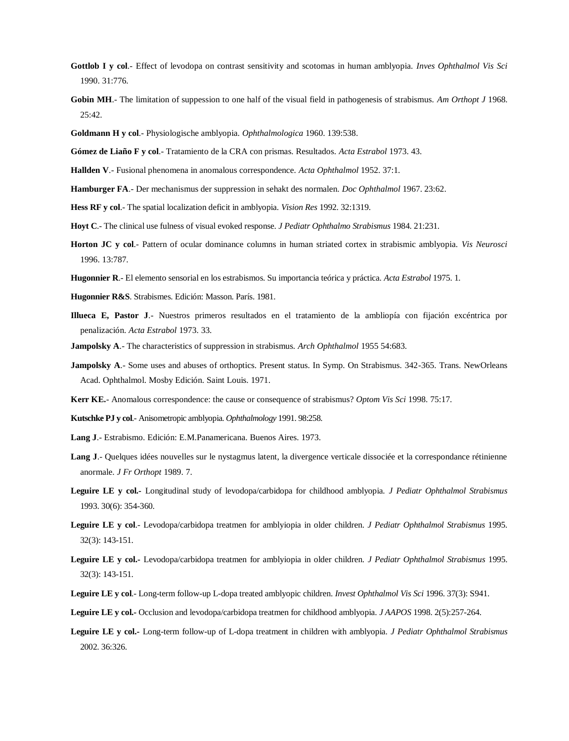**Gottlob I y col**.- Effect of levodopa on contrast sensitivity and scotomas in human amblyopia. *Inves Ophthalmol Vis Sci* 1990. 31:776.

**Gobin MH**.- The limitation of suppession to one half of the visual field in pathogenesis of strabismus. *Am Orthopt J* 1968. 25:42.

**Goldmann H y col**.- Physiologische amblyopia. *Ophthalmologica* 1960. 139:538.

**Gómez de Liaño F y col**.- Tratamiento de la CRA con prismas. Resultados. *Acta Estrabol* 1973. 43.

**Hallden V**.- Fusional phenomena in anomalous correspondence. *Acta Ophthalmol* 1952. 37:1.

**Hamburger FA**.- Der mechanismus der suppression in sehakt des normalen. *Doc Ophthalmol* 1967. 23:62.

**Hess RF y col**.- The spatial localization deficit in amblyopia. *Vision Res* 1992. 32:1319.

**Hoyt C**.- The clinical use fulness of visual evoked response. *J Pediatr Ophthalmo Strabismus* 1984. 21:231.

**Horton JC y col**.- Pattern of ocular dominance columns in human striated cortex in strabismic amblyopia. *Vis Neurosci* 1996. 13:787.

**Hugonnier R**.- El elemento sensorial en los estrabismos. Su importancia teórica y práctica. *Acta Estrabol* 1975. 1.

**Hugonnier R&S**. Strabismes. Edición: Masson. París. 1981.

**Illueca E, Pastor J**.- Nuestros primeros resultados en el tratamiento de la ambliopía con fijación excéntrica por penalización. *Acta Estrabol* 1973. 33.

**Jampolsky A**.- The characteristics of suppression in strabismus. *Arch Ophthalmol* 1955 54:683.

**Jampolsky A**.- Some uses and abuses of orthoptics. Present status. In Symp. On Strabismus. 342-365. Trans. NewOrleans Acad. Ophthalmol. Mosby Edición. Saint Louis. 1971.

**Kerr KE.-** Anomalous correspondence: the cause or consequence of strabismus? *Optom Vis Sci* 1998. 75:17.

**Kutschke PJ y col**.- Anisometropic amblyopia. *Ophthalmology* 1991. 98:258.

**Lang J**.- Estrabismo. Edición: E.M.Panamericana. Buenos Aires. 1973.

**Lang J**.- Quelques idées nouvelles sur le nystagmus latent, la divergence verticale dissociée et la correspondance rétinienne anormale. *J Fr Orthopt* 1989. 7.

**Leguire LE y col.-** Longitudinal study of levodopa/carbidopa for childhood amblyopia. *J Pediatr Ophthalmol Strabismus* 1993. 30(6): 354-360.

**Leguire LE y col**.- Levodopa/carbidopa treatmen for amblyiopia in older children. *J Pediatr Ophthalmol Strabismus* 1995. 32(3): 143-151.

**Leguire LE y col.-** Levodopa/carbidopa treatmen for amblyiopia in older children. *J Pediatr Ophthalmol Strabismus* 1995. 32(3): 143-151.

**Leguire LE y col**.- Long-term follow-up L-dopa treated amblyopic children. *Invest Ophthalmol Vis Sci* 1996. 37(3): S941.

**Leguire LE y col.-** Occlusion and levodopa/carbidopa treatmen for childhood amblyopia. *J AAPOS* 1998. 2(5):257-264.

**Leguire LE y col.-** Long-term follow-up of L-dopa treatment in children with amblyopia. *J Pediatr Ophthalmol Strabismus* 2002. 36:326.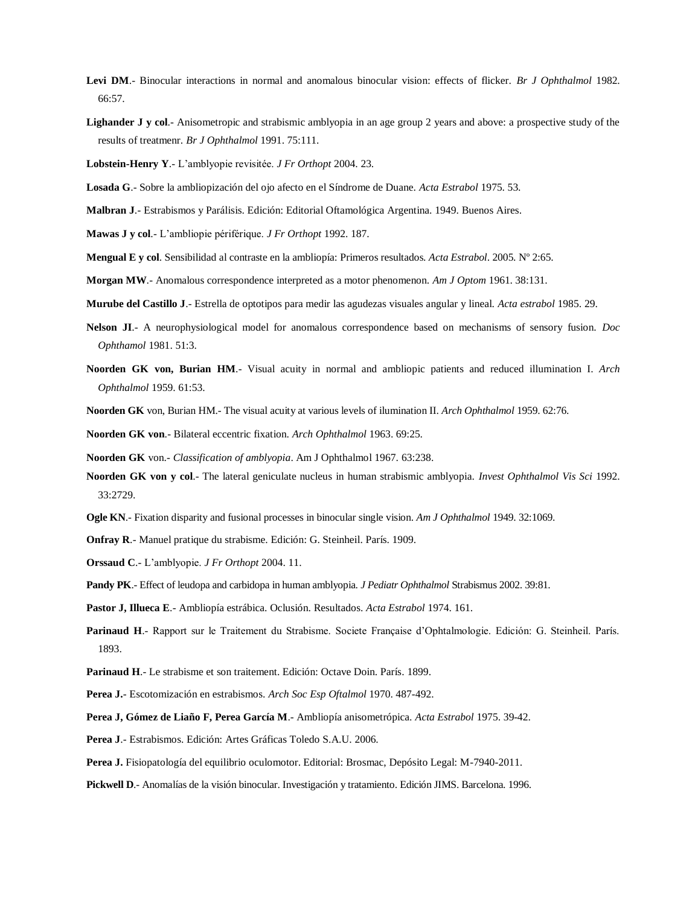**Levi DM**.- Binocular interactions in normal and anomalous binocular vision: effects of flicker. *Br J Ophthalmol* 1982. 66:57.

**Lighander J y col**.- Anisometropic and strabismic amblyopia in an age group 2 years and above: a prospective study of the results of treatmenr. *Br J Ophthalmol* 1991. 75:111.

**Lobstein-Henry Y**.- L'amblyopie revisitée. *J Fr Orthopt* 2004. 23.

**Losada G**.- Sobre la ambliopización del ojo afecto en el Síndrome de Duane. *Acta Estrabol* 1975. 53.

**Malbran J**.- Estrabismos y Parálisis. Edición: Editorial Oftamológica Argentina. 1949. Buenos Aires.

**Mawas J y col**.- L'ambliopie périférique. *J Fr Orthopt* 1992. 187.

**Mengual E y col**. Sensibilidad al contraste en la ambliopía: Primeros resultados. *Acta Estrabol*. 2005. Nº 2:65.

**Morgan MW**.- Anomalous correspondence interpreted as a motor phenomenon. *Am J Optom* 1961. 38:131.

**Murube del Castillo J**.- Estrella de optotipos para medir las agudezas visuales angular y lineal. *Acta estrabol* 1985. 29.

**Nelson JI**.- A neurophysiological model for anomalous correspondence based on mechanisms of sensory fusion. *Doc Ophthamol* 1981. 51:3.

**Noorden GK von, Burian HM**.- Visual acuity in normal and ambliopic patients and reduced illumination I. *Arch Ophthalmol* 1959. 61:53.

**Noorden GK** von, Burian HM.- The visual acuity at various levels of ilumination II. *Arch Ophthalmol* 1959. 62:76.

**Noorden GK von**.- Bilateral eccentric fixation. *Arch Ophthalmol* 1963. 69:25.

**Noorden GK** von.- *Classification of amblyopia*. Am J Ophthalmol 1967. 63:238.

**Noorden GK von y col**.- The lateral geniculate nucleus in human strabismic amblyopia. *Invest Ophthalmol Vis Sci* 1992. 33:2729.

**Ogle KN**.- Fixation disparity and fusional processes in binocular single vision. *Am J Ophthalmol* 1949. 32:1069.

**Onfray R**.- Manuel pratique du strabisme. Edición: G. Steinheil. París. 1909.

**Orssaud C**.- L'amblyopie. *J Fr Orthopt* 2004. 11.

**Pandy PK**.- Effect of leudopa and carbidopa in human amblyopia. *J Pediatr Ophthalmol* Strabismus 2002. 39:81.

**Pastor J, Illueca E**.- Ambliopía estrábica. Oclusión. Resultados. *Acta Estrabol* 1974. 161.

**Parinaud H**.- Rapport sur le Traitement du Strabisme. Societe Française d'Ophtalmologie. Edición: G. Steinheil. París. 1893.

**Parinaud H**.- Le strabisme et son traitement. Edición: Octave Doin. París. 1899.

**Perea J.**- Escotomización en estrabismos. *Arch Soc Esp Oftalmol* 1970. 487-492.

**Perea J, Gómez de Liaño F, Perea García M**.- Ambliopía anisometrópica. *Acta Estrabol* 1975. 39-42.

**Perea J**.- Estrabismos. Edición: Artes Gráficas Toledo S.A.U. 2006.

**Perea J.** Fisiopatología del equilibrio oculomotor. Editorial: Brosmac, Depósito Legal: M-7940-2011.

**Pickwell D**.- Anomalías de la visión binocular. Investigación y tratamiento. Edición JIMS. Barcelona. 1996.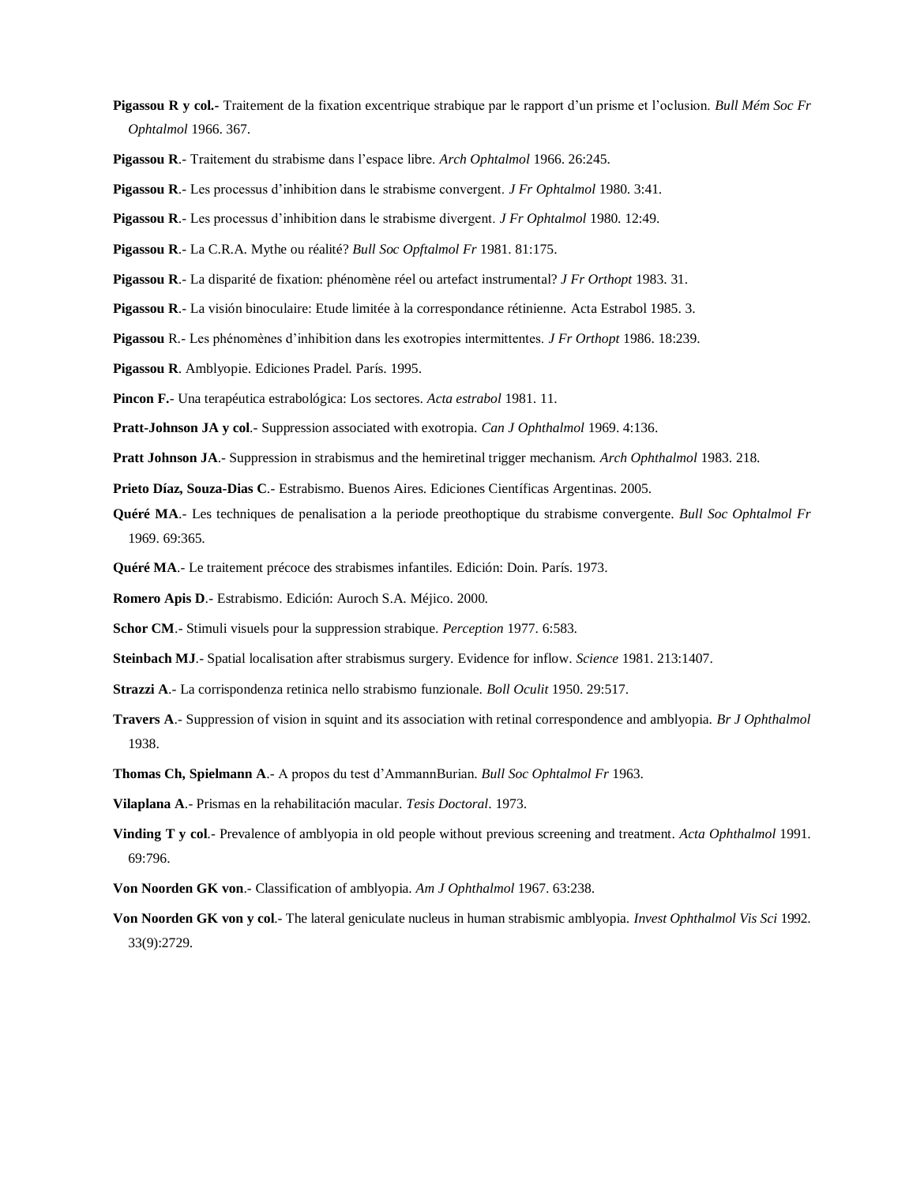**Pigassou R y col.-** Traitement de la fixation excentrique strabique par le rapport d'un prisme et l'oclusion. *Bull Mém Soc Fr Ophtalmol* 1966. 367.

**Pigassou R**.- Traitement du strabisme dans l'espace libre. *Arch Ophtalmol* 1966. 26:245.

**Pigassou R**.- Les processus d'inhibition dans le strabisme convergent. *J Fr Ophtalmol* 1980. 3:41.

**Pigassou R**.- Les processus d'inhibition dans le strabisme divergent. *J Fr Ophtalmol* 1980. 12:49.

**Pigassou R**.- La C.R.A. Mythe ou réalité? *Bull Soc Opftalmol Fr* 1981. 81:175.

**Pigassou R**.- La disparité de fixation: phénomène réel ou artefact instrumental? *J Fr Orthopt* 1983. 31.

**Pigassou R**.- La visión binoculaire: Etude limitée à la correspondance rétinienne. Acta Estrabol 1985. 3.

**Pigassou** R.- Les phénomènes d'inhibition dans les exotropies intermittentes. *J Fr Orthopt* 1986. 18:239.

**Pigassou R**. Amblyopie. Ediciones Pradel. París. 1995.

**Pincon F.-** Una terapéutica estrabológica: Los sectores. *Acta estrabol* 1981. 11.

**Pratt-Johnson JA y col**.- Suppression associated with exotropia. *Can J Ophthalmol* 1969. 4:136.

**Pratt Johnson JA**.- Suppression in strabismus and the hemiretinal trigger mechanism. *Arch Ophthalmol* 1983. 218.

**Prieto Díaz, Souza-Dias C**.- Estrabismo. Buenos Aires. Ediciones Científicas Argentinas. 2005.

**Quéré MA**.- Les techniques de penalisation a la periode preothoptique du strabisme convergente. *Bull Soc Ophtalmol Fr* 1969. 69:365.

**Quéré MA**.- Le traitement précoce des strabismes infantiles. Edición: Doin. París. 1973.

**Romero Apis D**.- Estrabismo. Edición: Auroch S.A. Méjico. 2000.

**Schor CM**.- Stimuli visuels pour la suppression strabique. *Perception* 1977. 6:583.

**Steinbach MJ**.- Spatial localisation after strabismus surgery. Evidence for inflow. *Science* 1981. 213:1407.

**Strazzi A**.- La corrispondenza retinica nello strabismo funzionale. *Boll Oculit* 1950. 29:517.

**Travers A**.- Suppression of vision in squint and its association with retinal correspondence and amblyopia. *Br J Ophthalmol* 1938.

**Thomas Ch, Spielmann A**.- A propos du test d'AmmannBurian. *Bull Soc Ophtalmol Fr* 1963.

**Vilaplana A**.- Prismas en la rehabilitación macular. *Tesis Doctoral*. 1973.

**Vinding T y col**.- Prevalence of amblyopia in old people without previous screening and treatment. *Acta Ophthalmol* 1991. 69:796.

**Von Noorden GK von**.- Classification of amblyopia. *Am J Ophthalmol* 1967. 63:238.

**Von Noorden GK von y col**.- The lateral geniculate nucleus in human strabismic amblyopia. *Invest Ophthalmol Vis Sci* 1992. 33(9):2729.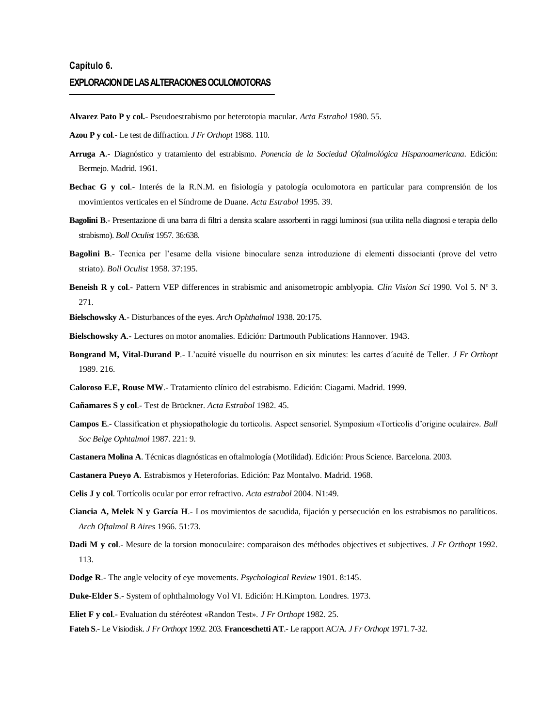**Capítulo 6.**

**EXPLORACION DE LAS ALTERACIONES OCULOMOTORAS**

**Alvarez Pato P y col.**- Pseudoestrabismo por heterotopia macular. *Acta Estrabol* 1980. 55.

**Azou P y col**.- Le test de diffraction. *J Fr Orthopt* 1988. 110.

**Arruga A**.- Diagnóstico y tratamiento del estrabismo. *Ponencia de la Sociedad Oftalmológica Hispanoamericana*. Edición: Bermejo. Madrid. 1961.

**Bechac G y col**.- Interés de la R.N.M. en fisiología y patología oculomotora en particular para comprensión de los movimientos verticales en el Síndrome de Duane. *Acta Estrabol* 1995. 39.

**Bagolini B**.- Presentazione di una barra di filtri a densita scalare assorbenti in raggi luminosi (sua utilita nella diagnosi e terapia dello strabismo). *Boll Oculist* 1957. 36:638.

**Bagolini B**.- Tecnica per l'esame della visione binoculare senza introduzione di elementi dissocianti (prove del vetro striato). *Boll Oculist* 1958. 37:195.

**Beneish R y col**.- Pattern VEP differences in strabismic and anisometropic amblyopia. *Clin Vision Sci* 1990. Vol 5. Nº 3. 271.

**Bielschowsky A**.- Disturbances of the eyes. *Arch Ophthalmol* 1938. 20:175.

**Bielschowsky A**.- Lectures on motor anomalies. Edición: Dartmouth Publications Hannover. 1943.

**Bongrand M, Vital-Durand P**.- L'acuité visuelle du nourrison en six minutes: les cartes d´acuité de Teller. *J Fr Orthopt* 1989. 216.

**Caloroso E.E, Rouse MW**.- Tratamiento clínico del estrabismo. Edición: Ciagami. Madrid. 1999.

**Cañamares S y col**.- Test de Brückner. *Acta Estrabol* 1982. 45.

**Campos E**.- Classification et physiopathologie du torticolis. Aspect sensoriel. Symposium «Torticolis d'origine oculaire». *Bull Soc Belge Ophtalmol* 1987. 221: 9.

**Castanera Molina A**. Técnicas diagnósticas en oftalmología (Motilidad). Edición: Prous Science. Barcelona. 2003.

**Castanera Pueyo A**. Estrabismos y Heteroforias. Edición: Paz Montalvo. Madrid. 1968.

**Celis J y col**. Tortícolis ocular por error refractivo. *Acta estrabol* 2004. N1:49.

**Ciancia A, Melek N y García H**.- Los movimientos de sacudida, fijación y persecución en los estrabismos no paralíticos. *Arch Oftalmol B Aires* 1966. 51:73.

**Dadi M y col**.- Mesure de la torsion monoculaire: comparaison des méthodes objectives et subjectives. *J Fr Orthopt* 1992. 113.

**Dodge R**.- The angle velocity of eye movements. *Psychological Review* 1901. 8:145.

**Duke-Elder S**.- System of ophthalmology Vol VI. Edición: H.Kimpton. Londres. 1973.

**Eliet F y col**.- Evaluation du stéréotest «Randon Test». *J Fr Orthopt* 1982. 25.

**Fateh S**.- Le Visiodisk. *J Fr Orthopt* 1992. 203.

**Franceschetti AT**.- Le rapport AC/A. *J Fr Orthopt* 1971. 7-32.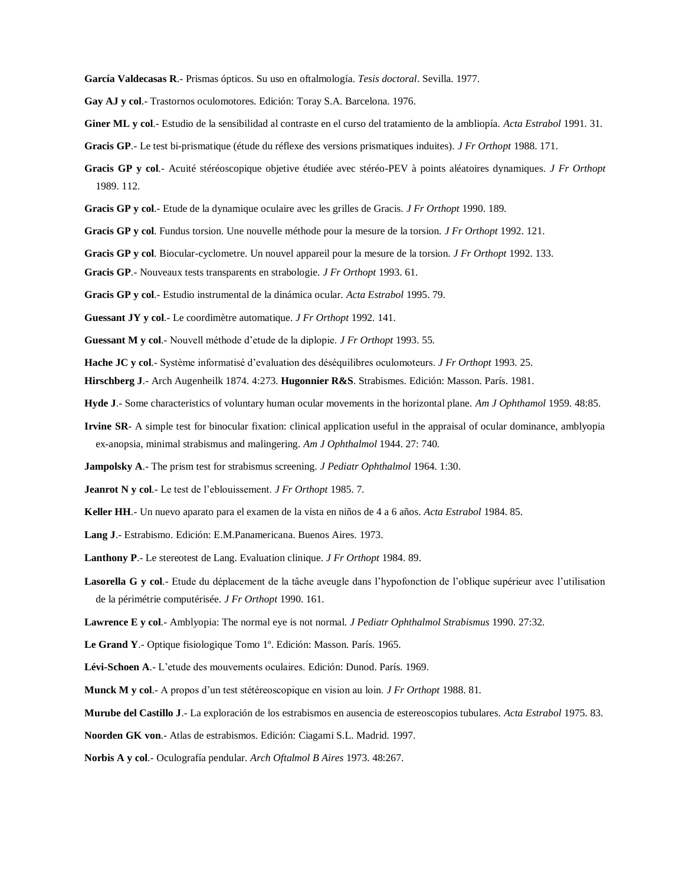**García Valdecasas R**.- Prismas ópticos. Su uso en oftalmología. *Tesis doctoral*. Sevilla. 1977.

**Gay AJ y col**.- Trastornos oculomotores. Edición: Toray S.A. Barcelona. 1976.

**Giner ML y col**.- Estudio de la sensibilidad al contraste en el curso del tratamiento de la ambliopía. *Acta Estrabol* 1991. 31.

**Gracis GP**.- Le test bi-prismatique (étude du réflexe des versions prismatiques induites). *J Fr Orthopt* 1988. 171.

**Gracis GP y col**.- Acuité stéréoscopique objetive étudiée avec stéréo-PEV à points aléatoires dynamiques. *J Fr Orthopt* 1989. 112.

**Gracis GP y col**.- Etude de la dynamique oculaire avec les grilles de Gracis. *J Fr Orthopt* 1990. 189.

**Gracis GP y col**. Fundus torsion. Une nouvelle méthode pour la mesure de la torsion. *J Fr Orthopt* 1992. 121.

**Gracis GP y col**. Biocular-cyclometre. Un nouvel appareil pour la mesure de la torsion. *J Fr Orthopt* 1992. 133.

**Gracis GP**.- Nouveaux tests transparents en strabologie. *J Fr Orthopt* 1993. 61.

**Gracis GP y col**.- Estudio instrumental de la dinámica ocular. *Acta Estrabol* 1995. 79.

**Guessant JY y col**.- Le coordimètre automatique. *J Fr Orthopt* 1992. 141.

**Guessant M y col**.- Nouvell méthode d'etude de la diplopie. *J Fr Orthopt* 1993. 55.

**Hache JC y col**.- Système informatisé d'evaluation des déséquilibres oculomoteurs. *J Fr Orthopt* 1993. 25.

**Hirschberg J**.- Arch Augenheilk 1874. 4:273. **Hugonnier R&S**. Strabismes. Edición: Masson. París. 1981.

**Hyde J**.- Some characteristics of voluntary human ocular movements in the horizontal plane. *Am J Ophthamol* 1959. 48:85.

**Irvine SR**- A simple test for binocular fixation: clinical application useful in the appraisal of ocular dominance, amblyopia ex-anopsia, minimal strabismus and malingering. *Am J Ophthalmol* 1944. 27: 740.

**Jampolsky A**.- The prism test for strabismus screening. *J Pediatr Ophthalmol* 1964. 1:30.

**Jeanrot N y col**.- Le test de l'eblouissement. *J Fr Orthopt* 1985. 7.

**Keller HH**.- Un nuevo aparato para el examen de la vista en niños de 4 a 6 años. *Acta Estrabol* 1984. 85.

**Lang J**.- Estrabismo. Edición: E.M.Panamericana. Buenos Aires. 1973.

**Lanthony P**.- Le stereotest de Lang. Evaluation clinique. *J Fr Orthopt* 1984. 89.

**Lasorella G y col**.- Etude du déplacement de la tâche aveugle dans l'hypofonction de l'oblique supérieur avec l'utilisation de la périmétrie computérisée. *J Fr Orthopt* 1990. 161.

**Lawrence E y col**.- Amblyopia: The normal eye is not normal. *J Pediatr Ophthalmol Strabismus* 1990. 27:32.

**Le Grand Y**.- Optique fisiologique Tomo 1º. Edición: Masson. París. 1965.

**Lévi-Schoen A**.- L'etude des mouvements oculaires. Edición: Dunod. París. 1969.

**Munck M y col**.- A propos d'un test stétéreoscopique en vision au loin. *J Fr Orthopt* 1988. 81.

**Murube del Castillo J**.- La exploración de los estrabismos en ausencia de estereoscopios tubulares. *Acta Estrabol* 1975. 83.

**Noorden GK von**.- Atlas de estrabismos. Edición: Ciagami S.L. Madrid. 1997.

**Norbis A y col**.- Oculografía pendular. *Arch Oftalmol B Aires* 1973. 48:267.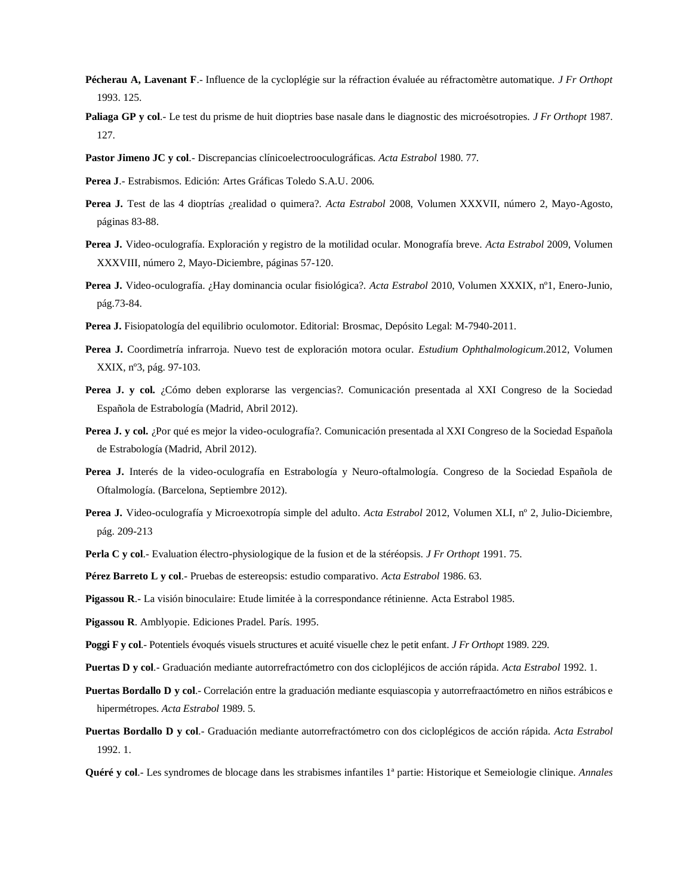**Pécherau A, Lavenant F**.- Influence de la cycloplégie sur la réfraction évaluée au réfractomètre automatique. *J Fr Orthopt* 1993. 125.

**Paliaga GP y col**.- Le test du prisme de huit dioptries base nasale dans le diagnostic des microésotropies. *J Fr Orthopt* 1987. 127.

**Pastor Jimeno JC y col**.- Discrepancias clínicoelectrooculográficas. *Acta Estrabol* 1980. 77.

**Perea J**.- Estrabismos. Edición: Artes Gráficas Toledo S.A.U. 2006.

**Perea J.** Test de las 4 dioptrías ¿realidad o quimera?. *Acta Estrabol* 2008, Volumen XXXVII, número 2, Mayo-Agosto, páginas 83-88.

**Perea J.** Video-oculografía. Exploración y registro de la motilidad ocular. Monografía breve. *Acta Estrabol* 2009, Volumen XXXVIII, número 2, Mayo-Diciembre, páginas 57-120.

**Perea J.** Video-oculografía. ¿Hay dominancia ocular fisiológica?. *Acta Estrabol* 2010, Volumen XXXIX, nº1, Enero-Junio, pág.73-84.

**Perea J.** Fisiopatología del equilibrio oculomotor. Editorial: Brosmac, Depósito Legal: M-7940-2011.

**Perea J.** Coordimetría infrarroja. Nuevo test de exploración motora ocular. *Estudium Ophthalmologicum*.2012, Volumen XXIX, nº3, pág. 97-103.

**Perea J. y col.** ¿Cómo deben explorarse las vergencias?. Comunicación presentada al XXI Congreso de la Sociedad Española de Estrabología (Madrid, Abril 2012).

**Perea J. y col.** ¿Por qué es mejor la video-oculografía?. Comunicación presentada al XXI Congreso de la Sociedad Española de Estrabología (Madrid, Abril 2012).

**Perea J.** Interés de la video-oculografía en Estrabología y Neuro-oftalmología. Congreso de la Sociedad Española de Oftalmología. (Barcelona, Septiembre 2012).

**Perea J.** Video-oculografía y Microexotropía simple del adulto. *Acta Estrabol* 2012, Volumen XLI, nº 2, Julio-Diciembre, pág. 209-213

**Perla C y col**.- Evaluation électro-physiologique de la fusion et de la stéréopsis. *J Fr Orthopt* 1991. 75.

**Pérez Barreto L y col**.- Pruebas de estereopsis: estudio comparativo. *Acta Estrabol* 1986. 63.

**Pigassou R**.- La visión binoculaire: Etude limitée à la correspondance rétinienne. Acta Estrabol 1985.

**Pigassou R**. Amblyopie. Ediciones Pradel. París. 1995.

**Poggi F y col**.- Potentiels évoqués visuels structures et acuité visuelle chez le petit enfant. *J Fr Orthopt* 1989. 229.

**Puertas D y col**.- Graduación mediante autorrefractómetro con dos ciclopléjicos de acción rápida. *Acta Estrabol* 1992. 1.

**Puertas Bordallo D y col**.- Correlación entre la graduación mediante esquiascopia y autorrefraactómetro en niños estrábicos e hipermétropes. *Acta Estrabol* 1989. 5.

**Puertas Bordallo D y col**.- Graduación mediante autorrefractómetro con dos ciclopléjicos de acción rápida. *Acta Estrabol* 1992. 1.

**Quéré y col**.- Les syndromes de blocage dans les strabismes infantiles 1ª partie: Historique et Semeiologie clinique. *Annales*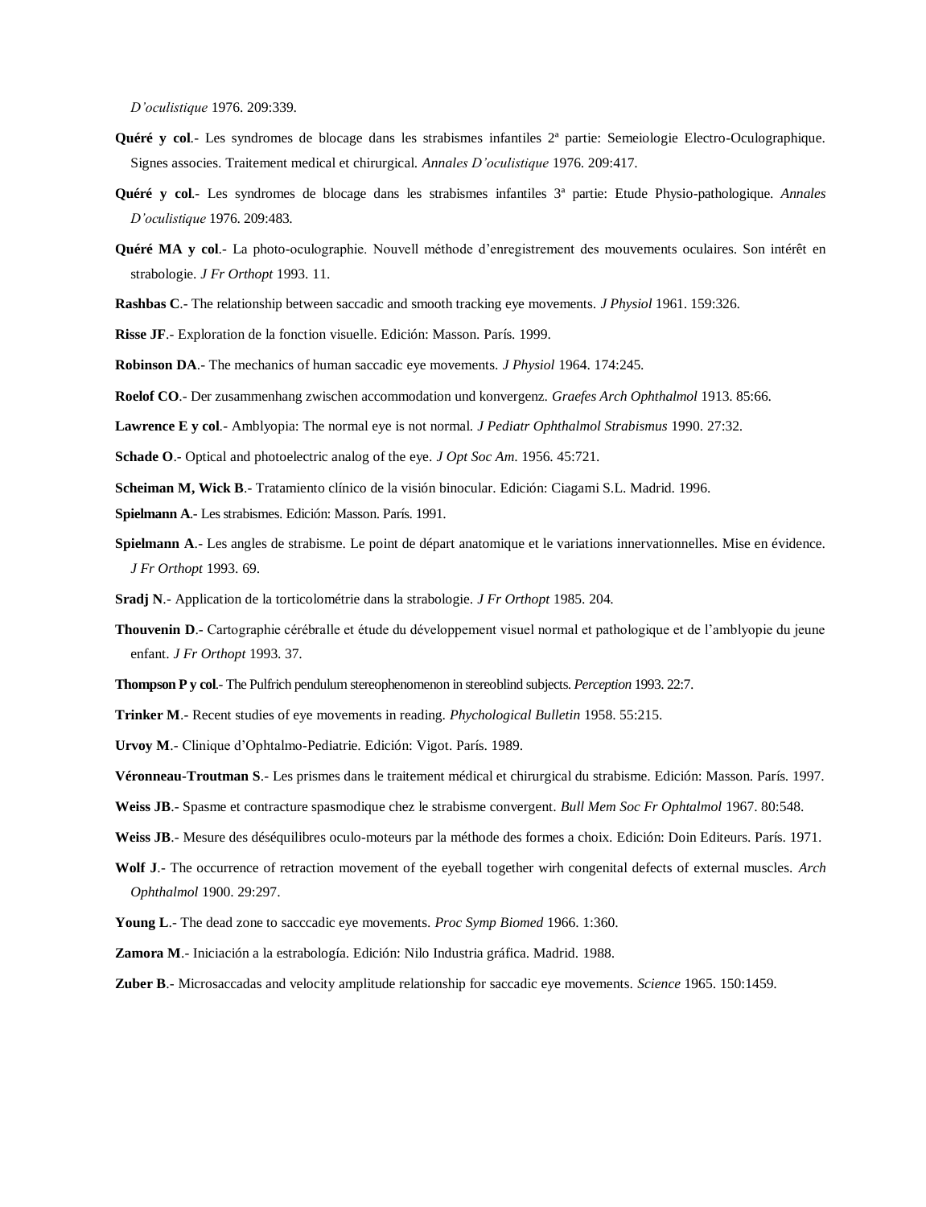*D'oculistique* 1976. 209:339.

**Quéré y col**.- Les syndromes de blocage dans les strabismes infantiles 2ª partie: Semeiologie Electro-Oculographique. Signes associes. Traitement medical et chirurgical. *Annales D'oculistique* 1976. 209:417.

**Quéré y col**.- Les syndromes de blocage dans les strabismes infantiles 3ª partie: Etude Physio-pathologique. *Annales D'oculistique* 1976. 209:483.

**Quéré MA y col**.- La photo-oculographie. Nouvell méthode d'enregistrement des mouvements oculaires. Son intérêt en strabologie. *J Fr Orthopt* 1993. 11.

**Rashbas C**.- The relationship between saccadic and smooth tracking eye movements. *J Physiol* 1961. 159:326.

**Risse JF**.- Exploration de la fonction visuelle. Edición: Masson. París. 1999.

**Robinson DA**.- The mechanics of human saccadic eye movements. *J Physiol* 1964. 174:245.

**Roelof CO**.- Der zusammenhang zwischen accommodation und konvergenz. *Graefes Arch Ophthalmol* 1913. 85:66.

**Lawrence E y col**.- Amblyopia: The normal eye is not normal. *J Pediatr Ophthalmol Strabismus* 1990. 27:32.

**Schade O**.- Optical and photoelectric analog of the eye. *J Opt Soc Am*. 1956. 45:721.

**Scheiman M, Wick B**.- Tratamiento clínico de la visión binocular. Edición: Ciagami S.L. Madrid. 1996.

**Spielmann A**.- Les strabismes. Edición: Masson. París. 1991.

**Spielmann A**.- Les angles de strabisme. Le point de départ anatomique et le variations innervationnelles. Mise en évidence. *J Fr Orthopt* 1993. 69.

**Sradj N**.- Application de la torticolométrie dans la strabologie. *J Fr Orthopt* 1985. 204.

**Thouvenin D**.- Cartographie cérébralle et étude du développement visuel normal et pathologique et de l'amblyopie du jeune enfant. *J Fr Orthopt* 1993. 37.

**Thompson P y col**.- The Pulfrich pendulum stereophenomenon in stereoblind subjects. *Perception* 1993. 22:7.

**Trinker M**.- Recent studies of eye movements in reading. *Phychological Bulletin* 1958. 55:215.

**Urvoy M**.- Clinique d'Ophtalmo-Pediatrie. Edición: Vigot. París. 1989.

**Véronneau-Troutman S**.- Les prismes dans le traitement médical et chirurgical du strabisme. Edición: Masson. París. 1997.

**Weiss JB**.- Spasme et contracture spasmodique chez le strabisme convergent. *Bull Mem Soc Fr Ophtalmol* 1967. 80:548.

**Weiss JB**.- Mesure des déséquilibres oculo-moteurs par la méthode des formes a choix. Edición: Doin Editeurs. París. 1971.

**Wolf J**.- The occurrence of retraction movement of the eyeball together wirh congenital defects of external muscles. *Arch Ophthalmol* 1900. 29:297.

**Young L**.- The dead zone to sacccadic eye movements. *Proc Symp Biomed* 1966. 1:360.

**Zamora M**.- Iniciación a la estrabología. Edición: Nilo Industria gráfica. Madrid. 1988.

**Zuber B**.- Microsaccadas and velocity amplitude relationship for saccadic eye movements. *Science* 1965. 150:1459.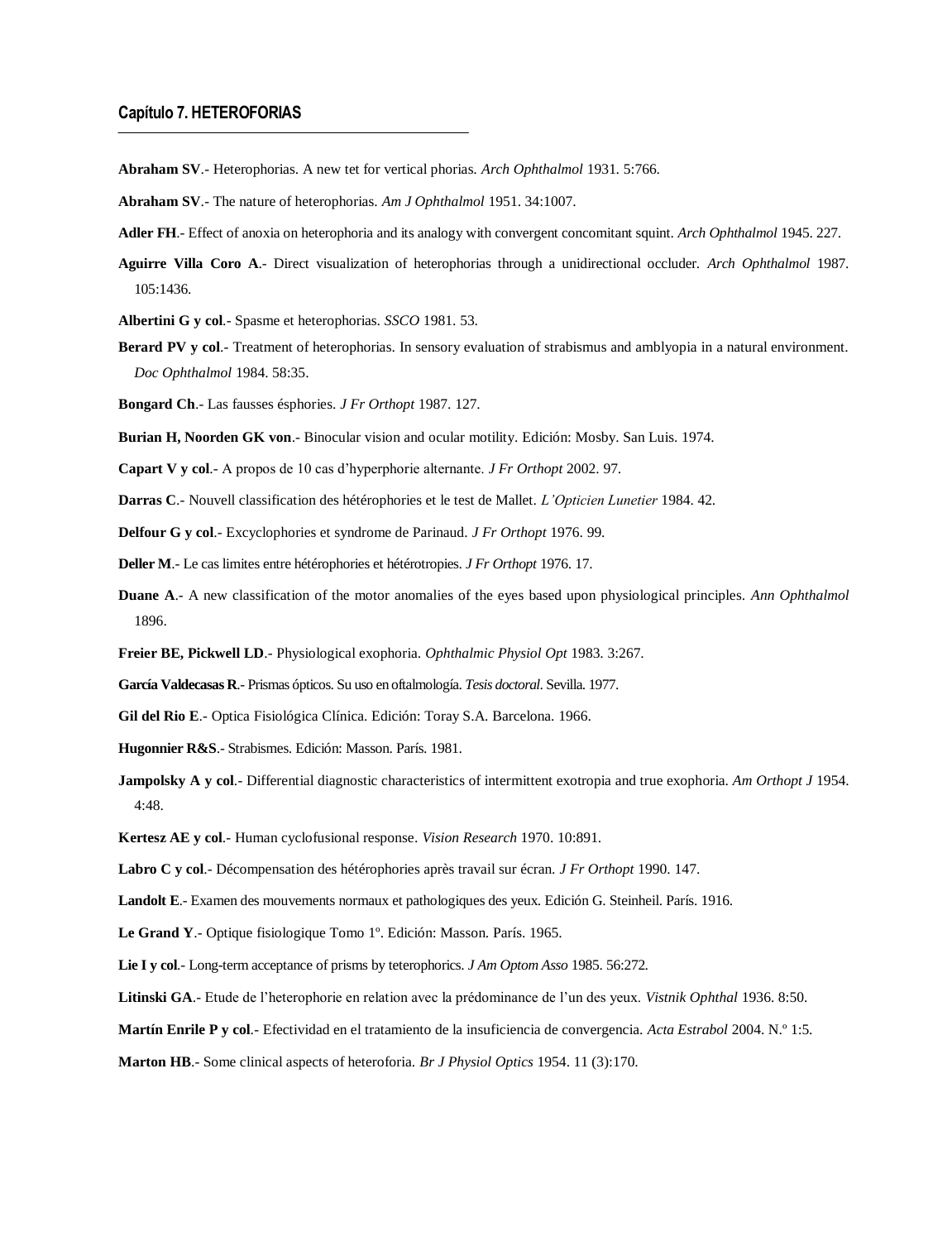### Capítulo 7. HETEROFORIAS

**Abraham SV**.- Heterophorias. A new tet for vertical phorias. *Arch Ophthalmol* 1931. 5:766.

**Abraham SV**.- The nature of heterophorias. *Am J Ophthalmol* 1951. 34:1007.

**Adler FH**.- Effect of anoxia on heterophoria and its analogy with convergent concomitant squint. *Arch Ophthalmol* 1945. 227.

**Aguirre Villa Coro A**.- Direct visualization of heterophorias through a unidirectional occluder. *Arch Ophthalmol* 1987. 105:1436.

**Albertini G y col**.- Spasme et heterophorias. *SSCO* 1981. 53.

**Berard PV y col**.- Treatment of heterophorias. In sensory evaluation of strabismus and amblyopia in a natural environment. *Doc Ophthalmol* 1984. 58:35.

**Bongard Ch**.- Las fausses ésphories. *J Fr Orthopt* 1987. 127.

**Burian H, Noorden GK von**.- Binocular vision and ocular motility. Edición: Mosby. San Luis. 1974.

**Capart V y col**.- A propos de 10 cas d'hyperphorie alternante. *J Fr Orthopt* 2002. 97.

**Darras C**.- Nouvell classification des hétérophories et le test de Mallet. *L'Opticien Lunetier* 1984. 42.

**Delfour G y col**.- Excyclophories et syndrome de Parinaud. *J Fr Orthopt* 1976. 99.

**Deller M**.- Le cas limites entre hétérophories et hétérotropies. *J Fr Orthopt* 1976. 17.

**Duane A**.- A new classification of the motor anomalies of the eyes based upon physiological principles. *Ann Ophthalmol* 1896.

**Freier BE, Pickwell LD**.- Physiological exophoria. *Ophthalmic Physiol Opt* 1983. 3:267.

**García Valdecasas R**.- Prismas ópticos. Su uso en oftalmología. *Tesis doctoral*. Sevilla. 1977.

**Gil del Rio E**.- Optica Fisiológica Clínica. Edición: Toray S.A. Barcelona. 1966.

**Hugonnier R&S**.- Strabismes. Edición: Masson. París. 1981.

**Jampolsky A y col**.- Differential diagnostic characteristics of intermittent exotropia and true exophoria. *Am Orthopt J* 1954. 4:48.

**Kertesz AE y col**.- Human cyclofusional response. *Vision Research* 1970. 10:891.

**Labro C y col**.- Décompensation des hétérophories après travail sur écran. *J Fr Orthopt* 1990. 147.

**Landolt E**.- Examen des mouvements normaux et pathologiques des yeux. Edición G. Steinheil. París. 1916.

**Le Grand Y**.- Optique fisiologique Tomo 1º. Edición: Masson. París. 1965.

**Lie I y col**.- Long-term acceptance of prisms by teterophorics. *J Am Optom Asso* 1985. 56:272.

**Litinski GA**.- Etude de l'heterophorie en relation avec la prédominance de l'un des yeux. *Vistnik Ophthal* 1936. 8:50.

**Martín Enrile P y col**.- Efectividad en el tratamiento de la insuficiencia de convergencia. *Acta Estrabol* 2004. N.º 1:5.

**Marton HB**.- Some clinical aspects of heteroforia. *Br J Physiol Optics* 1954. 11 (3):170.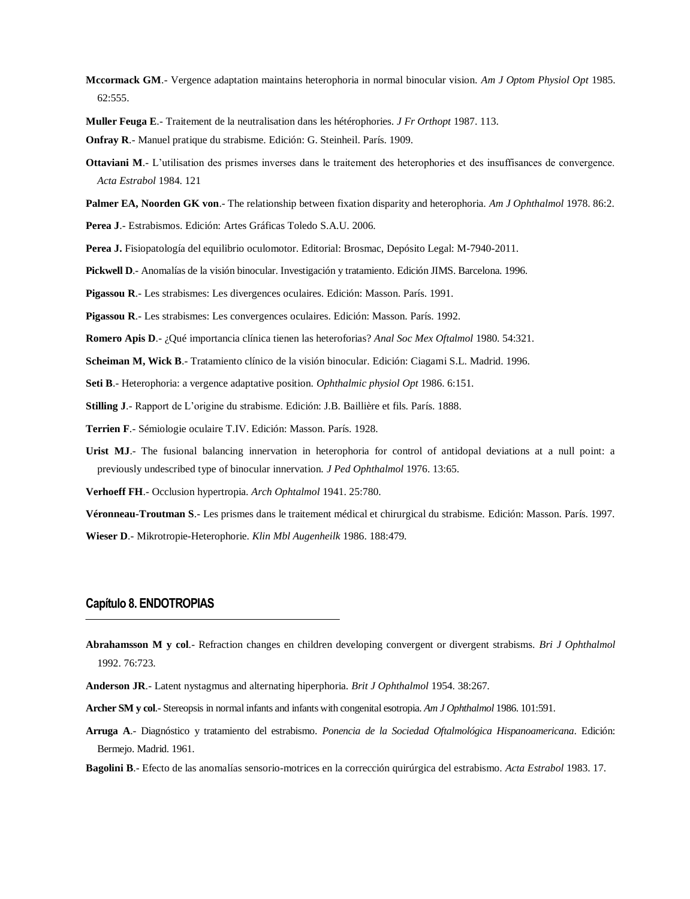**Mccormack GM**.- Vergence adaptation maintains heterophoria in normal binocular vision. *Am J Optom Physiol Opt* 1985. 62:555.

**Muller Feuga E**.- Traitement de la neutralisation dans les hétérophories. *J Fr Orthopt* 1987. 113.

**Onfray R**.- Manuel pratique du strabisme. Edición: G. Steinheil. París. 1909.

**Ottaviani M**.- L'utilisation des prismes inverses dans le traitement des heterophories et des insuffisances de convergence. *Acta Estrabol* 1984. 121

**Palmer EA, Noorden GK von**.- The relationship between fixation disparity and heterophoria. *Am J Ophthalmol* 1978. 86:2.

**Perea J**.- Estrabismos. Edición: Artes Gráficas Toledo S.A.U. 2006.

**Perea J.** Fisiopatología del equilibrio oculomotor. Editorial: Brosmac, Depósito Legal: M-7940-2011.

**Pickwell D**.- Anomalías de la visión binocular. Investigación y tratamiento. Edición JIMS. Barcelona. 1996.

**Pigassou R**.- Les strabismes: Les divergences oculaires. Edición: Masson. París. 1991.

**Pigassou R**.- Les strabismes: Les convergences oculaires. Edición: Masson. París. 1992.

**Romero Apis D**.- ¿Qué importancia clínica tienen las heteroforias? *Anal Soc Mex Oftalmol* 1980. 54:321.

**Scheiman M, Wick B**.- Tratamiento clínico de la visión binocular. Edición: Ciagami S.L. Madrid. 1996.

**Seti B**.- Heterophoria: a vergence adaptative position. *Ophthalmic physiol Opt* 1986. 6:151.

**Stilling J**.- Rapport de L'origine du strabisme. Edición: J.B. Baillière et fils. París. 1888.

**Terrien F**.- Sémiologie oculaire T.IV. Edición: Masson. París. 1928.

**Urist MJ**.- The fusional balancing innervation in heterophoria for control of antidopal deviations at a null point: a previously undescribed type of binocular innervation. *J Ped Ophthalmol* 1976. 13:65.

**Verhoeff FH**.- Occlusion hypertropia. *Arch Ophtalmol* 1941. 25:780.

**Véronneau-Troutman S**.- Les prismes dans le traitement médical et chirurgical du strabisme. Edición: Masson. París. 1997.

**Wieser D**.- Mikrotropie-Heterophorie. *Klin Mbl Augenheilk* 1986. 188:479.

## Capítulo 8. ENDOTROPIAS

**Abrahamsson M y col**.- Refraction changes en children developing convergent or divergent strabisms. *Bri J Ophthalmol* 1992. 76:723.

**Anderson JR**.- Latent nystagmus and alternating hiperphoria. *Brit J Ophthalmol* 1954. 38:267.

**Archer SM y col**.- Stereopsis in normal infants and infants with congenital esotropia. *Am J Ophthalmol* 1986. 101:591.

**Arruga A**.- Diagnóstico y tratamiento del estrabismo. *Ponencia de la Sociedad Oftalmológica Hispanoamericana*. Edición: Bermejo. Madrid. 1961.

**Bagolini B**.- Efecto de las anomalías sensorio-motrices en la corrección quirúrgica del estrabismo. *Acta Estrabol* 1983. 17.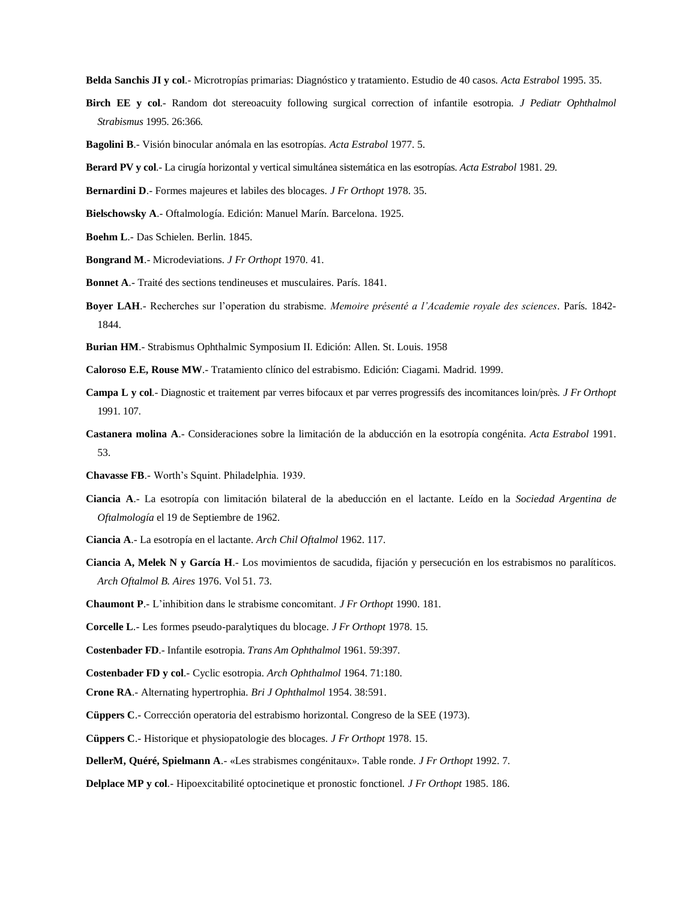**Belda Sanchis JI y col**.- Microtropías primarias: Diagnóstico y tratamiento. Estudio de 40 casos. *Acta Estrabol* 1995. 35.

**Birch EE y col**.- Random dot stereoacuity following surgical correction of infantile esotropia. *J Pediatr Ophthalmol Strabismus* 1995. 26:366.

**Bagolini B**.- Visión binocular anómala en las esotropías. *Acta Estrabol* 1977. 5.

**Berard PV y col**.- La cirugía horizontal y vertical simultánea sistemática en las esotropías. *Acta Estrabol* 1981. 29.

**Bernardini D**.- Formes majeures et labiles des blocages. *J Fr Orthopt* 1978. 35.

**Bielschowsky A**.- Oftalmología. Edición: Manuel Marín. Barcelona. 1925.

**Boehm L**.- Das Schielen. Berlin. 1845.

**Bongrand M**.- Microdeviations. *J Fr Orthopt* 1970. 41.

**Bonnet A**.- Traité des sections tendineuses et musculaires. París. 1841.

**Boyer LAH**.- Recherches sur l'operation du strabisme. *Memoire présenté a l'Academie royale des sciences*. París. 1842-1844.

**Burian HM**.- Strabismus Ophthalmic Symposium II. Edición: Allen. St. Louis. 1958

**Caloroso E.E, Rouse MW**.- Tratamiento clínico del estrabismo. Edición: Ciagami. Madrid. 1999.

**Campa L y col**.- Diagnostic et traitement par verres bifocaux et par verres progressifs des incomitances loin/près. *J Fr Orthopt* 1991. 107.

**Castanera molina A**.- Consideraciones sobre la limitación de la abducción en la esotropía congénita. *Acta Estrabol* 1991. 53.

**Chavasse FB**.- Worth's Squint. Philadelphia. 1939.

**Ciancia A**.- La esotropía con limitación bilateral de la abeducción en el lactante. Leído en la *Sociedad Argentina de Oftalmología* el 19 de Septiembre de 1962.

**Ciancia A**.- La esotropía en el lactante. *Arch Chil Oftalmol* 1962. 117.

**Ciancia A, Melek N y García H**.- Los movimientos de sacudida, fijación y persecución en los estrabismos no paralíticos. *Arch Oftalmol B. Aires* 1976. Vol 51. 73.

**Chaumont P**.- L'inhibition dans le strabisme concomitant. *J Fr Orthopt* 1990. 181.

**Corcelle L**.- Les formes pseudo-paralytiques du blocage. *J Fr Orthopt* 1978. 15.

**Costenbader FD**.- Infantile esotropia. *Trans Am Ophthalmol* 1961. 59:397.

**Costenbader FD y col**.- Cyclic esotropia. *Arch Ophthalmol* 1964. 71:180.

**Crone RA**.- Alternating hypertrophia. *Bri J Ophthalmol* 1954. 38:591.

**Cüppers C**.- Corrección operatoria del estrabismo horizontal. Congreso de la SEE (1973).

**Cüppers C**.- Historique et physiopatologie des blocages. *J Fr Orthopt* 1978. 15.

**DellerM, Quéré, Spielmann A**.- «Les strabismes congénitaux». Table ronde. *J Fr Orthopt* 1992. 7.

**Delplace MP y col**.- Hipoexcitabilité optocinetique et pronostic fonctionel. *J Fr Orthopt* 1985. 186.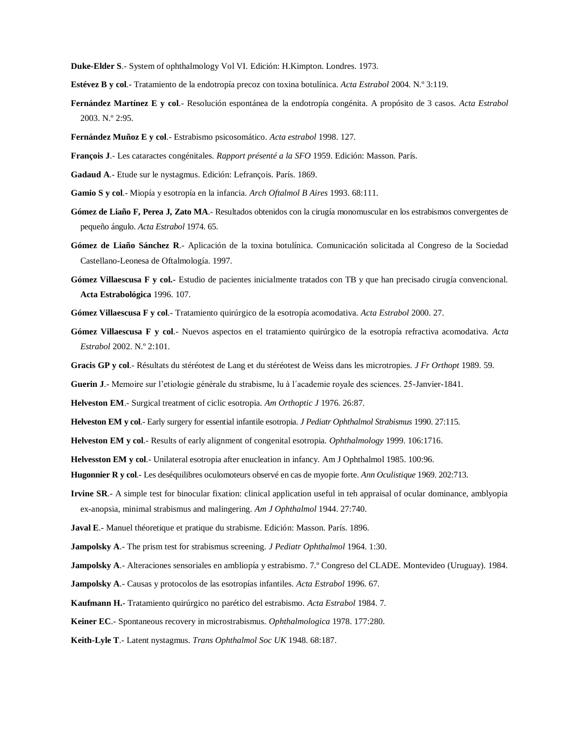**Duke-Elder S**.- System of ophthalmology Vol VI. Edición: H.Kimpton. Londres. 1973.

**Estévez B y col**.- Tratamiento de la endotropía precoz con toxina botulínica. *Acta Estrabol* 2004. N.º 3:119.

**Fernández Martínez E y col**.- Resolución espontánea de la endotropía congénita. A propósito de 3 casos. *Acta Estrabol* 2003. N.º 2:95.

**Fernández Muñoz E y col**.- Estrabismo psicosomático. *Acta estrabol* 1998. 127.

**François J**.- Les cataractes congénitales. *Rapport présenté a la SFO* 1959. Edición: Masson. París.

**Gadaud A**.- Etude sur le nystagmus. Edición: Lefrançois. París. 1869.

**Gamio S y col**.- Miopía y esotropía en la infancia. *Arch Oftalmol B Aires* 1993. 68:111.

**Gómez de Liaño F, Perea J, Zato MA**.- Resultados obtenidos con la cirugía monomuscular en los estrabismos convergentes de pequeño ángulo. *Acta Estrabol* 1974. 65.

**Gómez de Liaño Sánchez R**.- Aplicación de la toxina botulínica. Comunicación solicitada al Congreso de la Sociedad Castellano-Leonesa de Oftalmología. 1997.

**Gómez Villaescusa F y col.-** Estudio de pacientes inicialmente tratados con TB y que han precisado cirugía convencional. **Acta Estrabológica** 1996. 107.

**Gómez Villaescusa F y col**.- Tratamiento quirúrgico de la esotropía acomodativa. *Acta Estrabol* 2000. 27.

**Gómez Villaescusa F y col**.- Nuevos aspectos en el tratamiento quirúrgico de la esotropía refractiva acomodativa. *Acta Estrabol* 2002. N.º 2:101.

**Gracis GP y col**.- Résultats du stéréotest de Lang et du stéréotest de Weiss dans les microtropies. *J Fr Orthopt* 1989. 59.

**Guerin J**.- Memoire sur l´etiologie générale du strabisme, lu à l´academie royale des sciences. 25-Janvier-1841.

**Helveston EM**.- Surgical treatment of ciclic esotropia. *Am Orthoptic J* 1976. 26:87.

**Helveston EM y col**.- Early surgery for essential infantile esotropia. *J Pediatr Ophthalmol Strabismus* 1990. 27:115.

**Helveston EM y col**.- Results of early alignment of congenital esotropia. *Ophthalmology* 1999. 106:1716.

**Helvesston EM y col**.- Unilateral esotropia after enucleation in infancy. Am J Ophthalmol 1985. 100:96.

**Hugonnier R y col**.- Les deséquilibres oculomoteurs observé en cas de myopie forte. *Ann Oculistique* 1969. 202:713.

**Irvine SR**.- A simple test for binocular fixation: clinical application useful in teh appraisal of ocular dominance, amblyopia ex-anopsia, minimal strabismus and malingering. *Am J Ophthalmol* 1944. 27:740.

**Javal E**.- Manuel théoretique et pratique du strabisme. Edición: Masson. París. 1896.

**Jampolsky A**.- The prism test for strabismus screening. *J Pediatr Ophthalmol* 1964. 1:30.

**Jampolsky A**.- Alteraciones sensoriales en ambliopía y estrabismo. 7.º Congreso del CLADE. Montevideo (Uruguay). 1984.

**Jampolsky A**.- Causas y protocolos de las esotropías infantiles. *Acta Estrabol* 1996. 67.

**Kaufmann H.-** Tratamiento quirúrgico no parético del estrabismo. *Acta Estrabol* 1984. 7.

**Keiner EC**.- Spontaneous recovery in microstrabismus. *Ophthalmologica* 1978. 177:280.

**Keith-Lyle T**.- Latent nystagmus. *Trans Ophthalmol Soc UK* 1948. 68:187.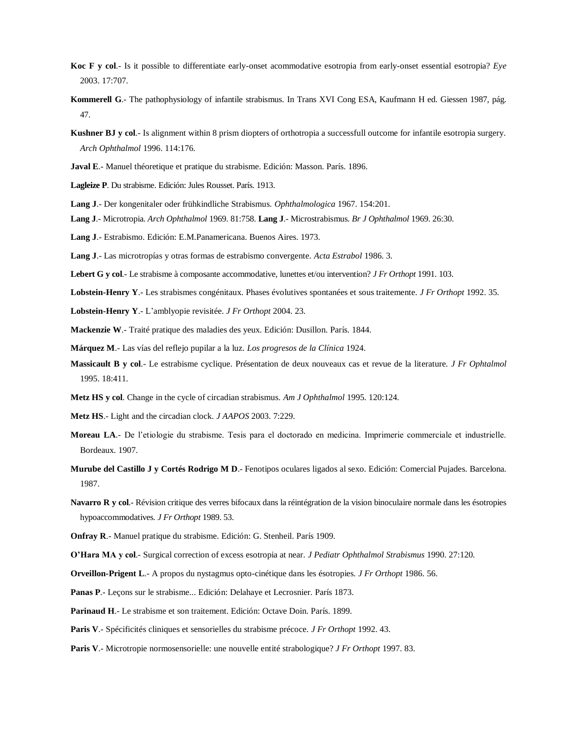**Koc F y col**.- Is it possible to differentiate early-onset acommodative esotropia from early-onset essential esotropia? *Eye* 2003. 17:707.

**Kommerell G**.- The pathophysiology of infantile strabismus. In Trans XVI Cong ESA, Kaufmann H ed. Giessen 1987, pág. 47.

**Kushner BJ y col**.- Is alignment within 8 prism diopters of orthotropia a successfull outcome for infantile esotropia surgery. *Arch Ophthalmol* 1996. 114:176.

**Javal E**.- Manuel théoretique et pratique du strabisme. Edición: Masson. París. 1896.

**Lagleize P**. Du strabisme. Edición: Jules Rousset. París. 1913.

**Lang J**.- Der kongenitaler oder frühkindliche Strabismus. *Ophthalmologica* 1967. 154:201.

**Lang J**.- Microtropia. *Arch Ophthalmol* 1969. 81:758. **Lang J**.- Microstrabismus. *Br J Ophthalmol* 1969. 26:30.

**Lang J**.- Estrabismo. Edición: E.M.Panamericana. Buenos Aires. 1973.

**Lang J**.- Las microtropías y otras formas de estrabismo convergente. *Acta Estrabol* 1986. 3.

**Lebert G y col**.- Le strabisme à composante accommodative, lunettes et/ou intervention? *J Fr Orthopt* 1991. 103.

**Lobstein-Henry Y**.- Les strabismes congénitaux. Phases évolutives spontanées et sous traitemente. *J Fr Orthopt* 1992. 35.

**Lobstein-Henry Y**.- L'amblyopie revisitée. *J Fr Orthopt* 2004. 23.

**Mackenzie W**.- Traité pratique des maladies des yeux. Edición: Dusillon. París. 1844.

**Márquez M**.- Las vías del reflejo pupilar a la luz. *Los progresos de la Clínica* 1924.

**Massicault B y col**.- Le estrabisme cyclique. Présentation de deux nouveaux cas et revue de la literature. *J Fr Ophtalmol* 1995. 18:411.

**Metz HS y col**. Change in the cycle of circadian strabismus. *Am J Ophthalmol* 1995. 120:124.

**Metz HS**.- Light and the circadian clock. *J AAPOS* 2003. 7:229.

**Moreau LA**.- De l'etiologie du strabisme. Tesis para el doctorado en medicina. Imprimerie commerciale et industrielle. Bordeaux. 1907.

**Murube del Castillo J y Cortés Rodrigo M D**.- Fenotipos oculares ligados al sexo. Edición: Comercial Pujades. Barcelona. 1987.

**Navarro R y col**.- Révision critique des verres bifocaux dans la réintégration de la vision binoculaire normale dans les ésotropies hypoaccommodatives. *J Fr Orthopt* 1989. 53.

**Onfray R**.- Manuel pratique du strabisme. Edición: G. Stenheil. París 1909.

**O'Hara MA y col**.- Surgical correction of excess esotropia at near. *J Pediatr Ophthalmol Strabismus* 1990. 27:120.

**Orveillon-Prigent L**.- A propos du nystagmus opto-cinétique dans les ésotropies. *J Fr Orthopt* 1986. 56.

**Panas P**.- Leçons sur le strabisme... Edición: Delahaye et Lecrosnier. París 1873.

**Parinaud H**.- Le strabisme et son traitement. Edición: Octave Doin. París. 1899.

**Paris V**.- Spécificités cliniques et sensorielles du strabisme précoce. *J Fr Orthopt* 1992. 43.

**Paris V**.- Microtropie normosensorielle: une nouvelle entité strabologique? *J Fr Orthopt* 1997. 83.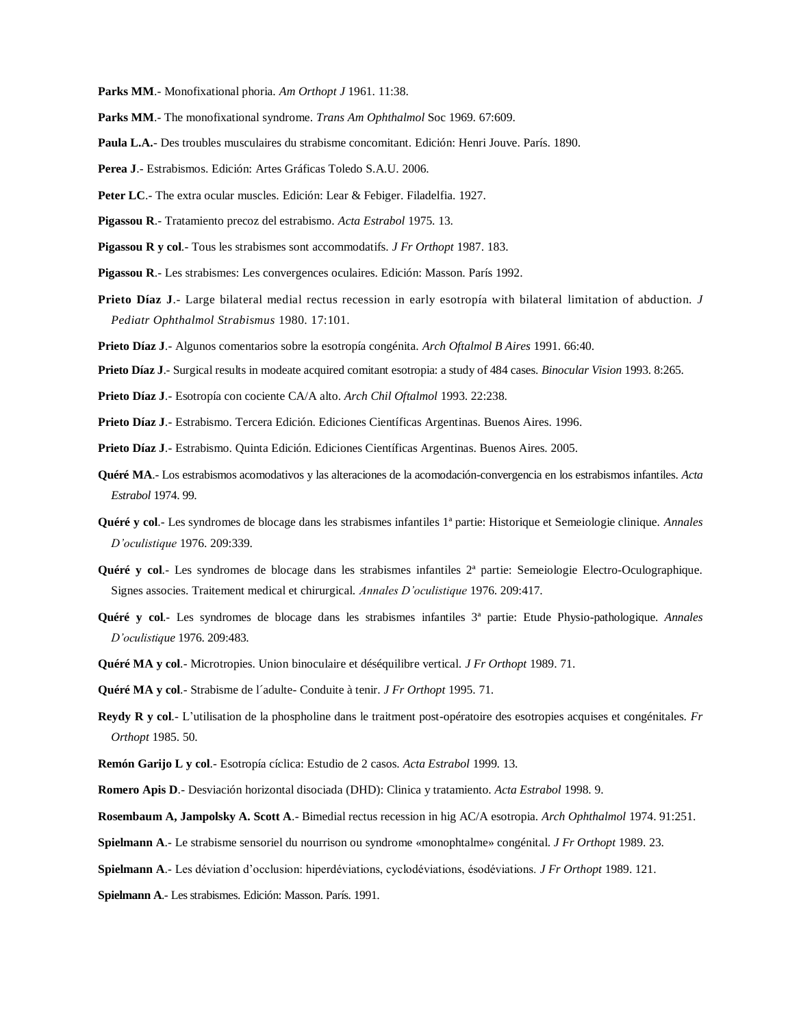**Parks MM**.- Monofixational phoria. *Am Orthopt J* 1961. 11:38.

**Parks MM**.- The monofixational syndrome. *Trans Am Ophthalmol* Soc 1969. 67:609.

**Paula L.A.**- Des troubles musculaires du strabisme concomitant. Edición: Henri Jouve. París. 1890.

**Perea J**.- Estrabismos. Edición: Artes Gráficas Toledo S.A.U. 2006.

**Peter LC**.- The extra ocular muscles. Edición: Lear & Febiger. Filadelfia. 1927.

**Pigassou R**.- Tratamiento precoz del estrabismo. *Acta Estrabol* 1975. 13.

**Pigassou R y col**.- Tous les strabismes sont accommodatifs. *J Fr Orthopt* 1987. 183.

**Pigassou R**.- Les strabismes: Les convergences oculaires. Edición: Masson. París 1992.

**Prieto Díaz J**.- Large bilateral medial rectus recession in early esotropía with bilateral limitation of abduction. *J Pediatr Ophthalmol Strabismus* 1980. 17:101.

**Prieto Díaz J**.- Algunos comentarios sobre la esotropía congénita. *Arch Oftalmol B Aires* 1991. 66:40.

**Prieto Díaz J**.- Surgical results in modeate acquired comitant esotropia: a study of 484 cases. *Binocular Vision* 1993. 8:265.

**Prieto Díaz J**.- Esotropía con cociente CA/A alto. *Arch Chil Oftalmol* 1993. 22:238.

**Prieto Díaz J**.- Estrabismo. Tercera Edición. Ediciones Científicas Argentinas. Buenos Aires. 1996.

**Prieto Díaz J**.- Estrabismo. Quinta Edición. Ediciones Científicas Argentinas. Buenos Aires. 2005.

**Quéré MA**.- Los estrabismos acomodativos y las alteraciones de la acomodación-convergencia en los estrabismos infantiles. *Acta Estrabol* 1974. 99.

**Quéré y col**.- Les syndromes de blocage dans les strabismes infantiles 1ª partie: Historique et Semeiologie clinique. *Annales D'oculistique* 1976. 209:339.

**Quéré y col**.- Les syndromes de blocage dans les strabismes infantiles 2ª partie: Semeiologie Electro-Oculographique. Signes associes. Traitement medical et chirurgical. *Annales D'oculistique* 1976. 209:417.

**Quéré y col**.- Les syndromes de blocage dans les strabismes infantiles 3ª partie: Etude Physio-pathologique. *Annales D'oculistique* 1976. 209:483.

**Quéré MA y col**.- Microtropies. Union binoculaire et déséquilibre vertical. *J Fr Orthopt* 1989. 71.

**Quéré MA y col**.- Strabisme de l´adulte- Conduite à tenir. *J Fr Orthopt* 1995. 71.

**Reydy R y col**.- L'utilisation de la phospholine dans le traitment post-opératoire des esotropies acquises et congénitales. *Fr Orthopt* 1985. 50.

**Remón Garijo L y col**.- Esotropía cíclica: Estudio de 2 casos. *Acta Estrabol* 1999. 13.

**Romero Apis D**.- Desviación horizontal disociada (DHD): Clinica y tratamiento. *Acta Estrabol* 1998. 9.

**Rosembaum A, Jampolsky A. Scott A**.- Bimedial rectus recession in hig AC/A esotropia. *Arch Ophthalmol* 1974. 91:251.

**Spielmann A**.- Le strabisme sensoriel du nourrison ou syndrome «monophtalme» congénital. *J Fr Orthopt* 1989. 23.

**Spielmann A**.- Les déviation d'occlusion: hiperdéviations, cyclodéviations, ésodéviations. *J Fr Orthopt* 1989. 121.

**Spielmann A**.- Les strabismes. Edición: Masson. París. 1991.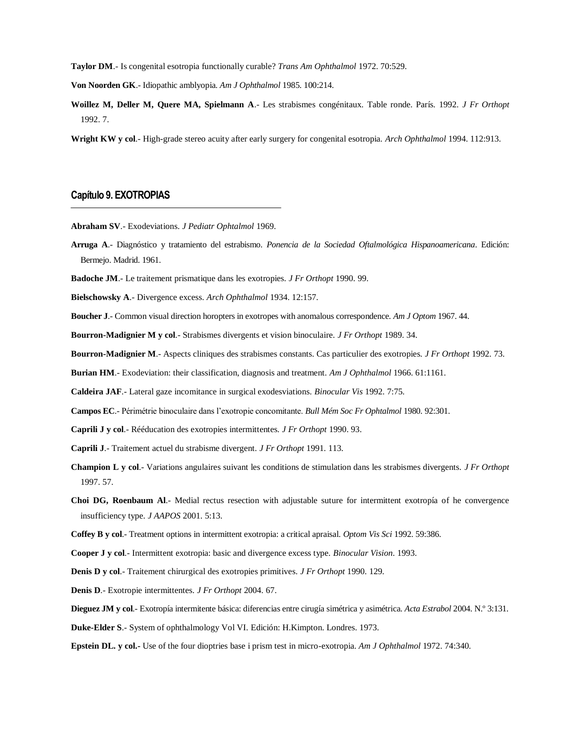**Taylor DM**.- Is congenital esotropia functionally curable? *Trans Am Ophthalmol* 1972. 70:529.

**Von Noorden GK**.- Idiopathic amblyopia. *Am J Ophthalmol* 1985. 100:214.

**Woillez M, Deller M, Quere MA, Spielmann A**.- Les strabismes congénitaux. Table ronde. París. 1992. *J Fr Orthopt* 1992. 7.

**Wright KW y col**.- High-grade stereo acuity after early surgery for congenital esotropia. *Arch Ophthalmol* 1994. 112:913.

## Capítulo 9. EXOTROPIAS

**Abraham SV**.- Exodeviations. *J Pediatr Ophtalmol* 1969.

**Arruga A**.- Diagnóstico y tratamiento del estrabismo. *Ponencia de la Sociedad Oftalmológica Hispanoamericana*. Edición: Bermejo. Madrid. 1961.

**Badoche JM**.- Le traitement prismatique dans les exotropies. *J Fr Orthopt* 1990. 99.

**Bielschowsky A**.- Divergence excess. *Arch Ophthalmol* 1934. 12:157.

**Boucher J**.- Common visual direction horopters in exotropes with anomalous correspondence. *Am J Optom* 1967. 44.

**Bourron-Madignier M y col**.- Strabismes divergents et vision binoculaire. *J Fr Orthopt* 1989. 34.

**Bourron-Madignier M**.- Aspects cliniques des strabismes constants. Cas particulier des exotropies. *J Fr Orthopt* 1992. 73.

**Burian HM**.- Exodeviation: their classification, diagnosis and treatment. *Am J Ophthalmol* 1966. 61:1161.

**Caldeira JAF**.- Lateral gaze incomitance in surgical exodesviations. *Binocular Vis* 1992. 7:75.

**Campos EC**.- Périmétrie binoculaire dans l'exotropie concomitante. *Bull Mém Soc Fr Ophtalmol* 1980. 92:301.

**Caprili J y col**.- Rééducation des exotropies intermittentes. *J Fr Orthopt* 1990. 93.

**Caprili J**.- Traitement actuel du strabisme divergent. *J Fr Orthopt* 1991. 113.

**Champion L y col**.- Variations angulaires suivant les conditions de stimulation dans les strabismes divergents. *J Fr Orthopt* 1997. 57.

**Choi DG, Roenbaum Al**.- Medial rectus resection with adjustable suture for intermittent exotropía of he convergence insufficiency type. *J AAPOS* 2001. 5:13.

**Coffey B y col**.- Treatment options in intermittent exotropia: a critical apraisal. *Optom Vis Sci* 1992. 59:386.

**Cooper J y col**.- Intermittent exotropia: basic and divergence excess type. *Binocular Vision*. 1993.

**Denis D y col**.- Traitement chirurgical des exotropies primitives. *J Fr Orthopt* 1990. 129.

**Denis D**.- Exotropie intermittentes. *J Fr Orthopt* 2004. 67.

**Dieguez JM y col**.- Exotropía intermitente básica: diferencias entre cirugía simétrica y asimétrica. *Acta Estrabol* 2004. N.º 3:131.

**Duke-Elder S**.- System of ophthalmology Vol VI. Edición: H.Kimpton. Londres. 1973.

**Epstein DL. y col.-** Use of the four dioptries base i prism test in micro-exotropia. *Am J Ophthalmol* 1972. 74:340.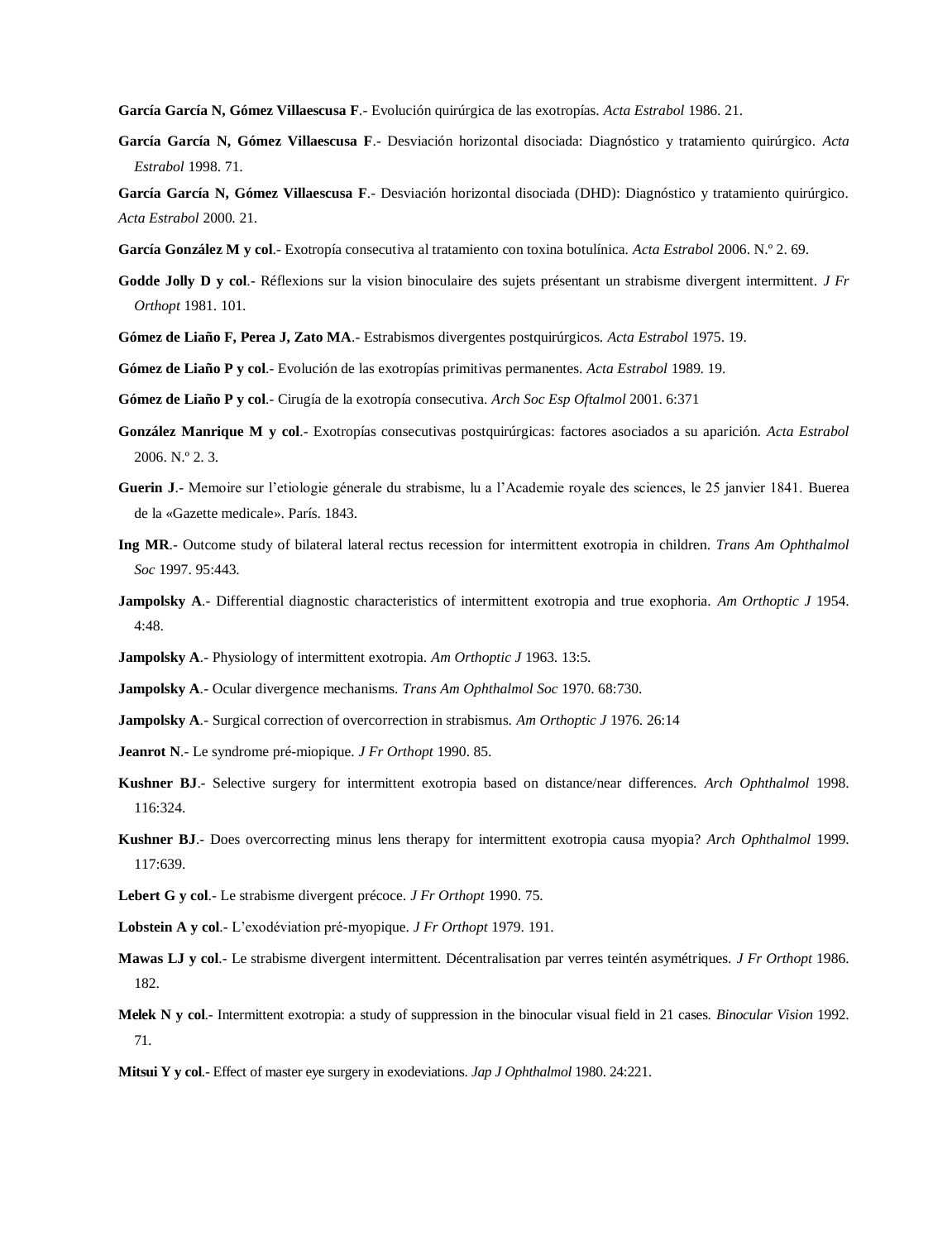**García García N, Gómez Villaescusa F**.- Evolución quirúrgica de las exotropías. *Acta Estrabol* 1986. 21.

**García García N, Gómez Villaescusa F**.- Desviación horizontal disociada: Diagnóstico y tratamiento quirúrgico. *Acta Estrabol* 1998. 71.

**García García N, Gómez Villaescusa F**.- Desviación horizontal disociada (DHD): Diagnóstico y tratamiento quirúrgico. *Acta Estrabol* 2000. 21.

**García González M y col**.- Exotropía consecutiva al tratamiento con toxina botulínica. *Acta Estrabol* 2006. N.º 2. 69.

**Godde Jolly D y col**.- Réflexions sur la vision binoculaire des sujets présentant un strabisme divergent intermittent. *J Fr Orthopt* 1981. 101.

**Gómez de Liaño F, Perea J, Zato MA**.- Estrabismos divergentes postquirúrgicos. *Acta Estrabol* 1975. 19.

**Gómez de Liaño P y col**.- Evolución de las exotropías primitivas permanentes. *Acta Estrabol* 1989. 19.

**Gómez de Liaño P y col**.- Cirugía de la exotropía consecutiva. *Arch Soc Esp Oftalmol* 2001. 6:371

**González Manrique M y col**.- Exotropías consecutivas postquirúrgicas: factores asociados a su aparición. *Acta Estrabol* 2006. N.º 2. 3.

**Guerin J**.- Memoire sur l'etiologie génerale du strabisme, lu a l'Academie royale des sciences, le 25 janvier 1841. Buerea de la «Gazette medicale». París. 1843.

**Ing MR**.- Outcome study of bilateral lateral rectus recession for intermittent exotropia in children. *Trans Am Ophthalmol Soc* 1997. 95:443.

**Jampolsky A**.- Differential diagnostic characteristics of intermittent exotropia and true exophoria. *Am Orthoptic J* 1954. 4:48.

**Jampolsky A**.- Physiology of intermittent exotropia. *Am Orthoptic J* 1963. 13:5.

**Jampolsky A**.- Ocular divergence mechanisms. *Trans Am Ophthalmol Soc* 1970. 68:730.

**Jampolsky A**.- Surgical correction of overcorrection in strabismus. *Am Orthoptic J* 1976. 26:14

**Jeanrot N**.- Le syndrome pré-miopique. *J Fr Orthopt* 1990. 85.

**Kushner BJ**.- Selective surgery for intermittent exotropia based on distance/near differences. *Arch Ophthalmol* 1998. 116:324.

**Kushner BJ**.- Does overcorrecting minus lens therapy for intermittent exotropia causa myopia? *Arch Ophthalmol* 1999. 117:639.

**Lebert G y col**.- Le strabisme divergent précoce. *J Fr Orthopt* 1990. 75.

**Lobstein A y col**.- L'exodéviation pré-myopique. *J Fr Orthopt* 1979. 191.

**Mawas LJ y col**.- Le strabisme divergent intermittent. Décentralisation par verres teintén asymétriques. *J Fr Orthopt* 1986. 182.

**Melek N y col**.- Intermittent exotropia: a study of suppression in the binocular visual field in 21 cases. *Binocular Vision* 1992. 71.

**Mitsui Y y col**.- Effect of master eye surgery in exodeviations. *Jap J Ophthalmol* 1980. 24:221.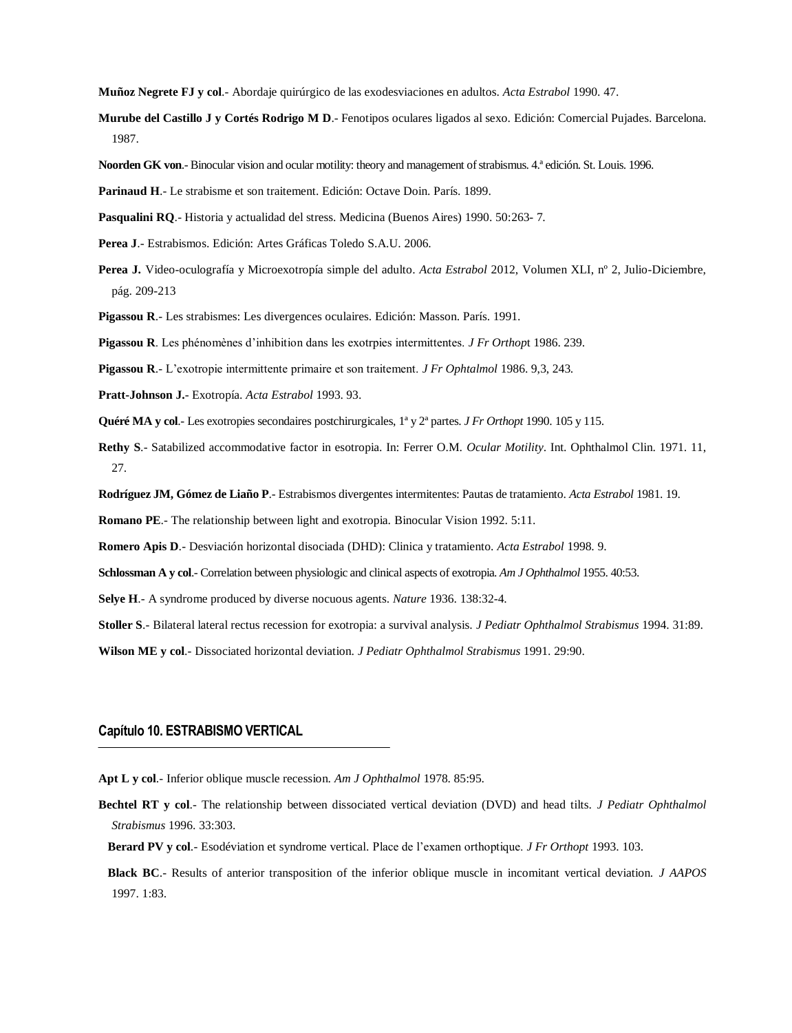**Muñoz Negrete FJ y col**.- Abordaje quirúrgico de las exodesviaciones en adultos. *Acta Estrabol* 1990. 47.

**Murube del Castillo J y Cortés Rodrigo M D**.- Fenotipos oculares ligados al sexo. Edición: Comercial Pujades. Barcelona. 1987.

**Noorden GK von**.- Binocular vision and ocular motility: theory and management of strabismus. 4.ª edición. St. Louis. 1996.

**Parinaud H**.- Le strabisme et son traitement. Edición: Octave Doin. París. 1899.

**Pasqualini RQ**.- Historia y actualidad del stress. Medicina (Buenos Aires) 1990. 50:263- 7.

**Perea J**.- Estrabismos. Edición: Artes Gráficas Toledo S.A.U. 2006.

**Perea J.** Video-oculografía y Microexotropía simple del adulto. *Acta Estrabol* 2012, Volumen XLI, nº 2, Julio-Diciembre, pág. 209-213

**Pigassou R**.- Les strabismes: Les divergences oculaires. Edición: Masson. París. 1991.

**Pigassou R**. Les phénomènes d'inhibition dans les exotrpies intermittentes. *J Fr Orthop*t 1986. 239.

**Pigassou R**.- L'exotropie intermittente primaire et son traitement. *J Fr Ophtalmol* 1986. 9,3, 243.

**Pratt-Johnson J.-** Exotropía. *Acta Estrabol* 1993. 93.

**Quéré MA y col**.- Les exotropies secondaires postchirurgicales, 1ª y 2ª partes. *J Fr Orthopt* 1990. 105 y 115.

**Rethy S**.- Satabilized accommodative factor in esotropia. In: Ferrer O.M. *Ocular Motility*. Int. Ophthalmol Clin. 1971. 11, 27.

**Rodríguez JM, Gómez de Liaño P**.- Estrabismos divergentes intermitentes: Pautas de tratamiento. *Acta Estrabol* 1981. 19.

**Romano PE**.- The relationship between light and exotropia. Binocular Vision 1992. 5:11.

**Romero Apis D**.- Desviación horizontal disociada (DHD): Clinica y tratamiento. *Acta Estrabol* 1998. 9.

**Schlossman A y col**.- Correlation between physiologic and clinical aspects of exotropia. *Am J Ophthalmol* 1955. 40:53.

**Selye H**.- A syndrome produced by diverse nocuous agents. *Nature* 1936. 138:32-4.

**Stoller S**.- Bilateral lateral rectus recession for exotropia: a survival analysis. *J Pediatr Ophthalmol Strabismus* 1994. 31:89.

**Wilson ME y col**.- Dissociated horizontal deviation. *J Pediatr Ophthalmol Strabismus* 1991. 29:90.

## Capítulo 10. ESTRABISMO VERTICAL

**Apt L y col**.- Inferior oblique muscle recession. *Am J Ophthalmol* 1978. 85:95.

**Bechtel RT y col**.- The relationship between dissociated vertical deviation (DVD) and head tilts. *J Pediatr Ophthalmol Strabismus* 1996. 33:303.

**Berard PV y col**.- Esodéviation et syndrome vertical. Place de l'examen orthoptique. *J Fr Orthopt* 1993. 103.

**Black BC**.- Results of anterior transposition of the inferior oblique muscle in incomitant vertical deviation. *J AAPOS* 1997. 1:83.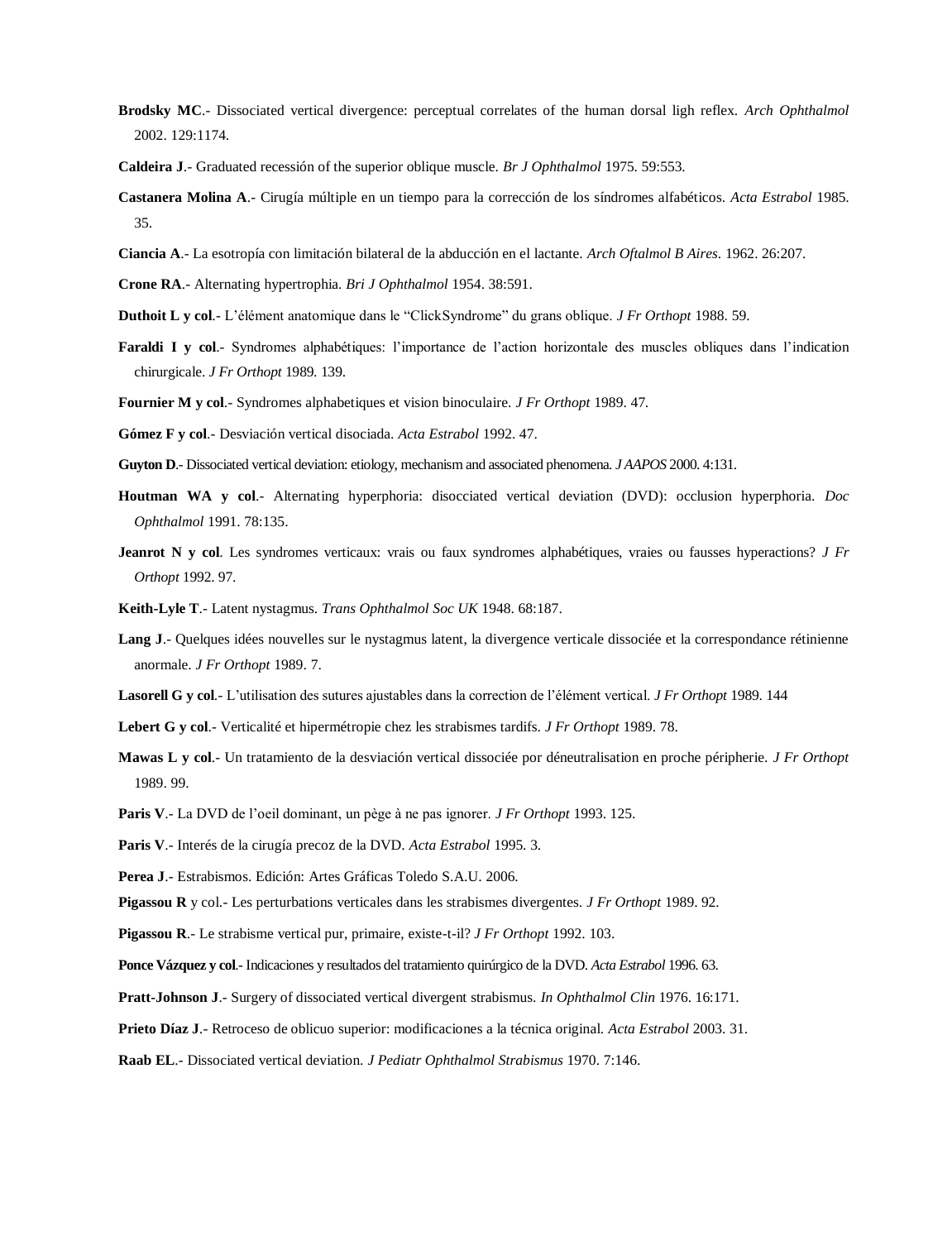**Brodsky MC**.- Dissociated vertical divergence: perceptual correlates of the human dorsal ligh reflex. *Arch Ophthalmol* 2002. 129:1174.

**Caldeira J**.- Graduated recessión of the superior oblique muscle. *Br J Ophthalmol* 1975. 59:553.

**Castanera Molina A**.- Cirugía múltiple en un tiempo para la corrección de los síndromes alfabéticos. *Acta Estrabol* 1985. 35.

**Ciancia A**.- La esotropía con limitación bilateral de la abducción en el lactante. *Arch Oftalmol B Aires*. 1962. 26:207.

**Crone RA**.- Alternating hypertrophia. *Bri J Ophthalmol* 1954. 38:591.

**Duthoit L y col**.- L'élément anatomique dans le "ClickSyndrome" du grans oblique. *J Fr Orthopt* 1988. 59.

**Faraldi I y col**.- Syndromes alphabétiques: l'importance de l'action horizontale des muscles obliques dans l'indication chirurgicale. *J Fr Orthopt* 1989. 139.

**Fournier M y col**.- Syndromes alphabetiques et vision binoculaire. *J Fr Orthopt* 1989. 47.

**Gómez F y col**.- Desviación vertical disociada. *Acta Estrabol* 1992. 47.

**Guyton D**.- Dissociated vertical deviation: etiology, mechanism and associated phenomena. *J AAPOS* 2000. 4:131.

**Houtman WA y col**.- Alternating hyperphoria: disocciated vertical deviation (DVD): occlusion hyperphoria. *Doc Ophthalmol* 1991. 78:135.

**Jeanrot N y col**. Les syndromes verticaux: vrais ou faux syndromes alphabétiques, vraies ou fausses hyperactions? *J Fr Orthopt* 1992. 97.

**Keith-Lyle T**.- Latent nystagmus. *Trans Ophthalmol Soc UK* 1948. 68:187.

**Lang J**.- Quelques idées nouvelles sur le nystagmus latent, la divergence verticale dissociée et la correspondance rétinienne anormale. *J Fr Orthopt* 1989. 7.

**Lasorell G y col**.- L'utilisation des sutures ajustables dans la correction de l'élément vertical. *J Fr Orthopt* 1989. 144

**Lebert G y col**.- Verticalité et hipermétropie chez les strabismes tardifs. *J Fr Orthopt* 1989. 78.

**Mawas L y col**.- Un tratamiento de la desviación vertical dissociée par déneutralisation en proche péripherie. *J Fr Orthopt* 1989. 99.

**Paris V**.- La DVD de l'oeil dominant, un pège à ne pas ignorer. *J Fr Orthopt* 1993. 125.

**Paris V**.- Interés de la cirugía precoz de la DVD. *Acta Estrabol* 1995. 3.

**Perea J**.- Estrabismos. Edición: Artes Gráficas Toledo S.A.U. 2006.

**Pigassou R** y col.- Les perturbations verticales dans les strabismes divergentes. *J Fr Orthopt* 1989. 92.

**Pigassou R**.- Le strabisme vertical pur, primaire, existe-t-il? *J Fr Orthopt* 1992. 103.

**Ponce Vázquez y col**.- Indicaciones y resultados del tratamiento quirúrgico de la DVD. *Acta Estrabol* 1996. 63.

**Pratt-Johnson J**.- Surgery of dissociated vertical divergent strabismus. *In Ophthalmol Clin* 1976. 16:171.

**Prieto Díaz J**.- Retroceso de oblicuo superior: modificaciones a la técnica original. *Acta Estrabol* 2003. 31.

**Raab EL**.- Dissociated vertical deviation. *J Pediatr Ophthalmol Strabismus* 1970. 7:146.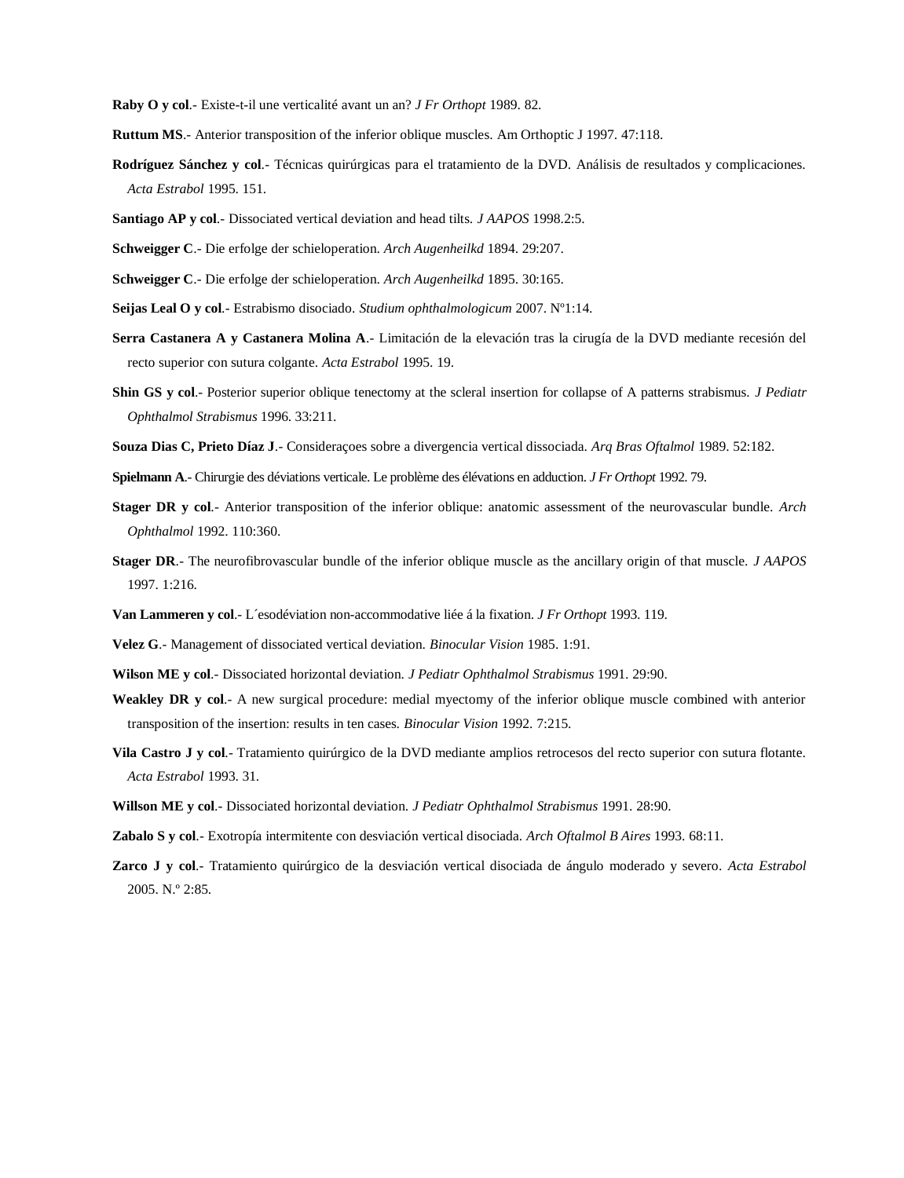**Raby O y col**.- Existe-t-il une verticalité avant un an? *J Fr Orthopt* 1989. 82.

**Ruttum MS**.- Anterior transposition of the inferior oblique muscles. Am Orthoptic J 1997. 47:118.

**Rodríguez Sánchez y col**.- Técnicas quirúrgicas para el tratamiento de la DVD. Análisis de resultados y complicaciones. *Acta Estrabol* 1995. 151.

**Santiago AP y col**.- Dissociated vertical deviation and head tilts. *J AAPOS* 1998.2:5.

**Schweigger C**.- Die erfolge der schieloperation. *Arch Augenheilkd* 1894. 29:207.

**Schweigger C**.- Die erfolge der schieloperation. *Arch Augenheilkd* 1895. 30:165.

**Seijas Leal O y col**.- Estrabismo disociado. *Studium ophthalmologicum* 2007. Nº1:14.

**Serra Castanera A y Castanera Molina A**.- Limitación de la elevación tras la cirugía de la DVD mediante recesión del recto superior con sutura colgante. *Acta Estrabol* 1995. 19.

**Shin GS y col**.- Posterior superior oblique tenectomy at the scleral insertion for collapse of A patterns strabismus. *J Pediatr Ophthalmol Strabismus* 1996. 33:211.

**Souza Dias C, Prieto Díaz J**.- Consideraçoes sobre a divergencia vertical dissociada. *Arq Bras Oftalmol* 1989. 52:182.

**Spielmann A**.- Chirurgie des déviations verticale. Le problème des élévations en adduction. *J Fr Orthopt* 1992. 79.

**Stager DR y col**.- Anterior transposition of the inferior oblique: anatomic assessment of the neurovascular bundle. *Arch Ophthalmol* 1992. 110:360.

**Stager DR**.- The neurofibrovascular bundle of the inferior oblique muscle as the ancillary origin of that muscle. *J AAPOS* 1997. 1:216.

**Van Lammeren y col**.- L´esodéviation non-accommodative liée á la fixation. *J Fr Orthopt* 1993. 119.

**Velez G**.- Management of dissociated vertical deviation. *Binocular Vision* 1985. 1:91.

**Wilson ME y col**.- Dissociated horizontal deviation. *J Pediatr Ophthalmol Strabismus* 1991. 29:90.

**Weakley DR y col**.- A new surgical procedure: medial myectomy of the inferior oblique muscle combined with anterior transposition of the insertion: results in ten cases. *Binocular Vision* 1992. 7:215.

**Vila Castro J y col**.- Tratamiento quirúrgico de la DVD mediante amplios retrocesos del recto superior con sutura flotante. *Acta Estrabol* 1993. 31.

**Willson ME y col**.- Dissociated horizontal deviation. *J Pediatr Ophthalmol Strabismus* 1991. 28:90.

**Zabalo S y col**.- Exotropía intermitente con desviación vertical disociada. *Arch Oftalmol B Aires* 1993. 68:11.

**Zarco J y col**.- Tratamiento quirúrgico de la desviación vertical disociada de ángulo moderado y severo. *Acta Estrabol* 2005. N.º 2:85.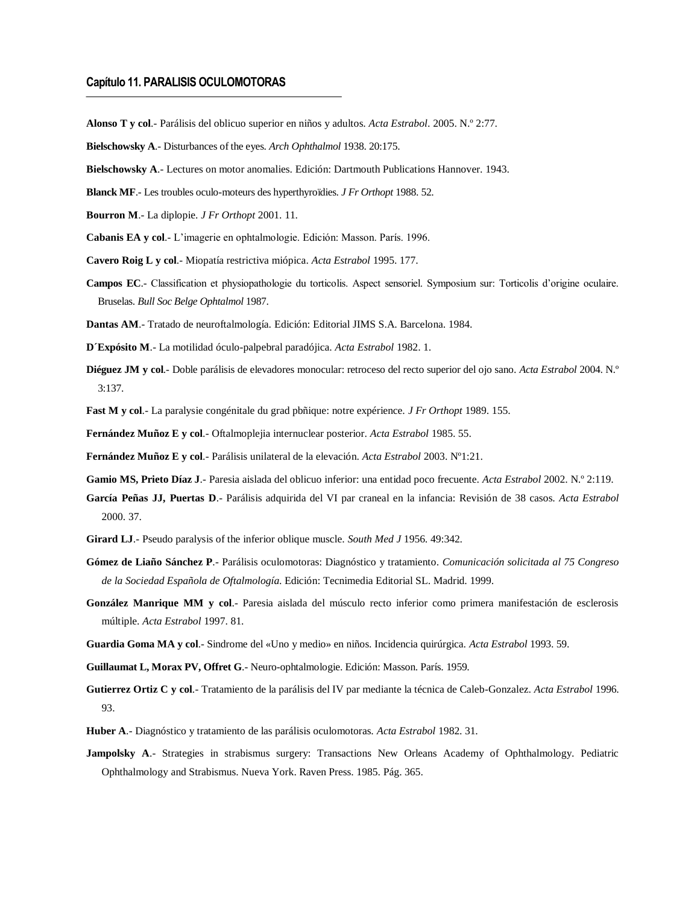## Capítulo 11. PARALISIS OCULOMOTORAS

**Alonso T y col**.- Parálisis del oblicuo superior en niños y adultos. *Acta Estrabol*. 2005. N.º 2:77.

**Bielschowsky A**.- Disturbances of the eyes. *Arch Ophthalmol* 1938. 20:175.

**Bielschowsky A**.- Lectures on motor anomalies. Edición: Dartmouth Publications Hannover. 1943.

**Blanck MF**.- Les troubles oculo-moteurs des hyperthyroïdies. *J Fr Orthopt* 1988. 52.

**Bourron M**.- La diplopie. *J Fr Orthopt* 2001. 11.

**Cabanis EA y col**.- L'imagerie en ophtalmologie. Edición: Masson. París. 1996.

**Cavero Roig L y col**.- Miopatía restrictiva miópica. *Acta Estrabol* 1995. 177.

**Campos EC**.- Classification et physiopathologie du torticolis. Aspect sensoriel. Symposium sur: Torticolis d'origine oculaire. Bruselas. *Bull Soc Belge Ophtalmol* 1987.

**Dantas AM**.- Tratado de neuroftalmología. Edición: Editorial JIMS S.A. Barcelona. 1984.

**D´Expósito M**.- La motilidad óculo-palpebral paradójica. *Acta Estrabol* 1982. 1.

**Diéguez JM y col**.- Doble parálisis de elevadores monocular: retroceso del recto superior del ojo sano. *Acta Estrabol* 2004. N.º 3:137.

**Fast M y col**.- La paralysie congénitale du grad pbñique: notre expérience. *J Fr Orthopt* 1989. 155.

**Fernández Muñoz E y col**.- Oftalmoplejia internuclear posterior. *Acta Estrabol* 1985. 55.

**Fernández Muñoz E y col**.- Parálisis unilateral de la elevación. *Acta Estrabol* 2003. Nº1:21.

**Gamio MS, Prieto Díaz J**.- Paresia aislada del oblicuo inferior: una entidad poco frecuente. *Acta Estrabol* 2002. N.º 2:119.

**García Peñas JJ, Puertas D**.- Parálisis adquirida del VI par craneal en la infancia: Revisión de 38 casos. *Acta Estrabol* 2000. 37.

**Girard LJ**.- Pseudo paralysis of the inferior oblique muscle. *South Med J* 1956. 49:342.

**Gómez de Liaño Sánchez P**.- Parálisis oculomotoras: Diagnóstico y tratamiento. *Comunicación solicitada al 75 Congreso de la Sociedad Española de Oftalmología.* Edición: Tecnimedia Editorial SL. Madrid. 1999.

**González Manrique MM y col**.- Paresia aislada del músculo recto inferior como primera manifestación de esclerosis múltiple. *Acta Estrabol* 1997. 81.

**Guardia Goma MA y col**.- Sindrome del «Uno y medio» en niños. Incidencia quirúrgica. *Acta Estrabol* 1993. 59.

**Guillaumat L, Morax PV, Offret G**.- Neuro-ophtalmologie. Edición: Masson. París. 1959.

**Gutierrez Ortiz C y col**.- Tratamiento de la parálisis del IV par mediante la técnica de Caleb-Gonzalez. *Acta Estrabol* 1996. 93.

**Huber A**.- Diagnóstico y tratamiento de las parálisis oculomotoras. *Acta Estrabol* 1982. 31.

**Jampolsky A**.- Strategies in strabismus surgery: Transactions New Orleans Academy of Ophthalmology. Pediatric Ophthalmology and Strabismus. Nueva York. Raven Press. 1985. Pág. 365.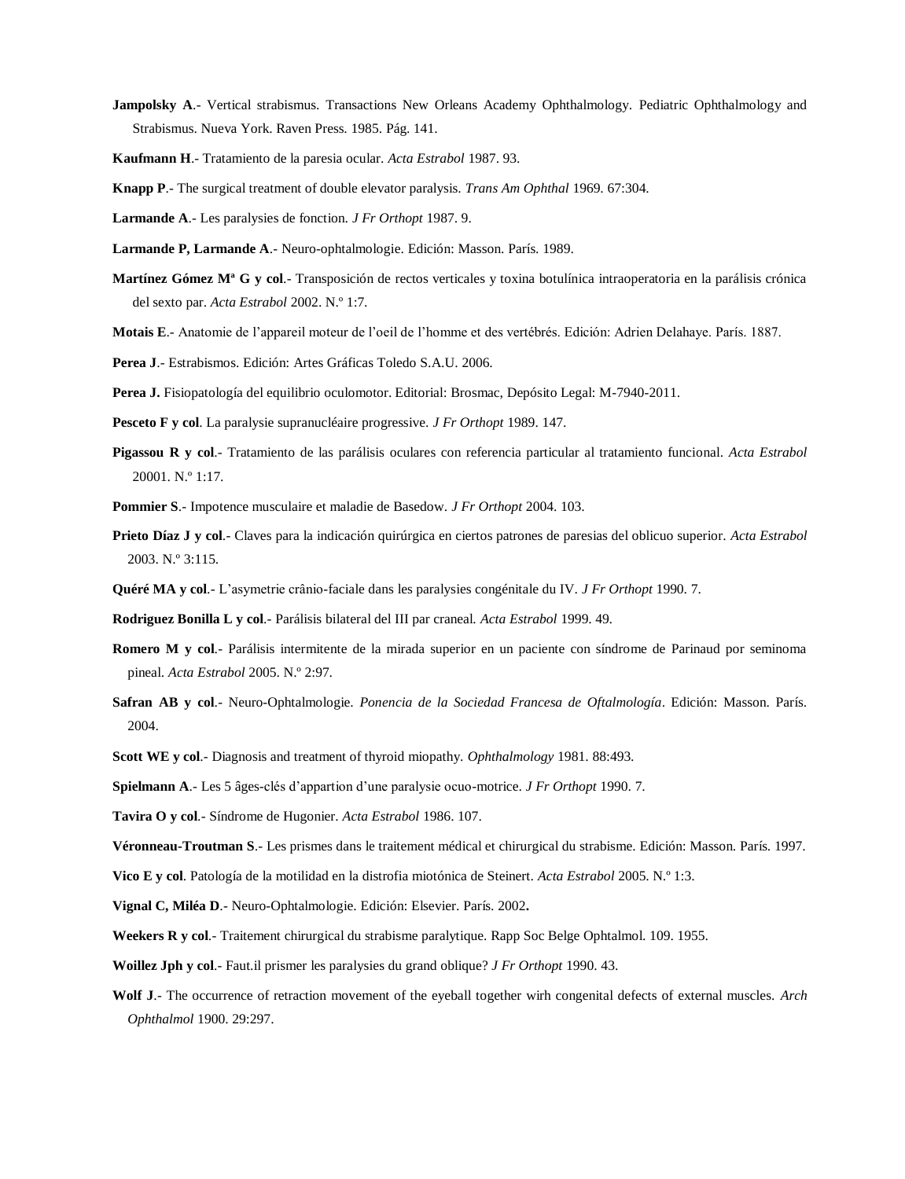**Jampolsky A**.- Vertical strabismus. Transactions New Orleans Academy Ophthalmology. Pediatric Ophthalmology and Strabismus. Nueva York. Raven Press. 1985. Pág. 141.

**Kaufmann H**.- Tratamiento de la paresia ocular. *Acta Estrabol* 1987. 93.

**Knapp P**.- The surgical treatment of double elevator paralysis. *Trans Am Ophthal* 1969. 67:304.

**Larmande A**.- Les paralysies de fonction. *J Fr Orthopt* 1987. 9.

**Larmande P, Larmande A**.- Neuro-ophtalmologie. Edición: Masson. París. 1989.

**Martínez Gómez Mª G y col**.- Transposición de rectos verticales y toxina botulínica intraoperatoria en la parálisis crónica del sexto par. *Acta Estrabol* 2002. N.º 1:7.

**Motais E**.- Anatomie de l'appareil moteur de l'oeil de l'homme et des vertébrés. Edición: Adrien Delahaye. París. 1887.

**Perea J**.- Estrabismos. Edición: Artes Gráficas Toledo S.A.U. 2006.

**Perea J.** Fisiopatología del equilibrio oculomotor. Editorial: Brosmac, Depósito Legal: M-7940-2011.

**Pesceto F y col**. La paralysie supranucléaire progressive. *J Fr Orthopt* 1989. 147.

**Pigassou R y col**.- Tratamiento de las parálisis oculares con referencia particular al tratamiento funcional. *Acta Estrabol* 20001. N.º 1:17.

**Pommier S**.- Impotence musculaire et maladie de Basedow. *J Fr Orthopt* 2004. 103.

**Prieto Díaz J y col**.- Claves para la indicación quirúrgica en ciertos patrones de paresias del oblicuo superior. *Acta Estrabol* 2003. N.º 3:115.

**Quéré MA y col**.- L'asymetrie crânio-faciale dans les paralysies congénitale du IV. *J Fr Orthopt* 1990. 7.

**Rodriguez Bonilla L y col**.- Parálisis bilateral del III par craneal. *Acta Estrabol* 1999. 49.

**Romero M y col**.- Parálisis intermitente de la mirada superior en un paciente con síndrome de Parinaud por seminoma pineal. *Acta Estrabol* 2005. N.º 2:97.

**Safran AB y col**.- Neuro-Ophtalmologie. *Ponencia de la Sociedad Francesa de Oftalmología*. Edición: Masson. París. 2004.

**Scott WE y col**.- Diagnosis and treatment of thyroid miopathy. *Ophthalmology* 1981. 88:493.

**Spielmann A**.- Les 5 âges-clés d'appartion d'une paralysie ocuo-motrice. *J Fr Orthopt* 1990. 7.

**Tavira O y col**.- Síndrome de Hugonier. *Acta Estrabol* 1986. 107.

**Véronneau-Troutman S**.- Les prismes dans le traitement médical et chirurgical du strabisme. Edición: Masson. París. 1997.

**Vico E y col**. Patología de la motilidad en la distrofia miotónica de Steinert. *Acta Estrabol* 2005. N.º 1:3.

**Vignal C, Miléa D**.- Neuro-Ophtalmologie. Edición: Elsevier. París. 2002**.**

**Weekers R y col**.- Traitement chirurgical du strabisme paralytique. Rapp Soc Belge Ophtalmol. 109. 1955.

**Woillez Jph y col**.- Faut.il prismer les paralysies du grand oblique? *J Fr Orthopt* 1990. 43.

**Wolf J**.- The occurrence of retraction movement of the eyeball together wirh congenital defects of external muscles. *Arch Ophthalmol* 1900. 29:297.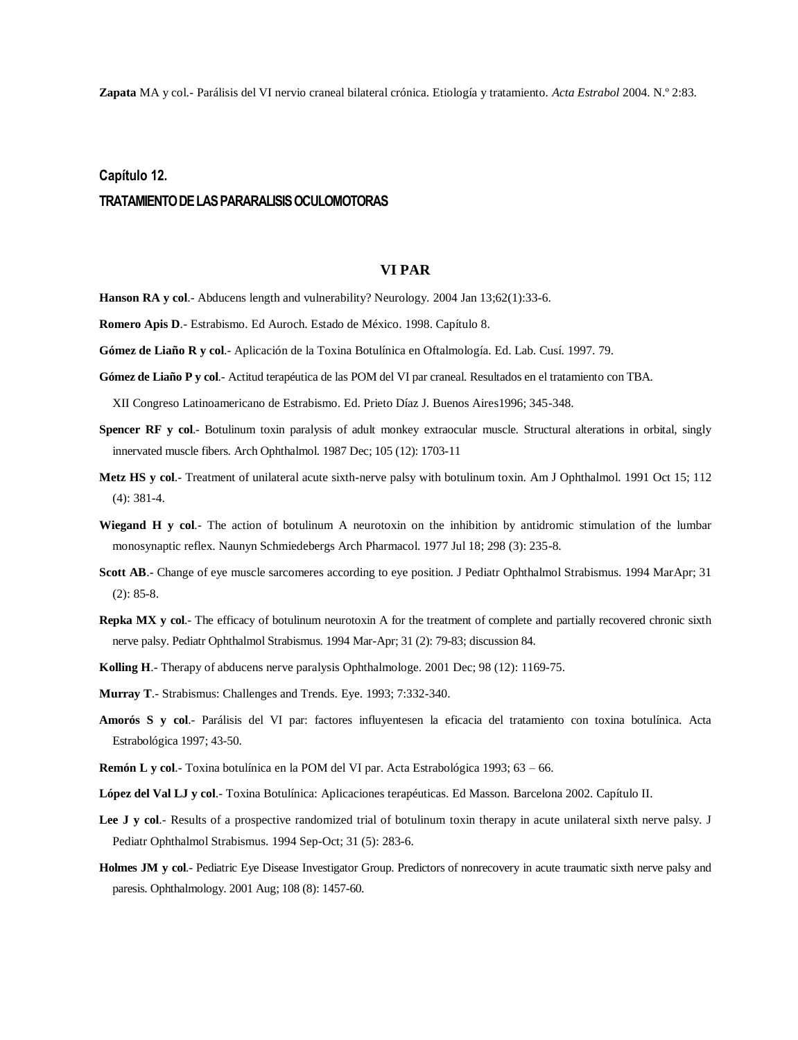**Zapata** MA y col.- Parálisis del VI nervio craneal bilateral crónica. Etiología y tratamiento. *Acta Estrabol* 2004. N.º 2:83.

## Capítulo 12.

## TRATAMIENTO DE LAS PARARALISIS OCULOMOTORAS

### VI PAR

**Hanson RA y col**.- Abducens length and vulnerability? Neurology. 2004 Jan 13;62(1):33-6.

**Romero Apis D**.- Estrabismo. Ed Auroch. Estado de México. 1998. Capítulo 8.

**Gómez de Liaño R y col**.- Aplicación de la Toxina Botulínica en Oftalmología. Ed. Lab. Cusí. 1997. 79.

**Gómez de Liaño P y col**.- Actitud terapéutica de las POM del VI par craneal. Resultados en el tratamiento con TBA. XII Congreso Latinoamericano de Estrabismo. Ed. Prieto Díaz J. Buenos Aires1996; 345-348.

**Spencer RF y col**.- Botulinum toxin paralysis of adult monkey extraocular muscle. Structural alterations in orbital, singly innervated muscle fibers. Arch Ophthalmol. 1987 Dec; 105 (12): 1703-11

**Metz HS y col**.- Treatment of unilateral acute sixth-nerve palsy with botulinum toxin. Am J Ophthalmol. 1991 Oct 15; 112 (4): 381-4.

**Wiegand H y col**.- The action of botulinum A neurotoxin on the inhibition by antidromic stimulation of the lumbar monosynaptic reflex. Naunyn Schmiedebergs Arch Pharmacol. 1977 Jul 18; 298 (3): 235-8.

**Scott AB**.- Change of eye muscle sarcomeres according to eye position. J Pediatr Ophthalmol Strabismus. 1994 MarApr; 31 (2): 85-8.

**Repka MX y col**.- The efficacy of botulinum neurotoxin A for the treatment of complete and partially recovered chronic sixth nerve palsy. Pediatr Ophthalmol Strabismus. 1994 Mar-Apr; 31 (2): 79-83; discussion 84.

**Kolling H**.- Therapy of abducens nerve paralysis Ophthalmologe. 2001 Dec; 98 (12): 1169-75.

**Murray T**.- Strabismus: Challenges and Trends. Eye. 1993; 7:332-340.

**Amorós S y col**.- Parálisis del VI par: factores influyentesen la eficacia del tratamiento con toxina botulínica. Acta Estrabológica 1997; 43-50.

**Remón L y col**.- Toxina botulínica en la POM del VI par. Acta Estrabológica 1993; 63 – 66.

**López del Val LJ y col**.- Toxina Botulínica: Aplicaciones terapéuticas. Ed Masson. Barcelona 2002. Capítulo II.

**Lee J y col**.- Results of a prospective randomized trial of botulinum toxin therapy in acute unilateral sixth nerve palsy. J Pediatr Ophthalmol Strabismus. 1994 Sep-Oct; 31 (5): 283-6.

**Holmes JM y col**.- Pediatric Eye Disease Investigator Group. Predictors of nonrecovery in acute traumatic sixth nerve palsy and paresis. Ophthalmology. 2001 Aug; 108 (8): 1457-60.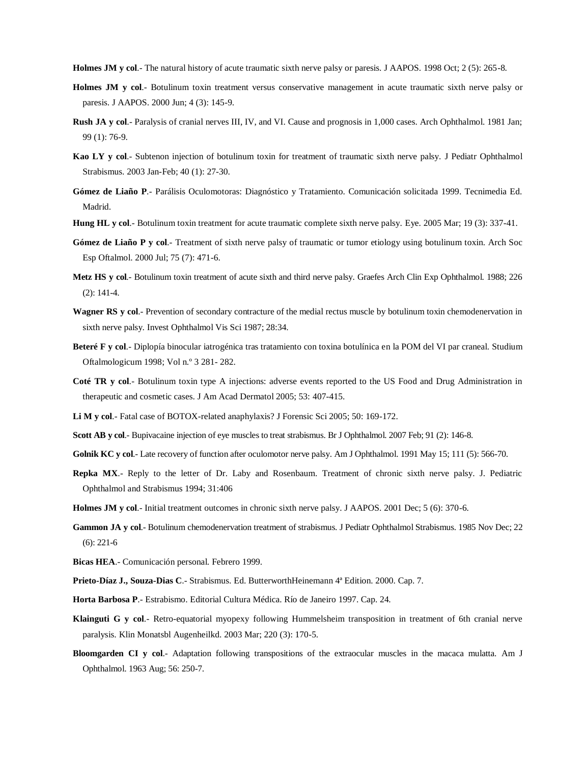**Holmes JM y col**.- The natural history of acute traumatic sixth nerve palsy or paresis. J AAPOS. 1998 Oct; 2 (5): 265-8.

**Holmes JM y col**.- Botulinum toxin treatment versus conservative management in acute traumatic sixth nerve palsy or paresis. J AAPOS. 2000 Jun; 4 (3): 145-9.

**Rush JA y col**.- Paralysis of cranial nerves III, IV, and VI. Cause and prognosis in 1,000 cases. Arch Ophthalmol. 1981 Jan; 99 (1): 76-9.

**Kao LY y col**.- Subtenon injection of botulinum toxin for treatment of traumatic sixth nerve palsy. J Pediatr Ophthalmol Strabismus. 2003 Jan-Feb; 40 (1): 27-30.

**Gómez de Liaño P**.- Parálisis Oculomotoras: Diagnóstico y Tratamiento. Comunicación solicitada 1999. Tecnimedia Ed. Madrid.

**Hung HL y col**.- Botulinum toxin treatment for acute traumatic complete sixth nerve palsy. Eye. 2005 Mar; 19 (3): 337-41.

**Gómez de Liaño P y col**.- Treatment of sixth nerve palsy of traumatic or tumor etiology using botulinum toxin. Arch Soc Esp Oftalmol. 2000 Jul; 75 (7): 471-6.

**Metz HS y col**.- Botulinum toxin treatment of acute sixth and third nerve palsy. Graefes Arch Clin Exp Ophthalmol. 1988; 226 (2): 141-4.

**Wagner RS y col**.- Prevention of secondary contracture of the medial rectus muscle by botulinum toxin chemodenervation in sixth nerve palsy. Invest Ophthalmol Vis Sci 1987; 28:34.

**Beteré F y col**.- Diplopía binocular iatrogénica tras tratamiento con toxina botulínica en la POM del VI par craneal. Studium Oftalmologicum 1998; Vol n.º 3 281- 282.

**Coté TR y col**.- Botulinum toxin type A injections: adverse events reported to the US Food and Drug Administration in therapeutic and cosmetic cases. J Am Acad Dermatol 2005; 53: 407-415.

**Li M y col**.- Fatal case of BOTOX-related anaphylaxis? J Forensic Sci 2005; 50: 169-172.

**Scott AB y col**.- Bupivacaine injection of eye muscles to treat strabismus. Br J Ophthalmol. 2007 Feb; 91 (2): 146-8.

**Golnik KC y col**.- Late recovery of function after oculomotor nerve palsy. Am J Ophthalmol. 1991 May 15; 111 (5): 566-70.

**Repka MX**.- Reply to the letter of Dr. Laby and Rosenbaum. Treatment of chronic sixth nerve palsy. J. Pediatric Ophthalmol and Strabismus 1994; 31:406

**Holmes JM y col**.- Initial treatment outcomes in chronic sixth nerve palsy. J AAPOS. 2001 Dec; 5 (6): 370-6.

**Gammon JA y col**.- Botulinum chemodenervation treatment of strabismus. J Pediatr Ophthalmol Strabismus. 1985 Nov Dec; 22 (6): 221-6

**Bicas HEA**.- Comunicación personal. Febrero 1999.

**Prieto-Díaz J., Souza-Dias C**.- Strabismus. Ed. ButterworthHeinemann 4ª Edition. 2000. Cap. 7.

**Horta Barbosa P**.- Estrabismo. Editorial Cultura Médica. Río de Janeiro 1997. Cap. 24.

**Klainguti G y col**.- Retro-equatorial myopexy following Hummelsheim transposition in treatment of 6th cranial nerve paralysis. Klin Monatsbl Augenheilkd. 2003 Mar; 220 (3): 170-5.

**Bloomgarden CI y col**.- Adaptation following transpositions of the extraocular muscles in the macaca mulatta. Am J Ophthalmol. 1963 Aug; 56: 250-7.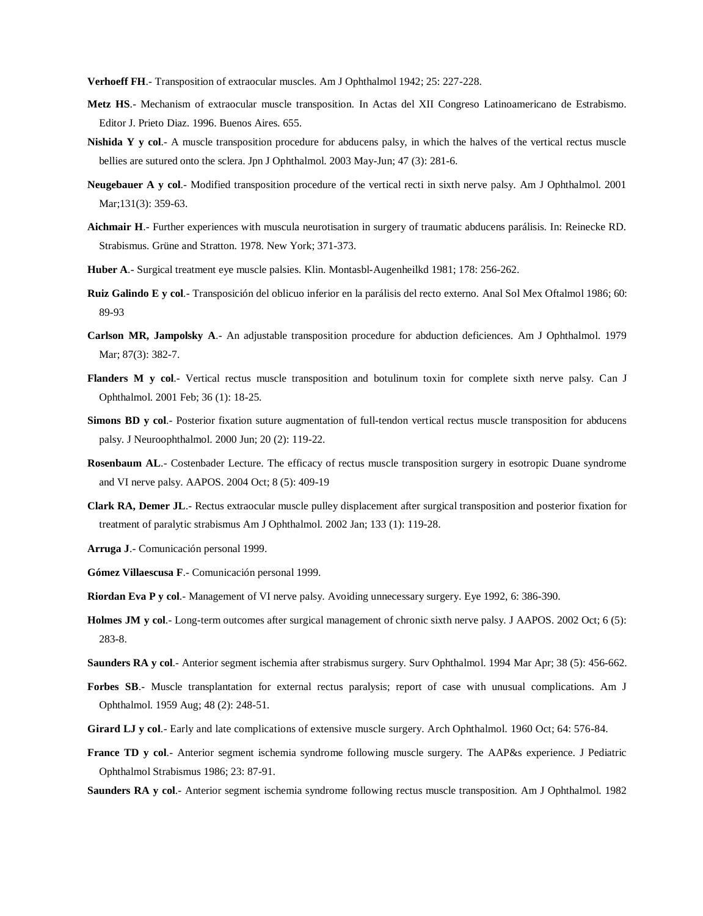**Verhoeff FH**.- Transposition of extraocular muscles. Am J Ophthalmol 1942; 25: 227-228.

**Metz HS**.- Mechanism of extraocular muscle transposition. In Actas del XII Congreso Latinoamericano de Estrabismo. Editor J. Prieto Diaz. 1996. Buenos Aires. 655.

**Nishida Y y col**.- A muscle transposition procedure for abducens palsy, in which the halves of the vertical rectus muscle bellies are sutured onto the sclera. Jpn J Ophthalmol. 2003 May-Jun; 47 (3): 281-6.

**Neugebauer A y col**.- Modified transposition procedure of the vertical recti in sixth nerve palsy. Am J Ophthalmol. 2001 Mar;131(3): 359-63.

**Aichmair H**.- Further experiences with muscula neurotisation in surgery of traumatic abducens parálisis. In: Reinecke RD. Strabismus. Grüne and Stratton. 1978. New York; 371-373.

**Huber A**.- Surgical treatment eye muscle palsies. Klin. Montasbl-Augenheilkd 1981; 178: 256-262.

**Ruiz Galindo E y col**.- Transposición del oblicuo inferior en la parálisis del recto externo. Anal Sol Mex Oftalmol 1986; 60: 89-93

**Carlson MR, Jampolsky A**.- An adjustable transposition procedure for abduction deficiences. Am J Ophthalmol. 1979 Mar; 87(3): 382-7.

**Flanders M y col**.- Vertical rectus muscle transposition and botulinum toxin for complete sixth nerve palsy. Can J Ophthalmol. 2001 Feb; 36 (1): 18-25.

**Simons BD y col**.- Posterior fixation suture augmentation of full-tendon vertical rectus muscle transposition for abducens palsy. J Neuroophthalmol. 2000 Jun; 20 (2): 119-22.

**Rosenbaum AL**.- Costenbader Lecture. The efficacy of rectus muscle transposition surgery in esotropic Duane syndrome and VI nerve palsy. AAPOS. 2004 Oct; 8 (5): 409-19

**Clark RA, Demer JL**.- Rectus extraocular muscle pulley displacement after surgical transposition and posterior fixation for treatment of paralytic strabismus Am J Ophthalmol. 2002 Jan; 133 (1): 119-28.

**Arruga J**.- Comunicación personal 1999.

**Gómez Villaescusa F**.- Comunicación personal 1999.

**Riordan Eva P y col**.- Management of VI nerve palsy. Avoiding unnecessary surgery. Eye 1992, 6: 386-390.

**Holmes JM y col**.- Long-term outcomes after surgical management of chronic sixth nerve palsy. J AAPOS. 2002 Oct; 6 (5): 283-8.

**Saunders RA y col**.- Anterior segment ischemia after strabismus surgery. Surv Ophthalmol. 1994 Mar Apr; 38 (5): 456-662.

**Forbes SB**.- Muscle transplantation for external rectus paralysis; report of case with unusual complications. Am J Ophthalmol. 1959 Aug; 48 (2): 248-51.

**Girard LJ y col**.- Early and late complications of extensive muscle surgery. Arch Ophthalmol. 1960 Oct; 64: 576-84.

**France TD y col**.- Anterior segment ischemia syndrome following muscle surgery. The AAP&s experience. J Pediatric Ophthalmol Strabismus 1986; 23: 87-91.

**Saunders RA y col**.- Anterior segment ischemia syndrome following rectus muscle transposition. Am J Ophthalmol. 1982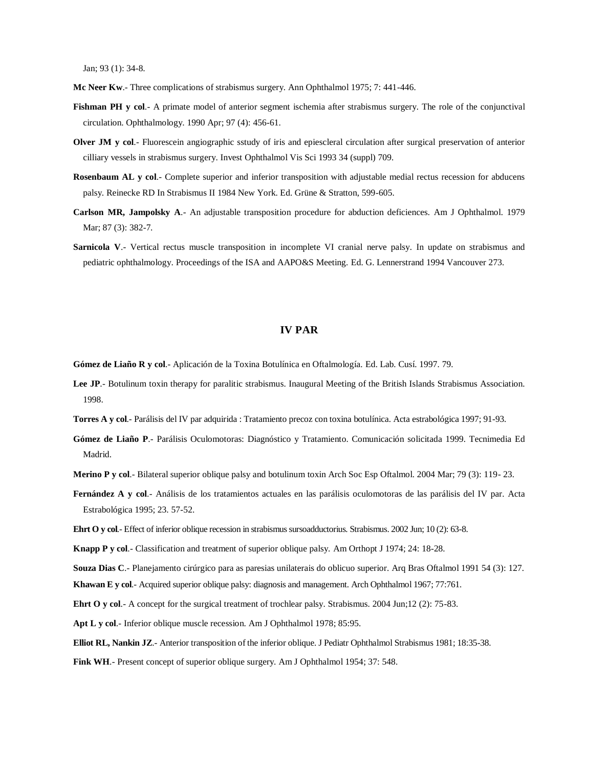Jan; 93 (1): 34-8.

**Mc Neer Kw**.- Three complications of strabismus surgery. Ann Ophthalmol 1975; 7: 441-446.

**Fishman PH y col**.- A primate model of anterior segment ischemia after strabismus surgery. The role of the conjunctival circulation. Ophthalmology. 1990 Apr; 97 (4): 456-61.

**Olver JM y col**.- Fluorescein angiographic sstudy of iris and epiescleral circulation after surgical preservation of anterior cilliary vessels in strabismus surgery. Invest Ophthalmol Vis Sci 1993 34 (suppl) 709.

**Rosenbaum AL y col**.- Complete superior and inferior transposition with adjustable medial rectus recession for abducens palsy. Reinecke RD In Strabismus II 1984 New York. Ed. Grüne & Stratton, 599-605.

**Carlson MR, Jampolsky A**.- An adjustable transposition procedure for abduction deficiences. Am J Ophthalmol. 1979 Mar; 87 (3): 382-7.

**Sarnicola V**.- Vertical rectus muscle transposition in incomplete VI cranial nerve palsy. In update on strabismus and pediatric ophthalmology. Proceedings of the ISA and AAPO&S Meeting. Ed. G. Lennerstrand 1994 Vancouver 273.

## IV PAR

**Gómez de Liaño R y col**.- Aplicación de la Toxina Botulínica en Oftalmología. Ed. Lab. Cusí. 1997. 79.

**Lee JP**.- Botulinum toxin therapy for paralitic strabismus. Inaugural Meeting of the British Islands Strabismus Association. 1998.

**Torres A y col**.- Parálisis del IV par adquirida : Tratamiento precoz con toxina botulínica. Acta estrabológica 1997; 91-93.

**Gómez de Liaño P**.- Parálisis Oculomotoras: Diagnóstico y Tratamiento. Comunicación solicitada 1999. Tecnimedia Ed Madrid.

**Merino P y col**.- Bilateral superior oblique palsy and botulinum toxin Arch Soc Esp Oftalmol. 2004 Mar; 79 (3): 119- 23.

**Fernández A y col**.- Análisis de los tratamientos actuales en las parálisis oculomotoras de las parálisis del IV par. Acta Estrabológica 1995; 23. 57-52.

**Ehrt O y col**.- Effect of inferior oblique recession in strabismus sursoadductorius. Strabismus. 2002 Jun; 10 (2): 63-8.

**Knapp P y col**.- Classification and treatment of superior oblique palsy. Am Orthopt J 1974; 24: 18-28.

**Souza Dias C**.- Planejamento cirúrgico para as paresias unilaterais do oblicuo superior. Arq Bras Oftalmol 1991 54 (3): 127.

**Khawan E y col**.- Acquired superior oblique palsy: diagnosis and management. Arch Ophthalmol 1967; 77:761.

**Ehrt O y col**.- A concept for the surgical treatment of trochlear palsy. Strabismus. 2004 Jun;12 (2): 75-83.

**Apt L y col**.- Inferior oblique muscle recession. Am J Ophthalmol 1978; 85:95.

**Elliot RL, Nankin JZ**.- Anterior transposition of the inferior oblique. J Pediatr Ophthalmol Strabismus 1981; 18:35-38.

**Fink WH**.- Present concept of superior oblique surgery. Am J Ophthalmol 1954; 37: 548.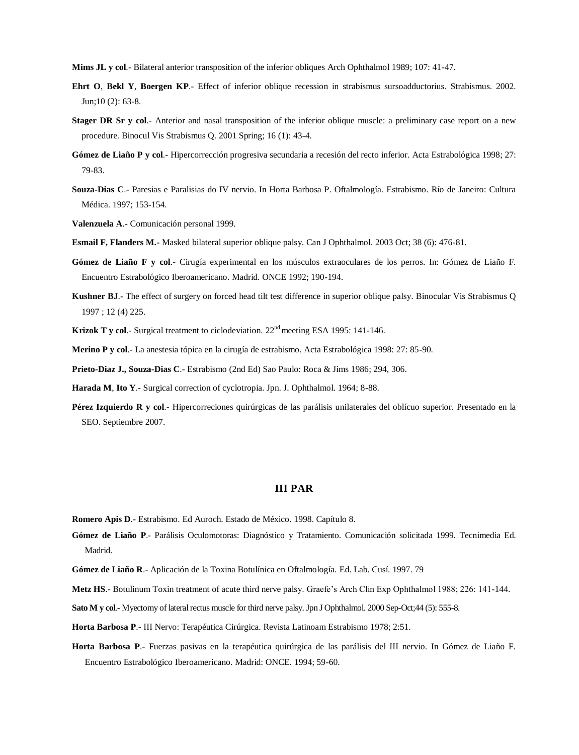**Mims JL y col**.- Bilateral anterior transposition of the inferior obliques Arch Ophthalmol 1989; 107: 41-47.

**Ehrt O**, **Bekl Y**, **Boergen KP**.- Effect of inferior oblique recession in strabismus sursoadductorius. Strabismus. 2002. Jun;10 (2): 63-8.

**Stager DR Sr y col**.- Anterior and nasal transposition of the inferior oblique muscle: a preliminary case report on a new procedure. Binocul Vis Strabismus Q. 2001 Spring; 16 (1): 43-4.

**Gómez de Liaño P y col**.- Hipercorrección progresiva secundaria a recesión del recto inferior. Acta Estrabológica 1998; 27: 79-83.

**Souza-Dias C**.- Paresias e Paralisias do IV nervio. In Horta Barbosa P. Oftalmología. Estrabismo. Río de Janeiro: Cultura Médica. 1997; 153-154.

**Valenzuela A**.- Comunicación personal 1999.

**Esmail F, Flanders M.-** Masked bilateral superior oblique palsy. Can J Ophthalmol. 2003 Oct; 38 (6): 476-81.

**Gómez de Liaño F y col**.- Cirugía experimental en los músculos extraoculares de los perros. In: Gómez de Liaño F. Encuentro Estrabológico Iberoamericano. Madrid. ONCE 1992; 190-194.

**Kushner BJ**.- The effect of surgery on forced head tilt test difference in superior oblique palsy. Binocular Vis Strabismus Q 1997 ; 12 (4) 225.

**Krizok T y col**.- Surgical treatment to ciclodeviation. 22nd meeting ESA 1995: 141-146.

**Merino P y col**.- La anestesia tópica en la cirugía de estrabismo. Acta Estrabológica 1998: 27: 85-90.

**Prieto-Diaz J., Souza-Dias C**.- Estrabismo (2nd Ed) Sao Paulo: Roca & Jims 1986; 294, 306.

**Harada M**, **Ito Y**.- Surgical correction of cyclotropia. Jpn. J. Ophthalmol. 1964; 8-88.

**Pérez Izquierdo R y col**.- Hipercorreciones quirúrgicas de las parálisis unilaterales del oblícuo superior. Presentado en la SEO. Septiembre 2007.

## III PAR

**Romero Apis D**.- Estrabismo. Ed Auroch. Estado de México. 1998. Capítulo 8.

**Gómez de Liaño P**.- Parálisis Oculomotoras: Diagnóstico y Tratamiento. Comunicación solicitada 1999. Tecnimedia Ed. Madrid.

**Gómez de Liaño R**.- Aplicación de la Toxina Botulínica en Oftalmología. Ed. Lab. Cusí. 1997. 79

**Metz HS**.- Botulinum Toxin treatment of acute third nerve palsy. Graefe's Arch Clin Exp Ophthalmol 1988; 226: 141-144.

**Sato M y col**.- Myectomy of lateral rectus muscle for third nerve palsy. Jpn J Ophthalmol. 2000 Sep-Oct;44 (5): 555-8.

**Horta Barbosa P**.- III Nervo: Terapéutica Cirúrgica. Revista Latinoam Estrabismo 1978; 2:51.

**Horta Barbosa P**.- Fuerzas pasivas en la terapéutica quirúrgica de las parálisis del III nervio. In Gómez de Liaño F. Encuentro Estrabológico Iberoamericano. Madrid: ONCE. 1994; 59-60.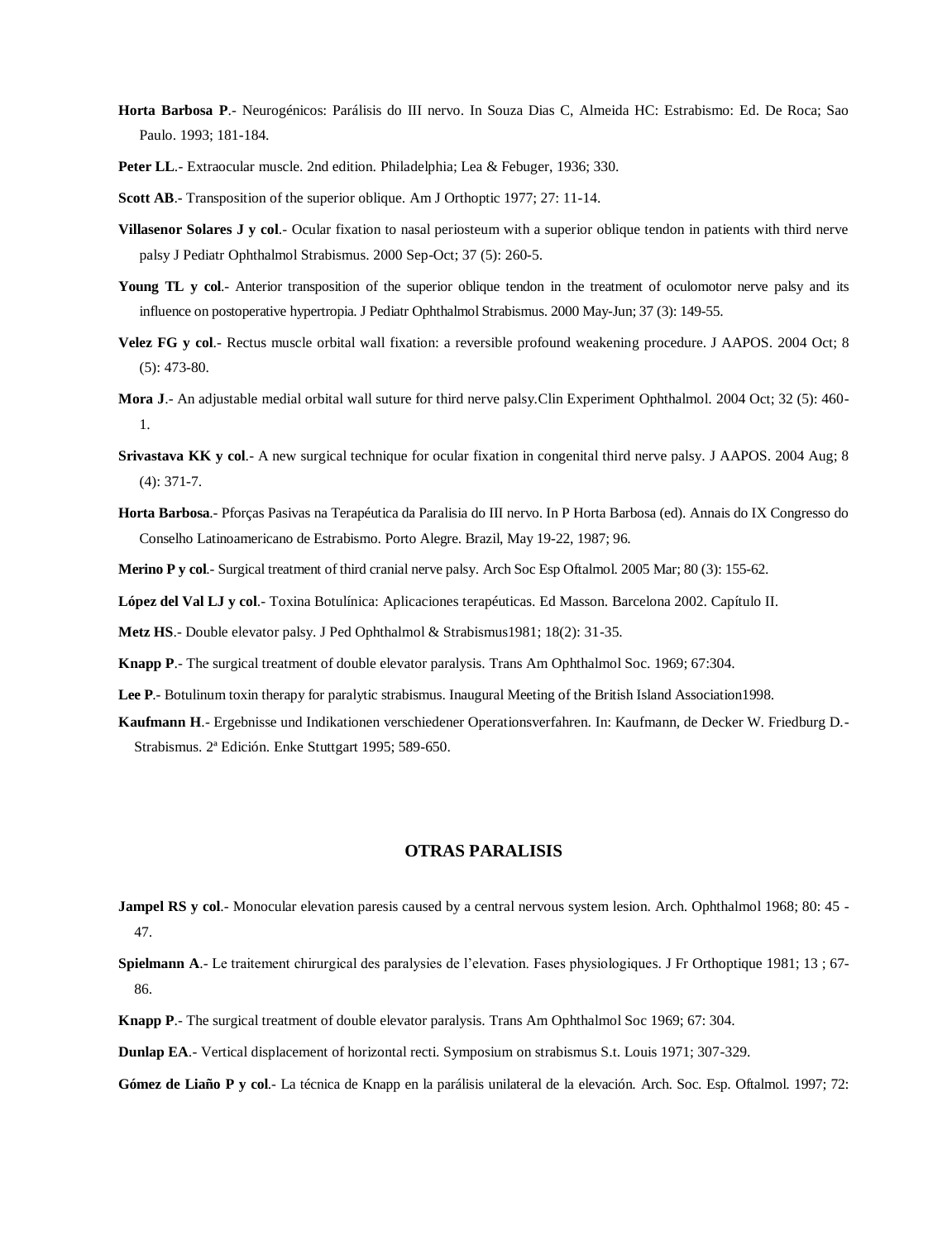**Horta Barbosa P**.- Neurogénicos: Parálisis do III nervo. In Souza Dias C, Almeida HC: Estrabismo: Ed. De Roca; Sao Paulo. 1993; 181-184.

**Peter LL**.- Extraocular muscle. 2nd edition. Philadelphia; Lea & Febuger, 1936; 330.

**Scott AB**.- Transposition of the superior oblique. Am J Orthoptic 1977; 27: 11-14.

**Villasenor Solares J y col**.- Ocular fixation to nasal periosteum with a superior oblique tendon in patients with third nerve palsy J Pediatr Ophthalmol Strabismus. 2000 Sep-Oct; 37 (5): 260-5.

**Young TL y col**.- Anterior transposition of the superior oblique tendon in the treatment of oculomotor nerve palsy and its influence on postoperative hypertropia. J Pediatr Ophthalmol Strabismus. 2000 May-Jun; 37 (3): 149-55.

**Velez FG y col**.- Rectus muscle orbital wall fixation: a reversible profound weakening procedure. J AAPOS. 2004 Oct; 8 (5): 473-80.

**Mora J**.- An adjustable medial orbital wall suture for third nerve palsy.Clin Experiment Ophthalmol. 2004 Oct; 32 (5): 460-1.

**Srivastava KK y col**.- A new surgical technique for ocular fixation in congenital third nerve palsy. J AAPOS. 2004 Aug; 8 (4): 371-7.

**Horta Barbosa**.- Pforças Pasivas na Terapéutica da Paralisia do III nervo. In P Horta Barbosa (ed). Annais do IX Congresso do Conselho Latinoamericano de Estrabismo. Porto Alegre. Brazil, May 19-22, 1987; 96.

**Merino P y col**.- Surgical treatment of third cranial nerve palsy. Arch Soc Esp Oftalmol. 2005 Mar; 80 (3): 155-62.

**López del Val LJ y col**.- Toxina Botulínica: Aplicaciones terapéuticas. Ed Masson. Barcelona 2002. Capítulo II.

**Metz HS**.- Double elevator palsy. J Ped Ophthalmol & Strabismus1981; 18(2): 31-35.

**Knapp P**.- The surgical treatment of double elevator paralysis. Trans Am Ophthalmol Soc. 1969; 67:304.

**Lee P**.- Botulinum toxin therapy for paralytic strabismus. Inaugural Meeting of the British Island Association1998.

**Kaufmann H**.- Ergebnisse und Indikationen verschiedener Operationsverfahren. In: Kaufmann, de Decker W. Friedburg D.- Strabismus. 2ª Edición. Enke Stuttgart 1995; 589-650.

## OTRAS PARALISIS

**Jampel RS y col**.- Monocular elevation paresis caused by a central nervous system lesion. Arch. Ophthalmol 1968; 80: 45 - 47.

**Spielmann A**.- Le traitement chirurgical des paralysies de l'elevation. Fases physiologiques. J Fr Orthoptique 1981; 13 ; 67-86.

**Knapp P**.- The surgical treatment of double elevator paralysis. Trans Am Ophthalmol Soc 1969; 67: 304.

**Dunlap EA**.- Vertical displacement of horizontal recti. Symposium on strabismus S.t. Louis 1971; 307-329.

**Gómez de Liaño P y col**.- La técnica de Knapp en la parálisis unilateral de la elevación. Arch. Soc. Esp. Oftalmol. 1997; 72: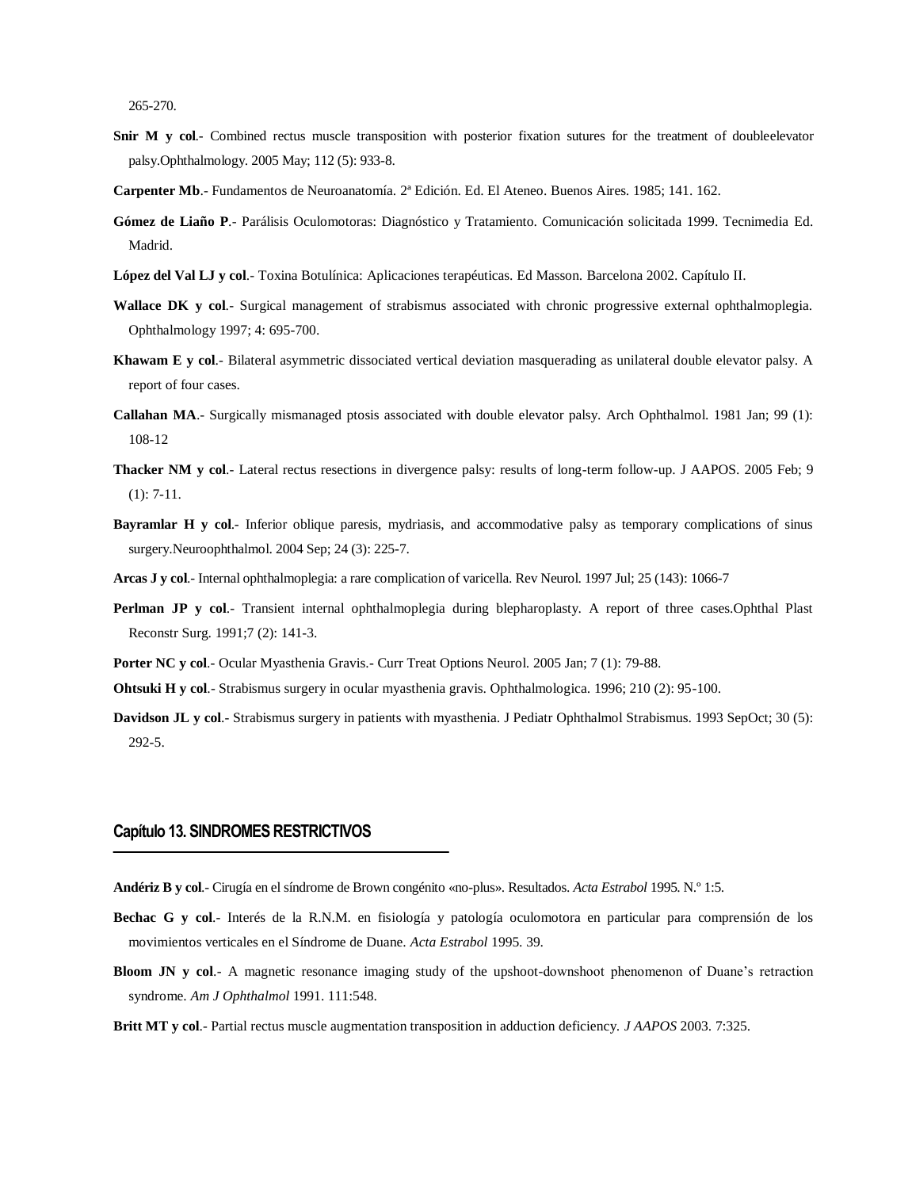265-270.

**Snir M y col**.- Combined rectus muscle transposition with posterior fixation sutures for the treatment of doubleelevator palsy.Ophthalmology. 2005 May; 112 (5): 933-8.

**Carpenter Mb**.- Fundamentos de Neuroanatomía. 2ª Edición. Ed. El Ateneo. Buenos Aires. 1985; 141. 162.

**Gómez de Liaño P**.- Parálisis Oculomotoras: Diagnóstico y Tratamiento. Comunicación solicitada 1999. Tecnimedia Ed. Madrid.

**López del Val LJ y col**.- Toxina Botulínica: Aplicaciones terapéuticas. Ed Masson. Barcelona 2002. Capítulo II.

**Wallace DK y col**.- Surgical management of strabismus associated with chronic progressive external ophthalmoplegia. Ophthalmology 1997; 4: 695-700.

**Khawam E y col**.- Bilateral asymmetric dissociated vertical deviation masquerading as unilateral double elevator palsy. A report of four cases.

**Callahan MA**.- Surgically mismanaged ptosis associated with double elevator palsy. Arch Ophthalmol. 1981 Jan; 99 (1): 108-12

**Thacker NM y col**.- Lateral rectus resections in divergence palsy: results of long-term follow-up. J AAPOS. 2005 Feb; 9 (1): 7-11.

**Bayramlar H y col**.- Inferior oblique paresis, mydriasis, and accommodative palsy as temporary complications of sinus surgery.Neuroophthalmol. 2004 Sep; 24 (3): 225-7.

**Arcas J y col**.- Internal ophthalmoplegia: a rare complication of varicella. Rev Neurol. 1997 Jul; 25 (143): 1066-7

**Perlman JP y col**.- Transient internal ophthalmoplegia during blepharoplasty. A report of three cases.Ophthal Plast Reconstr Surg. 1991;7 (2): 141-3.

**Porter NC y col**.- Ocular Myasthenia Gravis.- Curr Treat Options Neurol. 2005 Jan; 7 (1): 79-88.

**Ohtsuki H y col**.- Strabismus surgery in ocular myasthenia gravis. Ophthalmologica. 1996; 210 (2): 95-100.

**Davidson JL y col**.- Strabismus surgery in patients with myasthenia. J Pediatr Ophthalmol Strabismus. 1993 SepOct; 30 (5): 292-5.

## Capítulo 13. SINDROMES RESTRICTIVOS

**Andériz B y col**.- Cirugía en el síndrome de Brown congénito «no-plus». Resultados. *Acta Estrabol* 1995. N.º 1:5.

**Bechac G y col**.- Interés de la R.N.M. en fisiología y patología oculomotora en particular para comprensión de los movimientos verticales en el Síndrome de Duane. *Acta Estrabol* 1995. 39.

**Bloom JN y col**.- A magnetic resonance imaging study of the upshoot-downshoot phenomenon of Duane's retraction syndrome. *Am J Ophthalmol* 1991. 111:548.

**Britt MT y col**.- Partial rectus muscle augmentation transposition in adduction deficiency. *J AAPOS* 2003. 7:325.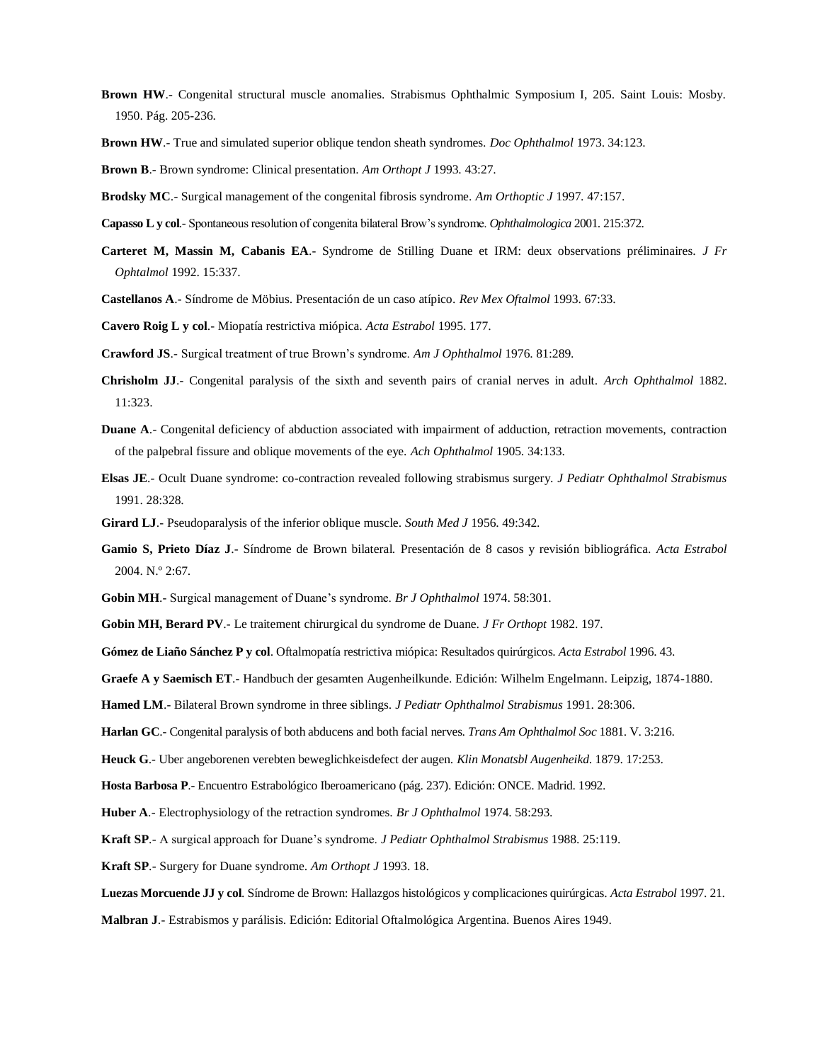**Brown HW**.- Congenital structural muscle anomalies. Strabismus Ophthalmic Symposium I, 205. Saint Louis: Mosby. 1950. Pág. 205-236.

**Brown HW**.- True and simulated superior oblique tendon sheath syndromes. *Doc Ophthalmol* 1973. 34:123.

**Brown B**.- Brown syndrome: Clinical presentation. *Am Orthopt J* 1993. 43:27.

**Brodsky MC**.- Surgical management of the congenital fibrosis syndrome. *Am Orthoptic J* 1997. 47:157.

**Capasso L y col**.- Spontaneous resolution of congenita bilateral Brow's syndrome. *Ophthalmologica* 2001. 215:372.

**Carteret M, Massin M, Cabanis EA**.- Syndrome de Stilling Duane et IRM: deux observations préliminaires. *J Fr Ophtalmol* 1992. 15:337.

**Castellanos A**.- Síndrome de Möbius. Presentación de un caso atípico. *Rev Mex Oftalmol* 1993. 67:33.

**Cavero Roig L y col**.- Miopatía restrictiva miópica. *Acta Estrabol* 1995. 177.

**Crawford JS**.- Surgical treatment of true Brown's syndrome. *Am J Ophthalmol* 1976. 81:289.

**Chrisholm JJ**.- Congenital paralysis of the sixth and seventh pairs of cranial nerves in adult. *Arch Ophthalmol* 1882. 11:323.

**Duane A**.- Congenital deficiency of abduction associated with impairment of adduction, retraction movements, contraction of the palpebral fissure and oblique movements of the eye. *Ach Ophthalmol* 1905. 34:133.

**Elsas JE**.- Ocult Duane syndrome: co-contraction revealed following strabismus surgery. *J Pediatr Ophthalmol Strabismus* 1991. 28:328.

**Girard LJ**.- Pseudoparalysis of the inferior oblique muscle. *South Med J* 1956. 49:342.

**Gamio S, Prieto Díaz J**.- Síndrome de Brown bilateral. Presentación de 8 casos y revisión bibliográfica. *Acta Estrabol* 2004. N.º 2:67.

**Gobin MH**.- Surgical management of Duane's syndrome. *Br J Ophthalmol* 1974. 58:301.

**Gobin MH, Berard PV**.- Le traitement chirurgical du syndrome de Duane. *J Fr Orthopt* 1982. 197.

**Gómez de Liaño Sánchez P y col**. Oftalmopatía restrictiva miópica: Resultados quirúrgicos. *Acta Estrabol* 1996. 43.

**Graefe A y Saemisch ET**.- Handbuch der gesamten Augenheilkunde. Edición: Wilhelm Engelmann. Leipzig, 1874-1880.

**Hamed LM**.- Bilateral Brown syndrome in three siblings. *J Pediatr Ophthalmol Strabismus* 1991. 28:306.

**Harlan GC**.- Congenital paralysis of both abducens and both facial nerves. *Trans Am Ophthalmol Soc* 1881. V. 3:216.

**Heuck G**.- Uber angeborenen verebten beweglichkeisdefect der augen. *Klin Monatsbl Augenheikd*. 1879. 17:253.

**Hosta Barbosa P**.- Encuentro Estrabológico Iberoamericano (pág. 237). Edición: ONCE. Madrid. 1992.

**Huber A**.- Electrophysiology of the retraction syndromes. *Br J Ophthalmol* 1974. 58:293.

**Kraft SP**.- A surgical approach for Duane's syndrome. *J Pediatr Ophthalmol Strabismus* 1988. 25:119.

**Kraft SP**.- Surgery for Duane syndrome. *Am Orthopt J* 1993. 18.

**Luezas Morcuende JJ y col**. Síndrome de Brown: Hallazgos histológicos y complicaciones quirúrgicas. *Acta Estrabol* 1997. 21.

**Malbran J**.- Estrabismos y parálisis. Edición: Editorial Oftalmológica Argentina. Buenos Aires 1949.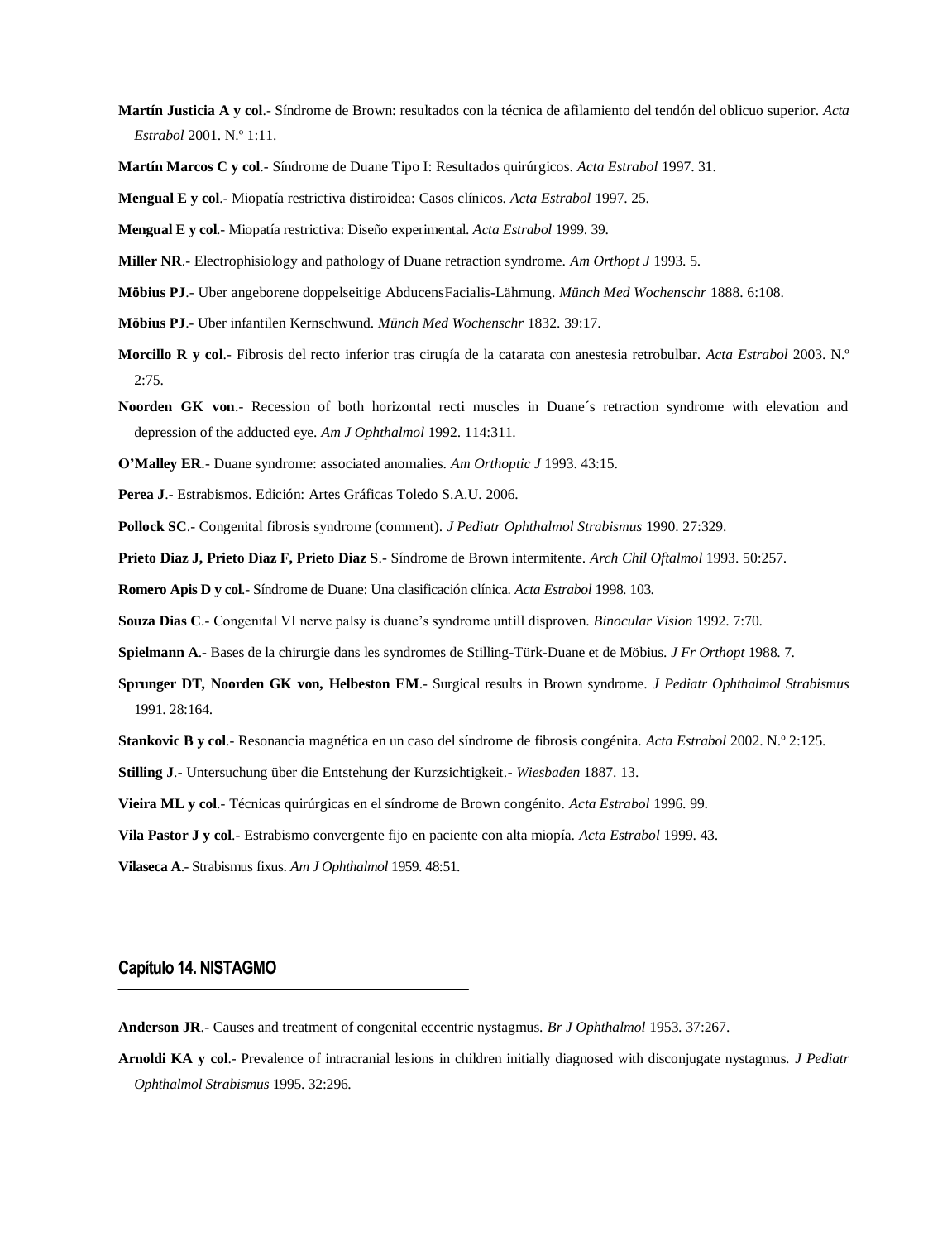**Martín Justicia A y col**.- Síndrome de Brown: resultados con la técnica de afilamiento del tendón del oblicuo superior. *Acta Estrabol* 2001. N.º 1:11.

**Martín Marcos C y col**.- Síndrome de Duane Tipo I: Resultados quirúrgicos. *Acta Estrabol* 1997. 31.

**Mengual E y col**.- Miopatía restrictiva distiroidea: Casos clínicos. *Acta Estrabol* 1997. 25.

**Mengual E y col**.- Miopatía restrictiva: Diseño experimental. *Acta Estrabol* 1999. 39.

**Miller NR**.- Electrophisiology and pathology of Duane retraction syndrome. *Am Orthopt J* 1993. 5.

**Möbius PJ**.- Uber angeborene doppelseitige AbducensFacialis-Lähmung. *Münch Med Wochenschr* 1888. 6:108.

**Möbius PJ**.- Uber infantilen Kernschwund. *Münch Med Wochenschr* 1832. 39:17.

**Morcillo R y col**.- Fibrosis del recto inferior tras cirugía de la catarata con anestesia retrobulbar. *Acta Estrabol* 2003. N.º 2:75.

**Noorden GK von**.- Recession of both horizontal recti muscles in Duane´s retraction syndrome with elevation and depression of the adducted eye. *Am J Ophthalmol* 1992. 114:311.

**O'Malley ER**.- Duane syndrome: associated anomalies. *Am Orthoptic J* 1993. 43:15.

**Perea J**.- Estrabismos. Edición: Artes Gráficas Toledo S.A.U. 2006.

**Pollock SC**.- Congenital fibrosis syndrome (comment). *J Pediatr Ophthalmol Strabismus* 1990. 27:329.

**Prieto Diaz J, Prieto Diaz F, Prieto Diaz S**.- Síndrome de Brown intermitente. *Arch Chil Oftalmol* 1993. 50:257.

**Romero Apis D y col**.- Síndrome de Duane: Una clasificación clínica. *Acta Estrabol* 1998. 103.

**Souza Dias C**.- Congenital VI nerve palsy is duane's syndrome untill disproven. *Binocular Vision* 1992. 7:70.

**Spielmann A**.- Bases de la chirurgie dans les syndromes de Stilling-Türk-Duane et de Möbius. *J Fr Orthopt* 1988. 7.

**Sprunger DT, Noorden GK von, Helbeston EM**.- Surgical results in Brown syndrome. *J Pediatr Ophthalmol Strabismus* 1991. 28:164.

**Stankovic B y col**.- Resonancia magnética en un caso del síndrome de fibrosis congénita. *Acta Estrabol* 2002. N.º 2:125.

**Stilling J**.- Untersuchung über die Entstehung der Kurzsichtigkeit.- *Wiesbaden* 1887. 13.

**Vieira ML y col**.- Técnicas quirúrgicas en el síndrome de Brown congénito. *Acta Estrabol* 1996. 99.

**Vila Pastor J y col**.- Estrabismo convergente fijo en paciente con alta miopía. *Acta Estrabol* 1999. 43.

**Vilaseca A**.- Strabismus fixus. *Am J Ophthalmol* 1959. 48:51.

## Capítulo 14. NISTAGMO

**Anderson JR**.- Causes and treatment of congenital eccentric nystagmus. *Br J Ophthalmol* 1953. 37:267.

**Arnoldi KA y col**.- Prevalence of intracranial lesions in children initially diagnosed with disconjugate nystagmus. *J Pediatr Ophthalmol Strabismus* 1995. 32:296.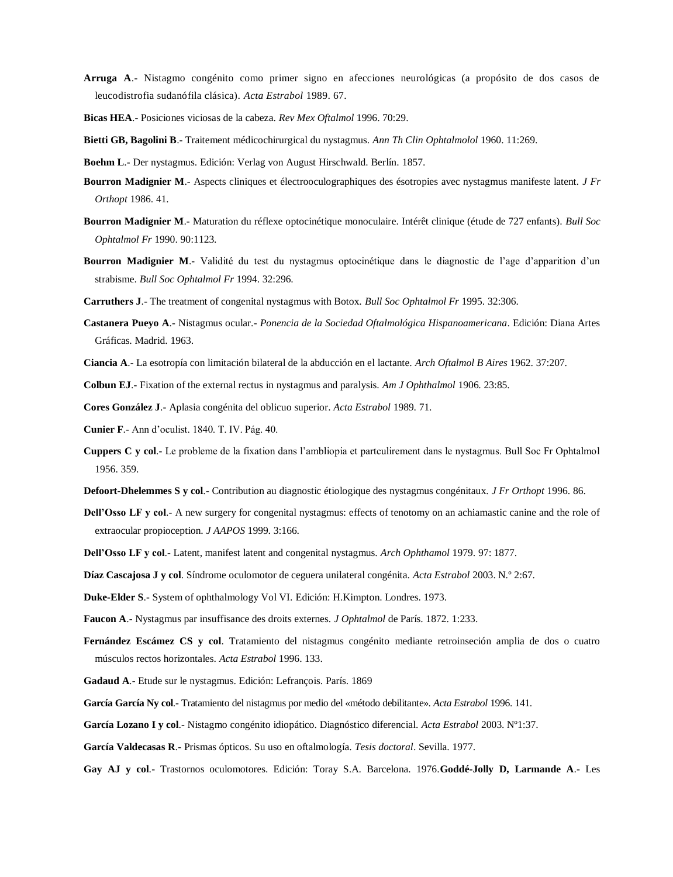**Arruga A**.- Nistagmo congénito como primer signo en afecciones neurológicas (a propósito de dos casos de leucodistrofia sudanófila clásica). *Acta Estrabol* 1989. 67.

**Bicas HEA**.- Posiciones viciosas de la cabeza. *Rev Mex Oftalmol* 1996. 70:29.

**Bietti GB, Bagolini B**.- Traitement médicochirurgical du nystagmus. *Ann Th Clin Ophtalmolol* 1960. 11:269.

**Boehm L**.- Der nystagmus. Edición: Verlag von August Hirschwald. Berlín. 1857.

**Bourron Madignier M**.- Aspects cliniques et électrooculographiques des ésotropies avec nystagmus manifeste latent. *J Fr Orthopt* 1986. 41.

**Bourron Madignier M**.- Maturation du réflexe optocinétique monoculaire. Intérêt clinique (étude de 727 enfants). *Bull Soc Ophtalmol Fr* 1990. 90:1123.

**Bourron Madignier M**.- Validité du test du nystagmus optocinétique dans le diagnostic de l'age d'apparition d'un strabisme. *Bull Soc Ophtalmol Fr* 1994. 32:296.

**Carruthers J**.- The treatment of congenital nystagmus with Botox. *Bull Soc Ophtalmol Fr* 1995. 32:306.

**Castanera Pueyo A**.- Nistagmus ocular.- *Ponencia de la Sociedad Oftalmológica Hispanoamericana*. Edición: Diana Artes Gráficas. Madrid. 1963.

**Ciancia A**.- La esotropía con limitación bilateral de la abducción en el lactante. *Arch Oftalmol B Aires* 1962. 37:207.

**Colbun EJ**.- Fixation of the external rectus in nystagmus and paralysis. *Am J Ophthalmol* 1906. 23:85.

**Cores González J**.- Aplasia congénita del oblicuo superior. *Acta Estrabol* 1989. 71.

**Cunier F**.- Ann d'oculist. 1840. T. IV. Pág. 40.

**Cuppers C y col**.- Le probleme de la fixation dans l'ambliopia et partculirement dans le nystagmus. Bull Soc Fr Ophtalmol 1956. 359.

**Defoort-Dhelemmes S y col**.- Contribution au diagnostic étiologique des nystagmus congénitaux. *J Fr Orthopt* 1996. 86.

**Dell'Osso LF y col**.- A new surgery for congenital nystagmus: effects of tenotomy on an achiamastic canine and the role of extraocular propioception. *J AAPOS* 1999. 3:166.

**Dell'Osso LF y col**.- Latent, manifest latent and congenital nystagmus. *Arch Ophthamol* 1979. 97: 1877.

**Díaz Cascajosa J y col**. Síndrome oculomotor de ceguera unilateral congénita. *Acta Estrabol* 2003. N.º 2:67.

**Duke-Elder S**.- System of ophthalmology Vol VI. Edición: H.Kimpton. Londres. 1973.

**Faucon A**.- Nystagmus par insuffisance des droits externes. *J Ophtalmol* de París. 1872. 1:233.

**Fernández Escámez CS y col**. Tratamiento del nistagmus congénito mediante retroinseción amplia de dos o cuatro músculos rectos horizontales. *Acta Estrabol* 1996. 133.

**Gadaud A**.- Etude sur le nystagmus. Edición: Lefrançois. París. 1869

**García García Ny col**.- Tratamiento del nistagmus por medio del «método debilitante». *Acta Estrabol* 1996. 141.

**García Lozano I y col**.- Nistagmo congénito idiopático. Diagnóstico diferencial. *Acta Estrabol* 2003. Nº1:37.

**García Valdecasas R**.- Prismas ópticos. Su uso en oftalmología. *Tesis doctoral*. Sevilla. 1977.

**Gay AJ y col**.- Trastornos oculomotores. Edición: Toray S.A. Barcelona. 1976.**Goddé-Jolly D, Larmande A**.- Les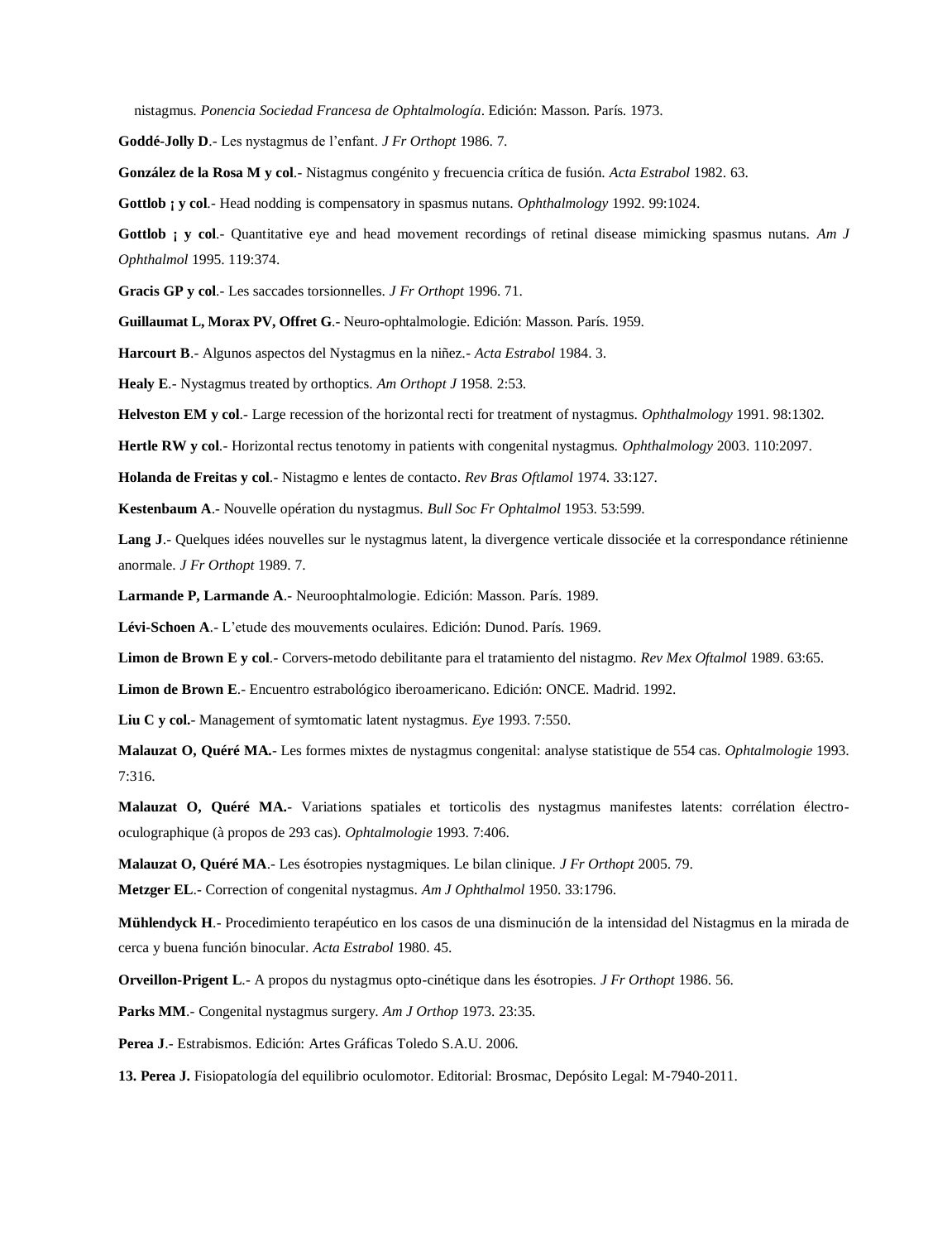nistagmus. *Ponencia Sociedad Francesa de Ophtalmología*. Edición: Masson. París. 1973.

**Goddé-Jolly D**.- Les nystagmus de l'enfant. *J Fr Orthopt* 1986. 7.

**González de la Rosa M y col**.- Nistagmus congénito y frecuencia crítica de fusión. *Acta Estrabol* 1982. 63.

**Gottlob ¡ y col**.- Head nodding is compensatory in spasmus nutans. *Ophthalmology* 1992. 99:1024.

**Gottlob ¡ y col**.- Quantitative eye and head movement recordings of retinal disease mimicking spasmus nutans. *Am J Ophthalmol* 1995. 119:374.

**Gracis GP y col**.- Les saccades torsionnelles. *J Fr Orthopt* 1996. 71.

**Guillaumat L, Morax PV, Offret G**.- Neuro-ophtalmologie. Edición: Masson. París. 1959.

**Harcourt B**.- Algunos aspectos del Nystagmus en la niñez.- *Acta Estrabol* 1984. 3.

**Healy E**.- Nystagmus treated by orthoptics. *Am Orthopt J* 1958. 2:53.

**Helveston EM y col**.- Large recession of the horizontal recti for treatment of nystagmus. *Ophthalmology* 1991. 98:1302.

**Hertle RW y col**.- Horizontal rectus tenotomy in patients with congenital nystagmus. *Ophthalmology* 2003. 110:2097.

**Holanda de Freitas y col**.- Nistagmo e lentes de contacto. *Rev Bras Oftlamol* 1974. 33:127.

**Kestenbaum A**.- Nouvelle opération du nystagmus. *Bull Soc Fr Ophtalmol* 1953. 53:599.

**Lang J**.- Quelques idées nouvelles sur le nystagmus latent, la divergence verticale dissociée et la correspondance rétinienne anormale. *J Fr Orthopt* 1989. 7.

**Larmande P, Larmande A**.- Neuroophtalmologie. Edición: Masson. París. 1989.

**Lévi-Schoen A**.- L'etude des mouvements oculaires. Edición: Dunod. París. 1969.

**Limon de Brown E y col**.- Corvers-metodo debilitante para el tratamiento del nistagmo. *Rev Mex Oftalmol* 1989. 63:65.

**Limon de Brown E**.- Encuentro estrabológico iberoamericano. Edición: ONCE. Madrid. 1992.

**Liu C y col.**- Management of symtomatic latent nystagmus. *Eye* 1993. 7:550.

**Malauzat O, Quéré MA.**- Les formes mixtes de nystagmus congenital: analyse statistique de 554 cas. *Ophtalmologie* 1993. 7:316.

**Malauzat O, Quéré MA.**- Variations spatiales et torticolis des nystagmus manifestes latents: corrélation électro-oculographique (à propos de 293 cas). *Ophtalmologie* 1993. 7:406.

**Malauzat O, Quéré MA**.- Les ésotropies nystagmiques. Le bilan clinique. *J Fr Orthopt* 2005. 79.

**Metzger EL**.- Correction of congenital nystagmus. *Am J Ophthalmol* 1950. 33:1796.

**Mühlendyck H**.- Procedimiento terapéutico en los casos de una disminución de la intensidad del Nistagmus en la mirada de cerca y buena función binocular. *Acta Estrabol* 1980. 45.

**Orveillon-Prigent L**.- A propos du nystagmus opto-cinétique dans les ésotropies. *J Fr Orthopt* 1986. 56.

**Parks MM**.- Congenital nystagmus surgery. *Am J Orthop* 1973. 23:35.

**Perea J**.- Estrabismos. Edición: Artes Gráficas Toledo S.A.U. 2006.

**13. Perea J.** Fisiopatología del equilibrio oculomotor. Editorial: Brosmac, Depósito Legal: M-7940-2011.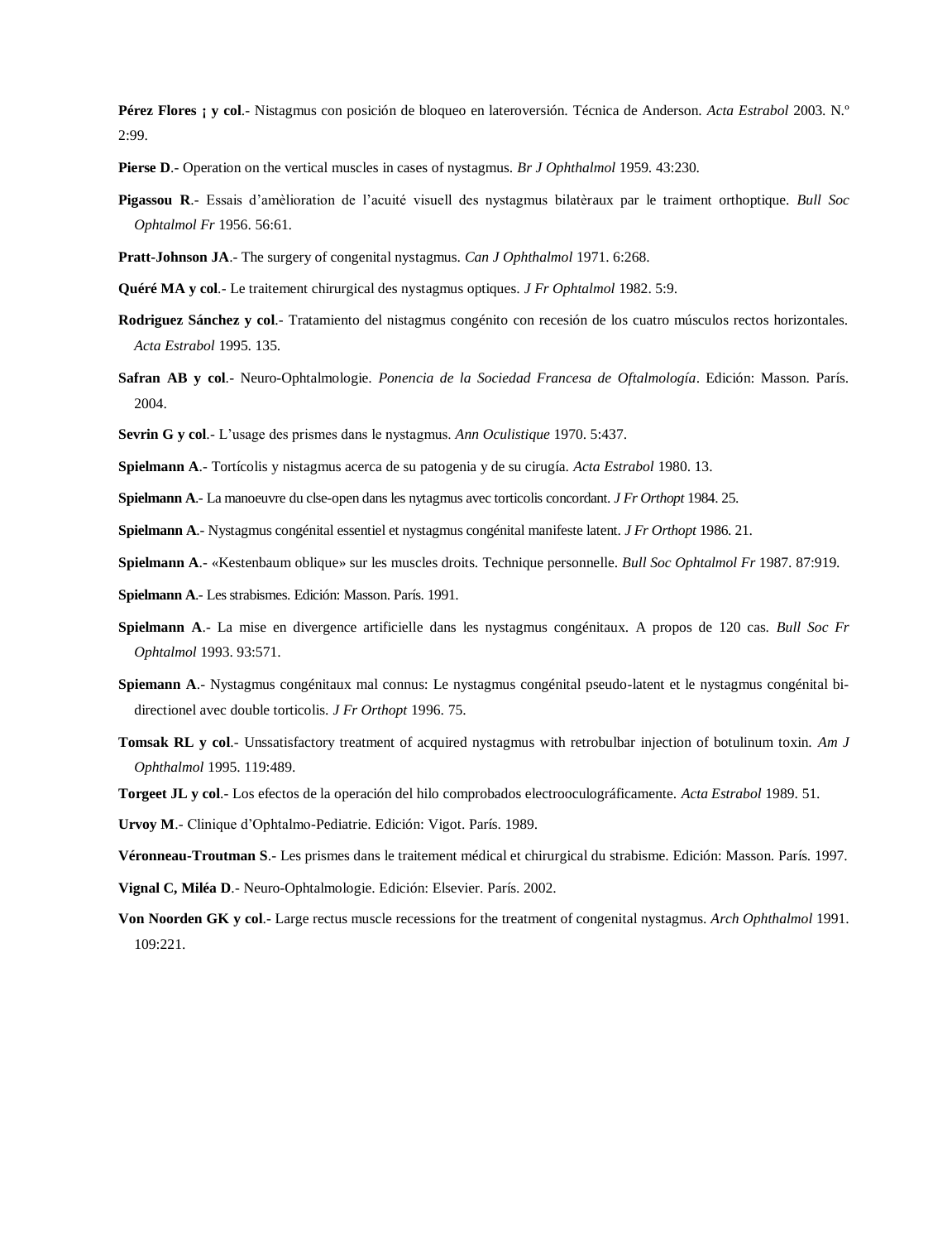**Pérez Flores ¡ y col**.- Nistagmus con posición de bloqueo en lateroversión. Técnica de Anderson. *Acta Estrabol* 2003. N.º 2:99.

**Pierse D**.- Operation on the vertical muscles in cases of nystagmus. *Br J Ophthalmol* 1959. 43:230.

**Pigassou R**.- Essais d'amèlioration de l'acuité visuell des nystagmus bilatèraux par le traiment orthoptique. *Bull Soc Ophtalmol Fr* 1956. 56:61.

**Pratt-Johnson JA**.- The surgery of congenital nystagmus. *Can J Ophthalmol* 1971. 6:268.

**Quéré MA y col**.- Le traitement chirurgical des nystagmus optiques. *J Fr Ophtalmol* 1982. 5:9.

**Rodriguez Sánchez y col**.- Tratamiento del nistagmus congénito con recesión de los cuatro músculos rectos horizontales. *Acta Estrabol* 1995. 135.

**Safran AB y col**.- Neuro-Ophtalmologie. *Ponencia de la Sociedad Francesa de Oftalmología*. Edición: Masson. París. 2004.

**Sevrin G y col**.- L'usage des prismes dans le nystagmus. *Ann Oculistique* 1970. 5:437.

**Spielmann A**.- Tortícolis y nistagmus acerca de su patogenia y de su cirugía. *Acta Estrabol* 1980. 13.

**Spielmann A**.- La manoeuvre du clse-open dans les nytagmus avec torticolis concordant. *J Fr Orthopt* 1984. 25.

**Spielmann A**.- Nystagmus congénital essentiel et nystagmus congénital manifeste latent. *J Fr Orthopt* 1986. 21.

**Spielmann A**.- «Kestenbaum oblique» sur les muscles droits. Technique personnelle. *Bull Soc Ophtalmol Fr* 1987. 87:919.

**Spielmann A**.- Les strabismes. Edición: Masson. París. 1991.

**Spielmann A**.- La mise en divergence artificielle dans les nystagmus congénitaux. A propos de 120 cas. *Bull Soc Fr Ophtalmol* 1993. 93:571.

**Spiemann A**.- Nystagmus congénitaux mal connus: Le nystagmus congénital pseudo-latent et le nystagmus congénital bi-directionel avec double torticolis. *J Fr Orthopt* 1996. 75.

**Tomsak RL y col**.- Unssatisfactory treatment of acquired nystagmus with retrobulbar injection of botulinum toxin. *Am J Ophthalmol* 1995. 119:489.

**Torgeet JL y col**.- Los efectos de la operación del hilo comprobados electrooculográficamente. *Acta Estrabol* 1989. 51.

**Urvoy M**.- Clinique d'Ophtalmo-Pediatrie. Edición: Vigot. París. 1989.

**Véronneau-Troutman S**.- Les prismes dans le traitement médical et chirurgical du strabisme. Edición: Masson. París. 1997.

**Vignal C, Miléa D**.- Neuro-Ophtalmologie. Edición: Elsevier. París. 2002.

**Von Noorden GK y col**.- Large rectus muscle recessions for the treatment of congenital nystagmus. *Arch Ophthalmol* 1991. 109:221.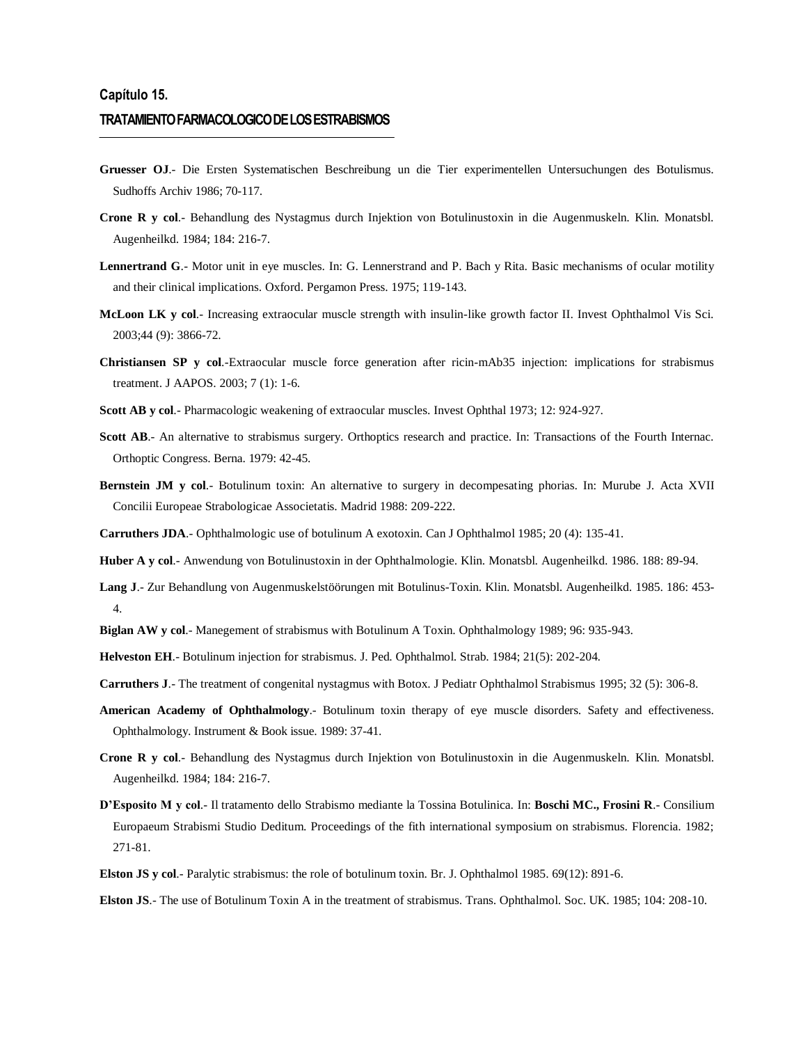## Capítulo 15.

### TRATAMIENTO FARMACOLOGICO DE LOS ESTRABISMOS

**Gruesser OJ**.- Die Ersten Systematischen Beschreibung un die Tier experimentellen Untersuchungen des Botulismus. Sudhoffs Archiv 1986; 70-117.

**Crone R y col**.- Behandlung des Nystagmus durch Injektion von Botulinustoxin in die Augenmuskeln. Klin. Monatsbl. Augenheilkd. 1984; 184: 216-7.

**Lennertrand G**.- Motor unit in eye muscles. In: G. Lennerstrand and P. Bach y Rita. Basic mechanisms of ocular motility and their clinical implications. Oxford. Pergamon Press. 1975; 119-143.

**McLoon LK y col**.- Increasing extraocular muscle strength with insulin-like growth factor II. Invest Ophthalmol Vis Sci. 2003;44 (9): 3866-72.

**Christiansen SP y col**.-Extraocular muscle force generation after ricin-mAb35 injection: implications for strabismus treatment. J AAPOS. 2003; 7 (1): 1-6.

**Scott AB y col**.- Pharmacologic weakening of extraocular muscles. Invest Ophthal 1973; 12: 924-927.

**Scott AB**.- An alternative to strabismus surgery. Orthoptics research and practice. In: Transactions of the Fourth Internac. Orthoptic Congress. Berna. 1979: 42-45.

**Bernstein JM y col**.- Botulinum toxin: An alternative to surgery in decompesating phorias. In: Murube J. Acta XVII Concilii Europeae Strabologicae Associetatis. Madrid 1988: 209-222.

**Carruthers JDA**.- Ophthalmologic use of botulinum A exotoxin. Can J Ophthalmol 1985; 20 (4): 135-41.

**Huber A y col**.- Anwendung von Botulinustoxin in der Ophthalmologie. Klin. Monatsbl. Augenheilkd. 1986. 188: 89-94.

**Lang J**.- Zur Behandlung von Augenmuskelstöörungen mit Botulinus-Toxin. Klin. Monatsbl. Augenheilkd. 1985. 186: 453-4.

**Biglan AW y col**.- Manegement of strabismus with Botulinum A Toxin. Ophthalmology 1989; 96: 935-943.

**Helveston EH**.- Botulinum injection for strabismus. J. Ped. Ophthalmol. Strab. 1984; 21(5): 202-204.

**Carruthers J**.- The treatment of congenital nystagmus with Botox. J Pediatr Ophthalmol Strabismus 1995; 32 (5): 306-8.

**American Academy of Ophthalmology**.- Botulinum toxin therapy of eye muscle disorders. Safety and effectiveness. Ophthalmology. Instrument & Book issue. 1989: 37-41.

**Crone R y col**.- Behandlung des Nystagmus durch Injektion von Botulinustoxin in die Augenmuskeln. Klin. Monatsbl. Augenheilkd. 1984; 184: 216-7.

**D'Esposito M y col**.- Il tratamento dello Strabismo mediante la Tossina Botulinica. In: **Boschi MC., Frosini R**.- Consilium Europaeum Strabismi Studio Deditum. Proceedings of the fith international symposium on strabismus. Florencia. 1982; 271-81.

**Elston JS y col**.- Paralytic strabismus: the role of botulinum toxin. Br. J. Ophthalmol 1985. 69(12): 891-6.

**Elston JS**.- The use of Botulinum Toxin A in the treatment of strabismus. Trans. Ophthalmol. Soc. UK. 1985; 104: 208-10.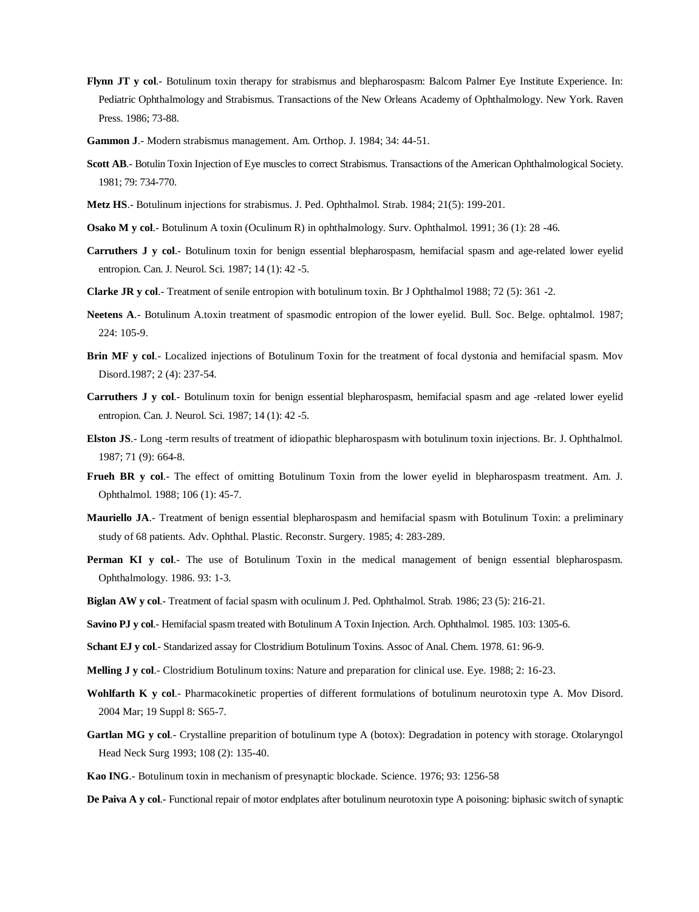**Flynn JT y col**.- Botulinum toxin therapy for strabismus and blepharospasm: Balcom Palmer Eye Institute Experience. In: Pediatric Ophthalmology and Strabismus. Transactions of the New Orleans Academy of Ophthalmology. New York. Raven Press. 1986; 73-88.

**Gammon J**.- Modern strabismus management. Am. Orthop. J. 1984; 34: 44-51.

**Scott AB**.- Botulin Toxin Injection of Eye muscles to correct Strabismus. Transactions of the American Ophthalmological Society. 1981; 79: 734-770.

**Metz HS**.- Botulinum injections for strabismus. J. Ped. Ophthalmol. Strab. 1984; 21(5): 199-201.

**Osako M y col**.- Botulinum A toxin (Oculinum R) in ophthalmology. Surv. Ophthalmol. 1991; 36 (1): 28 -46.

**Carruthers J y col**.- Botulinum toxin for benign essential blepharospasm, hemifacial spasm and age-related lower eyelid entropion. Can. J. Neurol. Sci. 1987; 14 (1): 42 -5.

**Clarke JR y col**.- Treatment of senile entropion with botulinum toxin. Br J Ophthalmol 1988; 72 (5): 361 -2.

**Neetens A**.- Botulinum A.toxin treatment of spasmodic entropion of the lower eyelid. Bull. Soc. Belge. ophtalmol. 1987; 224: 105-9.

**Brin MF y col**.- Localized injections of Botulinum Toxin for the treatment of focal dystonia and hemifacial spasm. Mov Disord.1987; 2 (4): 237-54.

**Carruthers J y col**.- Botulinum toxin for benign essential blepharospasm, hemifacial spasm and age -related lower eyelid entropion. Can. J. Neurol. Sci. 1987; 14 (1): 42 -5.

**Elston JS**.- Long -term results of treatment of idiopathic blepharospasm with botulinum toxin injections. Br. J. Ophthalmol. 1987; 71 (9): 664-8.

**Frueh BR y col**.- The effect of omitting Botulinum Toxin from the lower eyelid in blepharospasm treatment. Am. J. Ophthalmol. 1988; 106 (1): 45-7.

**Mauriello JA**.- Treatment of benign essential blepharospasm and hemifacial spasm with Botulinum Toxin: a preliminary study of 68 patients. Adv. Ophthal. Plastic. Reconstr. Surgery. 1985; 4: 283-289.

**Perman KI y col**.- The use of Botulinum Toxin in the medical management of benign essential blepharospasm. Ophthalmology. 1986. 93: 1-3.

**Biglan AW y col**.- Treatment of facial spasm with oculinum J. Ped. Ophthalmol. Strab. 1986; 23 (5): 216-21.

**Savino PJ y col**.- Hemifacial spasm treated with Botulinum A Toxin Injection. Arch. Ophthalmol. 1985. 103: 1305-6.

**Schant EJ y col**.- Standarized assay for Clostridium Botulinum Toxins. Assoc of Anal. Chem. 1978. 61: 96-9.

**Melling J y col**.- Clostridium Botulinum toxins: Nature and preparation for clinical use. Eye. 1988; 2: 16-23.

**Wohlfarth K y col**.- Pharmacokinetic properties of different formulations of botulinum neurotoxin type A. Mov Disord. 2004 Mar; 19 Suppl 8: S65-7.

**Gartlan MG y col**.- Crystalline preparition of botulinum type A (botox): Degradation in potency with storage. Otolaryngol Head Neck Surg 1993; 108 (2): 135-40.

**Kao ING**.- Botulinum toxin in mechanism of presynaptic blockade. Science. 1976; 93: 1256-58

**De Paiva A y col**.- Functional repair of motor endplates after botulinum neurotoxin type A poisoning: biphasic switch of synaptic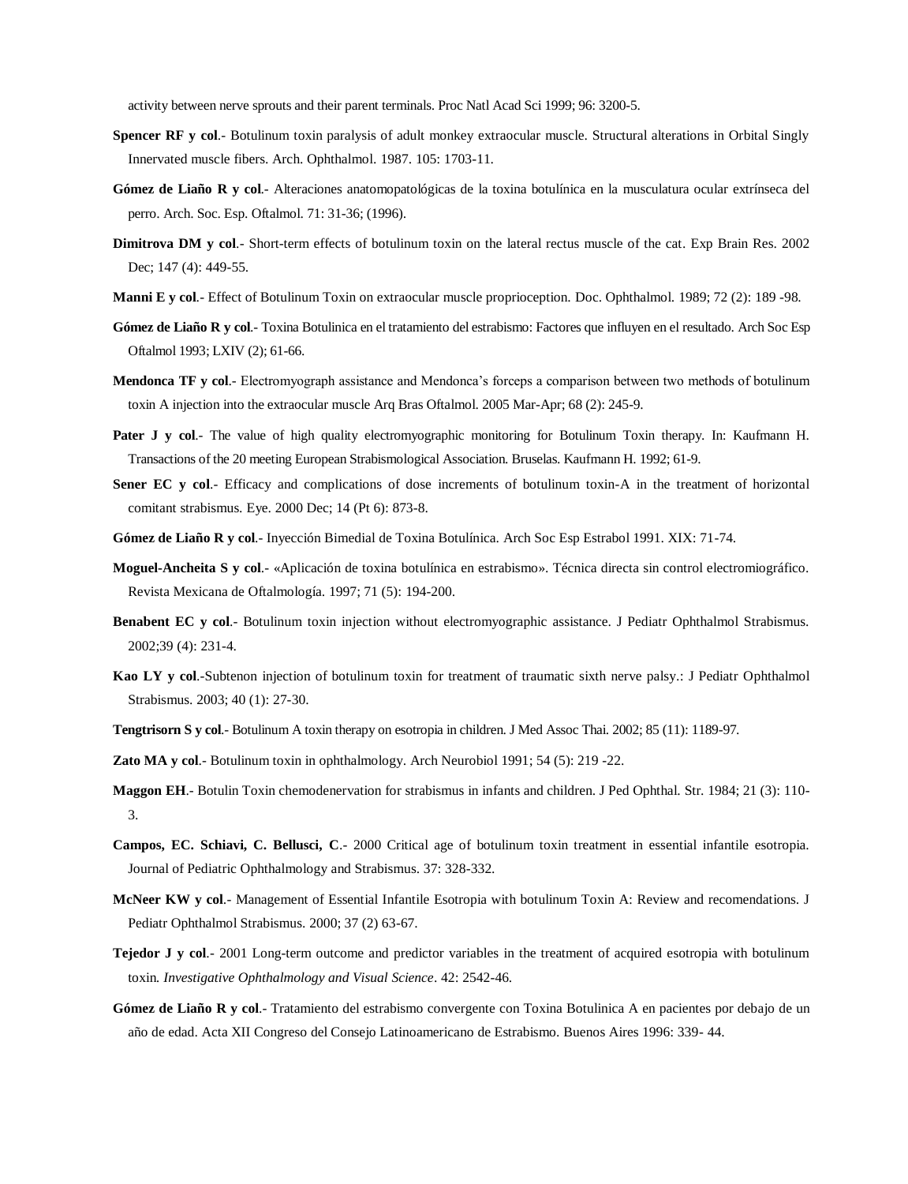activity between nerve sprouts and their parent terminals. Proc Natl Acad Sci 1999; 96: 3200-5.

**Spencer RF y col**.- Botulinum toxin paralysis of adult monkey extraocular muscle. Structural alterations in Orbital Singly Innervated muscle fibers. Arch. Ophthalmol. 1987. 105: 1703-11.

**Gómez de Liaño R y col**.- Alteraciones anatomopatológicas de la toxina botulínica en la musculatura ocular extrínseca del perro. Arch. Soc. Esp. Oftalmol. 71: 31-36; (1996).

**Dimitrova DM y col**.- Short-term effects of botulinum toxin on the lateral rectus muscle of the cat. Exp Brain Res. 2002 Dec; 147 (4): 449-55.

**Manni E y col**.- Effect of Botulinum Toxin on extraocular muscle proprioception. Doc. Ophthalmol. 1989; 72 (2): 189 -98.

**Gómez de Liaño R y col**.- Toxina Botulinica en el tratamiento del estrabismo: Factores que influyen en el resultado. Arch Soc Esp Oftalmol 1993; LXIV (2); 61-66.

**Mendonca TF y col**.- Electromyograph assistance and Mendonca's forceps a comparison between two methods of botulinum toxin A injection into the extraocular muscle Arq Bras Oftalmol. 2005 Mar-Apr; 68 (2): 245-9.

**Pater J y col**.- The value of high quality electromyographic monitoring for Botulinum Toxin therapy. In: Kaufmann H. Transactions of the 20 meeting European Strabismological Association. Bruselas. Kaufmann H. 1992; 61-9.

**Sener EC y col**.- Efficacy and complications of dose increments of botulinum toxin-A in the treatment of horizontal comitant strabismus. Eye. 2000 Dec; 14 (Pt 6): 873-8.

**Gómez de Liaño R y col**.- Inyección Bimedial de Toxina Botulínica. Arch Soc Esp Estrabol 1991. XIX: 71-74.

**Moguel-Ancheita S y col**.- «Aplicación de toxina botulínica en estrabismo». Técnica directa sin control electromiográfico. Revista Mexicana de Oftalmología. 1997; 71 (5): 194-200.

**Benabent EC y col**.- Botulinum toxin injection without electromyographic assistance. J Pediatr Ophthalmol Strabismus. 2002;39 (4): 231-4.

**Kao LY y col**.-Subtenon injection of botulinum toxin for treatment of traumatic sixth nerve palsy.: J Pediatr Ophthalmol Strabismus. 2003; 40 (1): 27-30.

**Tengtrisorn S y col**.- Botulinum A toxin therapy on esotropia in children. J Med Assoc Thai. 2002; 85 (11): 1189-97.

**Zato MA y col**.- Botulinum toxin in ophthalmology. Arch Neurobiol 1991; 54 (5): 219 -22.

**Maggon EH**.- Botulin Toxin chemodenervation for strabismus in infants and children. J Ped Ophthal. Str. 1984; 21 (3): 110-3.

**Campos, EC. Schiavi, C. Bellusci, C**.- 2000 Critical age of botulinum toxin treatment in essential infantile esotropia. Journal of Pediatric Ophthalmology and Strabismus. 37: 328-332.

**McNeer KW y col**.- Management of Essential Infantile Esotropia with botulinum Toxin A: Review and recomendations. J Pediatr Ophthalmol Strabismus. 2000; 37 (2) 63-67.

**Tejedor J y col**.- 2001 Long-term outcome and predictor variables in the treatment of acquired esotropia with botulinum toxin. *Investigative Ophthalmology and Visual Science*. 42: 2542-46.

**Gómez de Liaño R y col**.- Tratamiento del estrabismo convergente con Toxina Botulinica A en pacientes por debajo de un año de edad. Acta XII Congreso del Consejo Latinoamericano de Estrabismo. Buenos Aires 1996: 339- 44.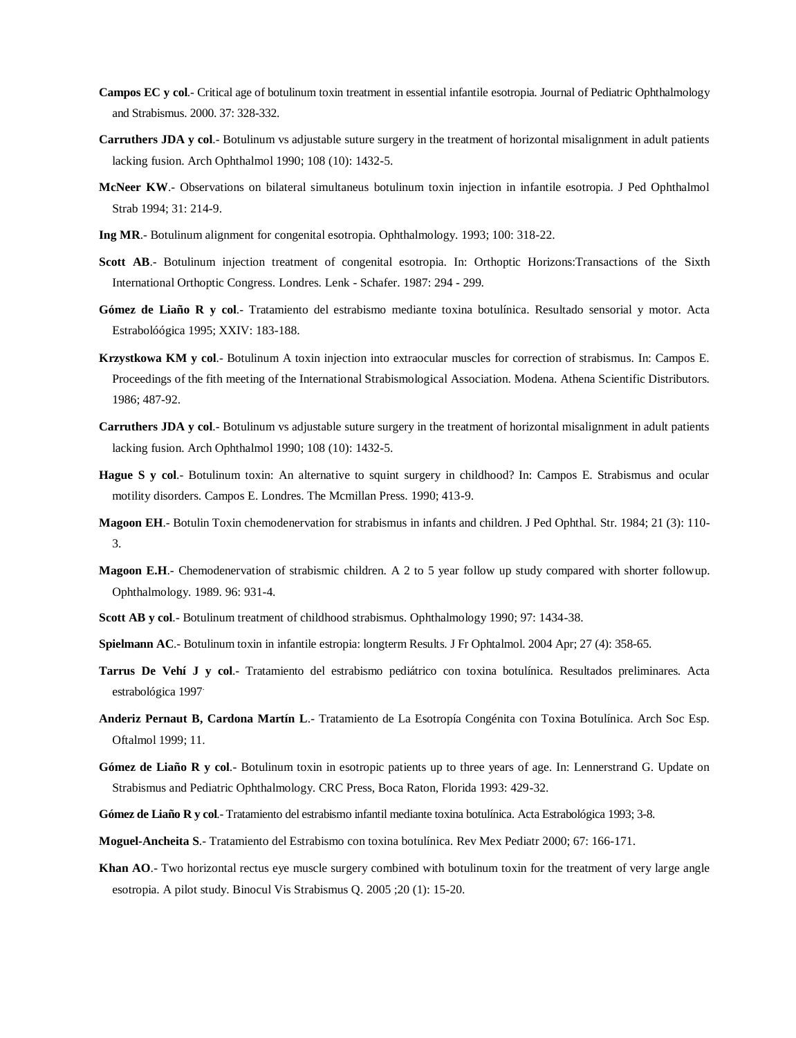**Campos EC y col**.- Critical age of botulinum toxin treatment in essential infantile esotropia. Journal of Pediatric Ophthalmology and Strabismus. 2000. 37: 328-332.

**Carruthers JDA y col**.- Botulinum vs adjustable suture surgery in the treatment of horizontal misalignment in adult patients lacking fusion. Arch Ophthalmol 1990; 108 (10): 1432-5.

**McNeer KW**.- Observations on bilateral simultaneus botulinum toxin injection in infantile esotropia. J Ped Ophthalmol Strab 1994; 31: 214-9.

**Ing MR**.- Botulinum alignment for congenital esotropia. Ophthalmology. 1993; 100: 318-22.

**Scott AB**.- Botulinum injection treatment of congenital esotropia. In: Orthoptic Horizons:Transactions of the Sixth International Orthoptic Congress. Londres. Lenk - Schafer. 1987: 294 - 299.

**Gómez de Liaño R y col**.- Tratamiento del estrabismo mediante toxina botulínica. Resultado sensorial y motor. Acta Estrabolóógica 1995; XXIV: 183-188.

**Krzystkowa KM y col**.- Botulinum A toxin injection into extraocular muscles for correction of strabismus. In: Campos E. Proceedings of the fith meeting of the International Strabismological Association. Modena. Athena Scientific Distributors. 1986; 487-92.

**Carruthers JDA y col**.- Botulinum vs adjustable suture surgery in the treatment of horizontal misalignment in adult patients lacking fusion. Arch Ophthalmol 1990; 108 (10): 1432-5.

**Hague S y col**.- Botulinum toxin: An alternative to squint surgery in childhood? In: Campos E. Strabismus and ocular motility disorders. Campos E. Londres. The Mcmillan Press. 1990; 413-9.

**Magoon EH**.- Botulin Toxin chemodenervation for strabismus in infants and children. J Ped Ophthal. Str. 1984; 21 (3): 110-3.

**Magoon E.H**.- Chemodenervation of strabismic children. A 2 to 5 year follow up study compared with shorter followup. Ophthalmology. 1989. 96: 931-4.

**Scott AB y col**.- Botulinum treatment of childhood strabismus. Ophthalmology 1990; 97: 1434-38.

**Spielmann AC**.- Botulinum toxin in infantile estropia: longterm Results. J Fr Ophtalmol. 2004 Apr; 27 (4): 358-65.

**Tarrus De Vehí J y col**.- Tratamiento del estrabismo pediátrico con toxina botulínica. Resultados preliminares. Acta estrabológica 1997.

**Anderiz Pernaut B, Cardona Martín L**.- Tratamiento de La Esotropía Congénita con Toxina Botulínica. Arch Soc Esp. Oftalmol 1999; 11.

**Gómez de Liaño R y col**.- Botulinum toxin in esotropic patients up to three years of age. In: Lennerstrand G. Update on Strabismus and Pediatric Ophthalmology. CRC Press, Boca Raton, Florida 1993: 429-32.

**Gómez de Liaño R y col**.- Tratamiento del estrabismo infantil mediante toxina botulínica. Acta Estrabológica 1993; 3-8.

**Moguel-Ancheita S**.- Tratamiento del Estrabismo con toxina botulínica. Rev Mex Pediatr 2000; 67: 166-171.

**Khan AO**.- Two horizontal rectus eye muscle surgery combined with botulinum toxin for the treatment of very large angle esotropia. A pilot study. Binocul Vis Strabismus Q. 2005 ;20 (1): 15-20.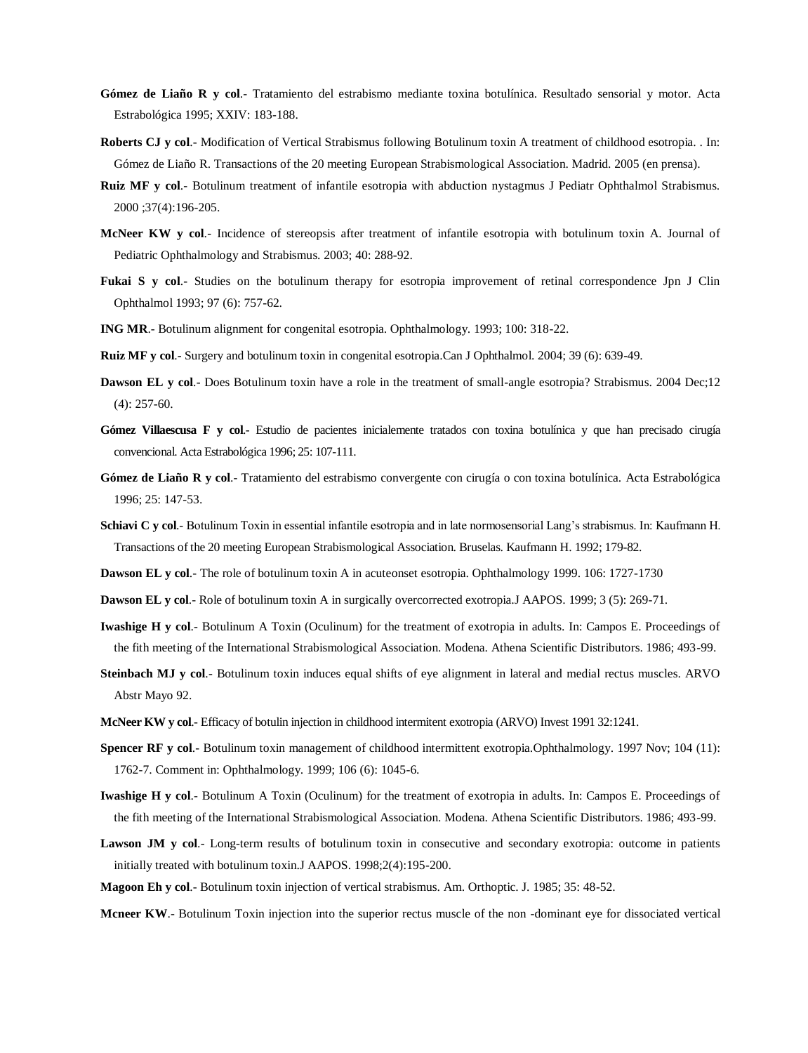**Gómez de Liaño R y col**.- Tratamiento del estrabismo mediante toxina botulínica. Resultado sensorial y motor. Acta Estrabológica 1995; XXIV: 183-188.

**Roberts CJ y col**.- Modification of Vertical Strabismus following Botulinum toxin A treatment of childhood esotropia. . In: Gómez de Liaño R. Transactions of the 20 meeting European Strabismological Association. Madrid. 2005 (en prensa).

**Ruiz MF y col**.- Botulinum treatment of infantile esotropia with abduction nystagmus J Pediatr Ophthalmol Strabismus. 2000 ;37(4):196-205.

**McNeer KW y col**.- Incidence of stereopsis after treatment of infantile esotropia with botulinum toxin A. Journal of Pediatric Ophthalmology and Strabismus. 2003; 40: 288-92.

**Fukai S y col**.- Studies on the botulinum therapy for esotropia improvement of retinal correspondence Jpn J Clin Ophthalmol 1993; 97 (6): 757-62.

**ING MR**.- Botulinum alignment for congenital esotropia. Ophthalmology. 1993; 100: 318-22.

**Ruiz MF y col**.- Surgery and botulinum toxin in congenital esotropia.Can J Ophthalmol. 2004; 39 (6): 639-49.

**Dawson EL y col**.- Does Botulinum toxin have a role in the treatment of small-angle esotropia? Strabismus. 2004 Dec;12 (4): 257-60.

**Gómez Villaescusa F y col**.- Estudio de pacientes inicialemente tratados con toxina botulínica y que han precisado cirugía convencional. Acta Estrabológica 1996; 25: 107-111.

**Gómez de Liaño R y col**.- Tratamiento del estrabismo convergente con cirugía o con toxina botulínica. Acta Estrabológica 1996; 25: 147-53.

**Schiavi C y col**.- Botulinum Toxin in essential infantile esotropia and in late normosensorial Lang's strabismus. In: Kaufmann H. Transactions of the 20 meeting European Strabismological Association. Bruselas. Kaufmann H. 1992; 179-82.

**Dawson EL y col**.- The role of botulinum toxin A in acuteonset esotropia. Ophthalmology 1999. 106: 1727-1730

**Dawson EL y col**.- Role of botulinum toxin A in surgically overcorrected exotropia.J AAPOS. 1999; 3 (5): 269-71.

**Iwashige H y col**.- Botulinum A Toxin (Oculinum) for the treatment of exotropia in adults. In: Campos E. Proceedings of the fith meeting of the International Strabismological Association. Modena. Athena Scientific Distributors. 1986; 493-99.

**Steinbach MJ y col**.- Botulinum toxin induces equal shifts of eye alignment in lateral and medial rectus muscles. ARVO Abstr Mayo 92.

**McNeer KW y col**.- Efficacy of botulin injection in childhood intermitent exotropia (ARVO) Invest 1991 32:1241.

**Spencer RF y col**.- Botulinum toxin management of childhood intermittent exotropia.Ophthalmology. 1997 Nov; 104 (11): 1762-7. Comment in: Ophthalmology. 1999; 106 (6): 1045-6.

**Iwashige H y col**.- Botulinum A Toxin (Oculinum) for the treatment of exotropia in adults. In: Campos E. Proceedings of the fith meeting of the International Strabismological Association. Modena. Athena Scientific Distributors. 1986; 493-99.

**Lawson JM y col**.- Long-term results of botulinum toxin in consecutive and secondary exotropia: outcome in patients initially treated with botulinum toxin.J AAPOS. 1998;2(4):195-200.

**Magoon Eh y col**.- Botulinum toxin injection of vertical strabismus. Am. Orthoptic. J. 1985; 35: 48-52.

**Mcneer KW**.- Botulinum Toxin injection into the superior rectus muscle of the non -dominant eye for dissociated vertical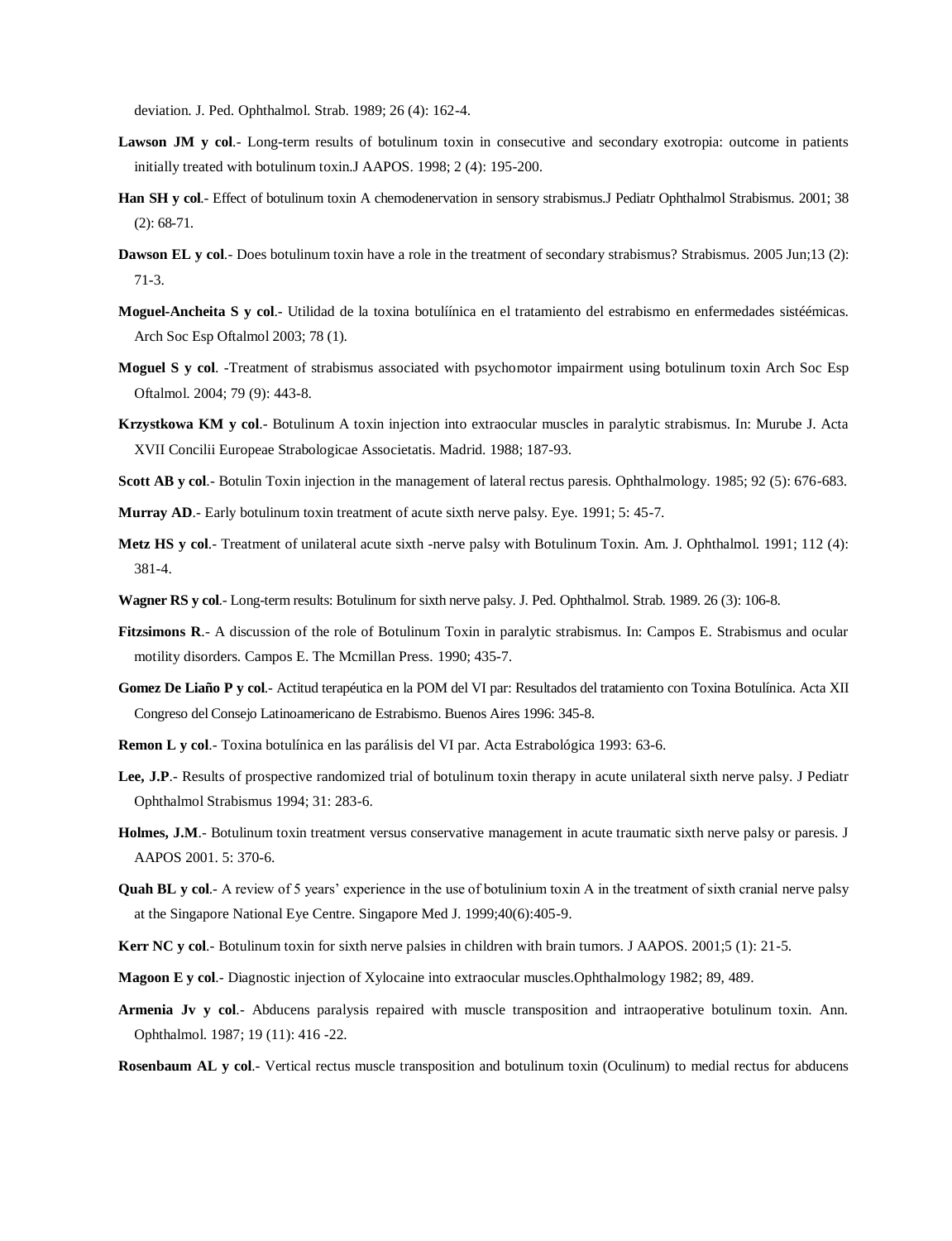deviation. J. Ped. Ophthalmol. Strab. 1989; 26 (4): 162-4.

**Lawson JM y col**.- Long-term results of botulinum toxin in consecutive and secondary exotropia: outcome in patients initially treated with botulinum toxin.J AAPOS. 1998; 2 (4): 195-200.

**Han SH y col**.- Effect of botulinum toxin A chemodenervation in sensory strabismus.J Pediatr Ophthalmol Strabismus. 2001; 38 (2): 68-71.

**Dawson EL y col**.- Does botulinum toxin have a role in the treatment of secondary strabismus? Strabismus. 2005 Jun;13 (2): 71-3.

**Moguel-Ancheita S y col**.- Utilidad de la toxina botulíínica en el tratamiento del estrabismo en enfermedades sistéémicas. Arch Soc Esp Oftalmol 2003; 78 (1).

**Moguel S y col**. -Treatment of strabismus associated with psychomotor impairment using botulinum toxin Arch Soc Esp Oftalmol. 2004; 79 (9): 443-8.

**Krzystkowa KM y col**.- Botulinum A toxin injection into extraocular muscles in paralytic strabismus. In: Murube J. Acta XVII Concilii Europeae Strabologicae Associetatis. Madrid. 1988; 187-93.

**Scott AB y col**.- Botulin Toxin injection in the management of lateral rectus paresis. Ophthalmology. 1985; 92 (5): 676-683.

**Murray AD**.- Early botulinum toxin treatment of acute sixth nerve palsy. Eye. 1991; 5: 45-7.

**Metz HS y col**.- Treatment of unilateral acute sixth -nerve palsy with Botulinum Toxin. Am. J. Ophthalmol. 1991; 112 (4): 381-4.

**Wagner RS y col**.- Long-term results: Botulinum for sixth nerve palsy. J. Ped. Ophthalmol. Strab. 1989. 26 (3): 106-8.

**Fitzsimons R**.- A discussion of the role of Botulinum Toxin in paralytic strabismus. In: Campos E. Strabismus and ocular motility disorders. Campos E. The Mcmillan Press. 1990; 435-7.

**Gomez De Liaño P y col**.- Actitud terapéutica en la POM del VI par: Resultados del tratamiento con Toxina Botulínica. Acta XII Congreso del Consejo Latinoamericano de Estrabismo. Buenos Aires 1996: 345-8.

**Remon L y col**.- Toxina botulínica en las parálisis del VI par. Acta Estrabológica 1993: 63-6.

**Lee, J.P**.- Results of prospective randomized trial of botulinum toxin therapy in acute unilateral sixth nerve palsy. J Pediatr Ophthalmol Strabismus 1994; 31: 283-6.

**Holmes, J.M**.- Botulinum toxin treatment versus conservative management in acute traumatic sixth nerve palsy or paresis. J AAPOS 2001. 5: 370-6.

**Quah BL y col**.- A review of 5 years' experience in the use of botulinium toxin A in the treatment of sixth cranial nerve palsy at the Singapore National Eye Centre. Singapore Med J. 1999;40(6):405-9.

**Kerr NC y col**.- Botulinum toxin for sixth nerve palsies in children with brain tumors. J AAPOS. 2001;5 (1): 21-5.

**Magoon E y col**.- Diagnostic injection of Xylocaine into extraocular muscles.Ophthalmology 1982; 89, 489.

**Armenia Jv y col**.- Abducens paralysis repaired with muscle transposition and intraoperative botulinum toxin. Ann. Ophthalmol. 1987; 19 (11): 416 -22.

**Rosenbaum AL y col**.- Vertical rectus muscle transposition and botulinum toxin (Oculinum) to medial rectus for abducens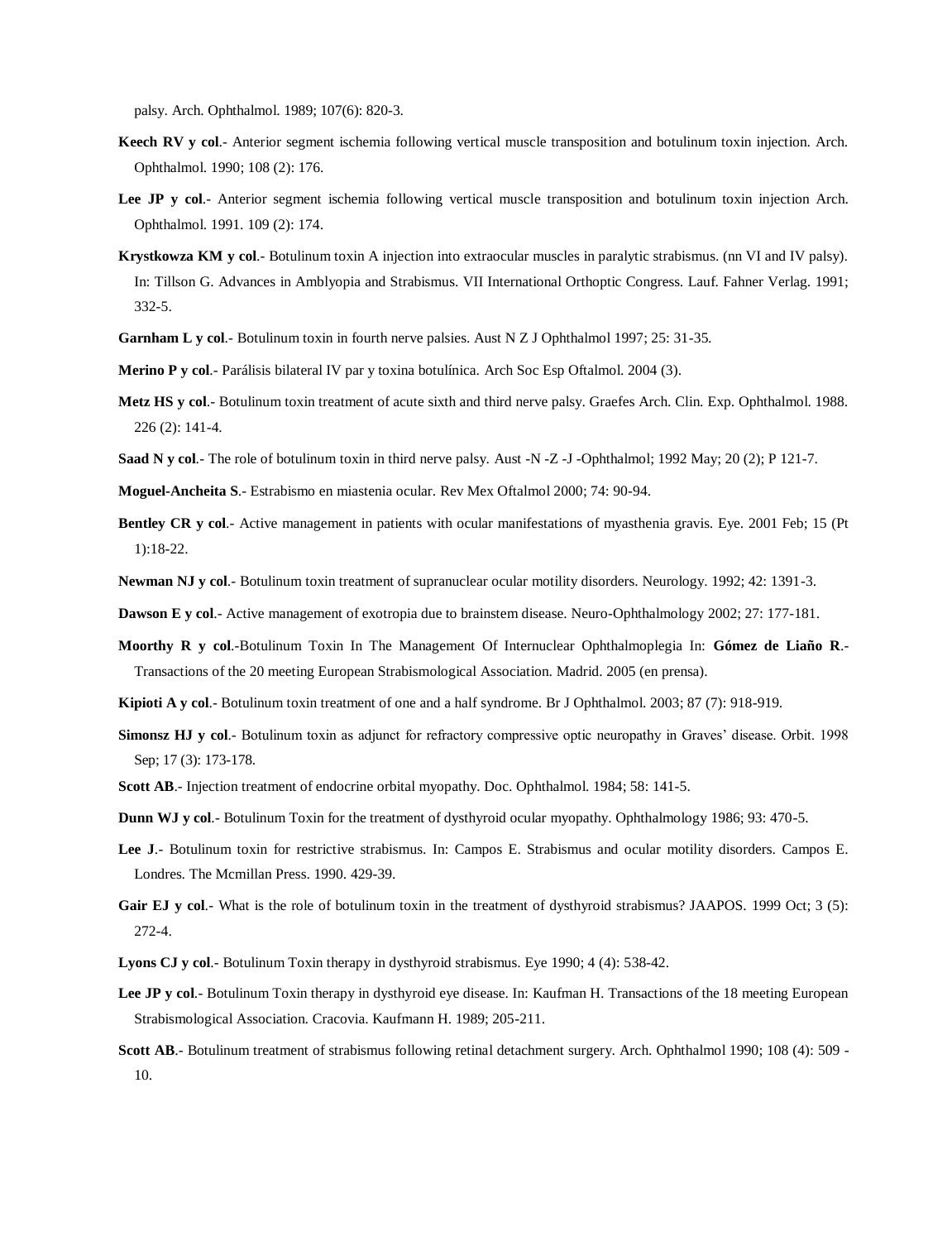palsy. Arch. Ophthalmol. 1989; 107(6): 820-3.

**Keech RV y col**.- Anterior segment ischemia following vertical muscle transposition and botulinum toxin injection. Arch. Ophthalmol. 1990; 108 (2): 176.

**Lee JP y col**.- Anterior segment ischemia following vertical muscle transposition and botulinum toxin injection Arch. Ophthalmol. 1991. 109 (2): 174.

**Krystkowza KM y col**.- Botulinum toxin A injection into extraocular muscles in paralytic strabismus. (nn VI and IV palsy). In: Tillson G. Advances in Amblyopia and Strabismus. VII International Orthoptic Congress. Lauf. Fahner Verlag. 1991; 332-5.

**Garnham L y col**.- Botulinum toxin in fourth nerve palsies. Aust N Z J Ophthalmol 1997; 25: 31-35.

**Merino P y col**.- Parálisis bilateral IV par y toxina botulínica. Arch Soc Esp Oftalmol. 2004 (3).

**Metz HS y col**.- Botulinum toxin treatment of acute sixth and third nerve palsy. Graefes Arch. Clin. Exp. Ophthalmol. 1988. 226 (2): 141-4.

**Saad N y col**.- The role of botulinum toxin in third nerve palsy. Aust -N -Z -J -Ophthalmol; 1992 May; 20 (2); P 121-7.

**Moguel-Ancheita S**.- Estrabismo en miastenia ocular. Rev Mex Oftalmol 2000; 74: 90-94.

**Bentley CR y col**.- Active management in patients with ocular manifestations of myasthenia gravis. Eye. 2001 Feb; 15 (Pt 1):18-22.

**Newman NJ y col**.- Botulinum toxin treatment of supranuclear ocular motility disorders. Neurology. 1992; 42: 1391-3.

**Dawson E y col**.- Active management of exotropia due to brainstem disease. Neuro-Ophthalmology 2002; 27: 177-181.

**Moorthy R y col**.-Botulinum Toxin In The Management Of Internuclear Ophthalmoplegia In: **Gómez de Liaño R**.- Transactions of the 20 meeting European Strabismological Association. Madrid. 2005 (en prensa).

**Kipioti A y col**.- Botulinum toxin treatment of one and a half syndrome. Br J Ophthalmol. 2003; 87 (7): 918-919.

**Simonsz HJ y col**.- Botulinum toxin as adjunct for refractory compressive optic neuropathy in Graves' disease. Orbit. 1998 Sep; 17 (3): 173-178.

**Scott AB**.- Injection treatment of endocrine orbital myopathy. Doc. Ophthalmol. 1984; 58: 141-5.

**Dunn WJ y col**.- Botulinum Toxin for the treatment of dysthyroid ocular myopathy. Ophthalmology 1986; 93: 470-5.

**Lee J**.- Botulinum toxin for restrictive strabismus. In: Campos E. Strabismus and ocular motility disorders. Campos E. Londres. The Mcmillan Press. 1990. 429-39.

**Gair EJ y col**.- What is the role of botulinum toxin in the treatment of dysthyroid strabismus? JAAPOS. 1999 Oct; 3 (5): 272-4.

**Lyons CJ y col**.- Botulinum Toxin therapy in dysthyroid strabismus. Eye 1990; 4 (4): 538-42.

**Lee JP y col**.- Botulinum Toxin therapy in dysthyroid eye disease. In: Kaufman H. Transactions of the 18 meeting European Strabismological Association. Cracovia. Kaufmann H. 1989; 205-211.

**Scott AB**.- Botulinum treatment of strabismus following retinal detachment surgery. Arch. Ophthalmol 1990; 108 (4): 509 - 10.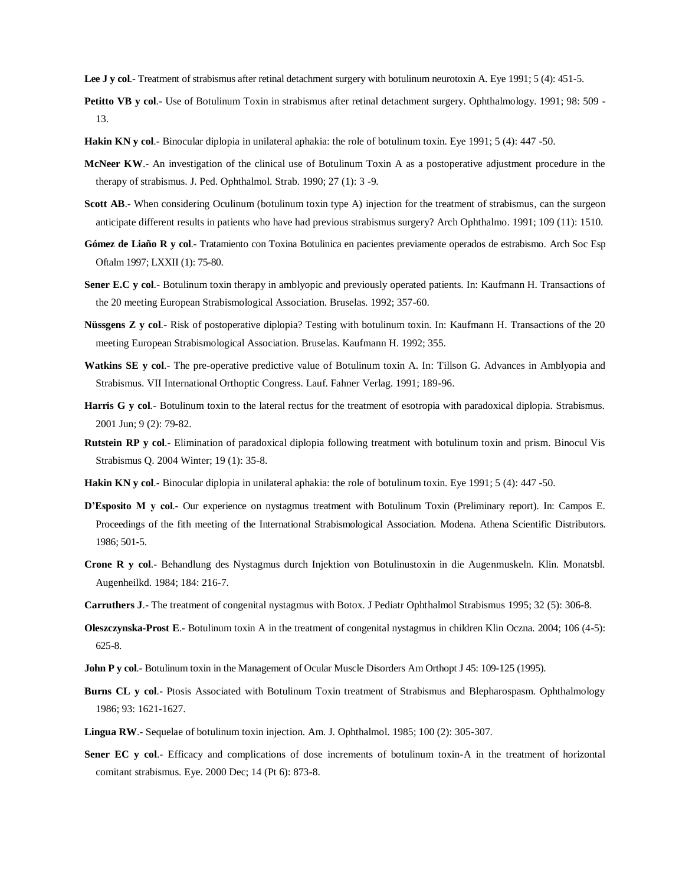**Lee J y col**.- Treatment of strabismus after retinal detachment surgery with botulinum neurotoxin A. Eye 1991; 5 (4): 451-5.

**Petitto VB y col**.- Use of Botulinum Toxin in strabismus after retinal detachment surgery. Ophthalmology. 1991; 98: 509 - 13.

**Hakin KN y col**.- Binocular diplopia in unilateral aphakia: the role of botulinum toxin. Eye 1991; 5 (4): 447 -50.

**McNeer KW**.- An investigation of the clinical use of Botulinum Toxin A as a postoperative adjustment procedure in the therapy of strabismus. J. Ped. Ophthalmol. Strab. 1990; 27 (1): 3 -9.

**Scott AB**.- When considering Oculinum (botulinum toxin type A) injection for the treatment of strabismus, can the surgeon anticipate different results in patients who have had previous strabismus surgery? Arch Ophthalmo. 1991; 109 (11): 1510.

**Gómez de Liaño R y col**.- Tratamiento con Toxina Botulinica en pacientes previamente operados de estrabismo. Arch Soc Esp Oftalm 1997; LXXII (1): 75-80.

**Sener E.C y col**.- Botulinum toxin therapy in amblyopic and previously operated patients. In: Kaufmann H. Transactions of the 20 meeting European Strabismological Association. Bruselas. 1992; 357-60.

**Nüssgens Z y col**.- Risk of postoperative diplopia? Testing with botulinum toxin. In: Kaufmann H. Transactions of the 20 meeting European Strabismological Association. Bruselas. Kaufmann H. 1992; 355.

**Watkins SE y col**.- The pre-operative predictive value of Botulinum toxin A. In: Tillson G. Advances in Amblyopia and Strabismus. VII International Orthoptic Congress. Lauf. Fahner Verlag. 1991; 189-96.

**Harris G y col**.- Botulinum toxin to the lateral rectus for the treatment of esotropia with paradoxical diplopia. Strabismus. 2001 Jun; 9 (2): 79-82.

**Rutstein RP y col**.- Elimination of paradoxical diplopia following treatment with botulinum toxin and prism. Binocul Vis Strabismus Q. 2004 Winter; 19 (1): 35-8.

**Hakin KN y col**.- Binocular diplopia in unilateral aphakia: the role of botulinum toxin. Eye 1991; 5 (4): 447 -50.

**D'Esposito M y col**.- Our experience on nystagmus treatment with Botulinum Toxin (Preliminary report). In: Campos E. Proceedings of the fith meeting of the International Strabismological Association. Modena. Athena Scientific Distributors. 1986; 501-5.

**Crone R y col**.- Behandlung des Nystagmus durch Injektion von Botulinustoxin in die Augenmuskeln. Klin. Monatsbl. Augenheilkd. 1984; 184: 216-7.

**Carruthers J**.- The treatment of congenital nystagmus with Botox. J Pediatr Ophthalmol Strabismus 1995; 32 (5): 306-8.

**Oleszczynska-Prost E**.- Botulinum toxin A in the treatment of congenital nystagmus in children Klin Oczna. 2004; 106 (4-5): 625-8.

**John P y col**.- Botulinum toxin in the Management of Ocular Muscle Disorders Am Orthopt J 45: 109-125 (1995).

**Burns CL y col**.- Ptosis Associated with Botulinum Toxin treatment of Strabismus and Blepharospasm. Ophthalmology 1986; 93: 1621-1627.

**Lingua RW**.- Sequelae of botulinum toxin injection. Am. J. Ophthalmol. 1985; 100 (2): 305-307.

**Sener EC y col**.- Efficacy and complications of dose increments of botulinum toxin-A in the treatment of horizontal comitant strabismus. Eye. 2000 Dec; 14 (Pt 6): 873-8.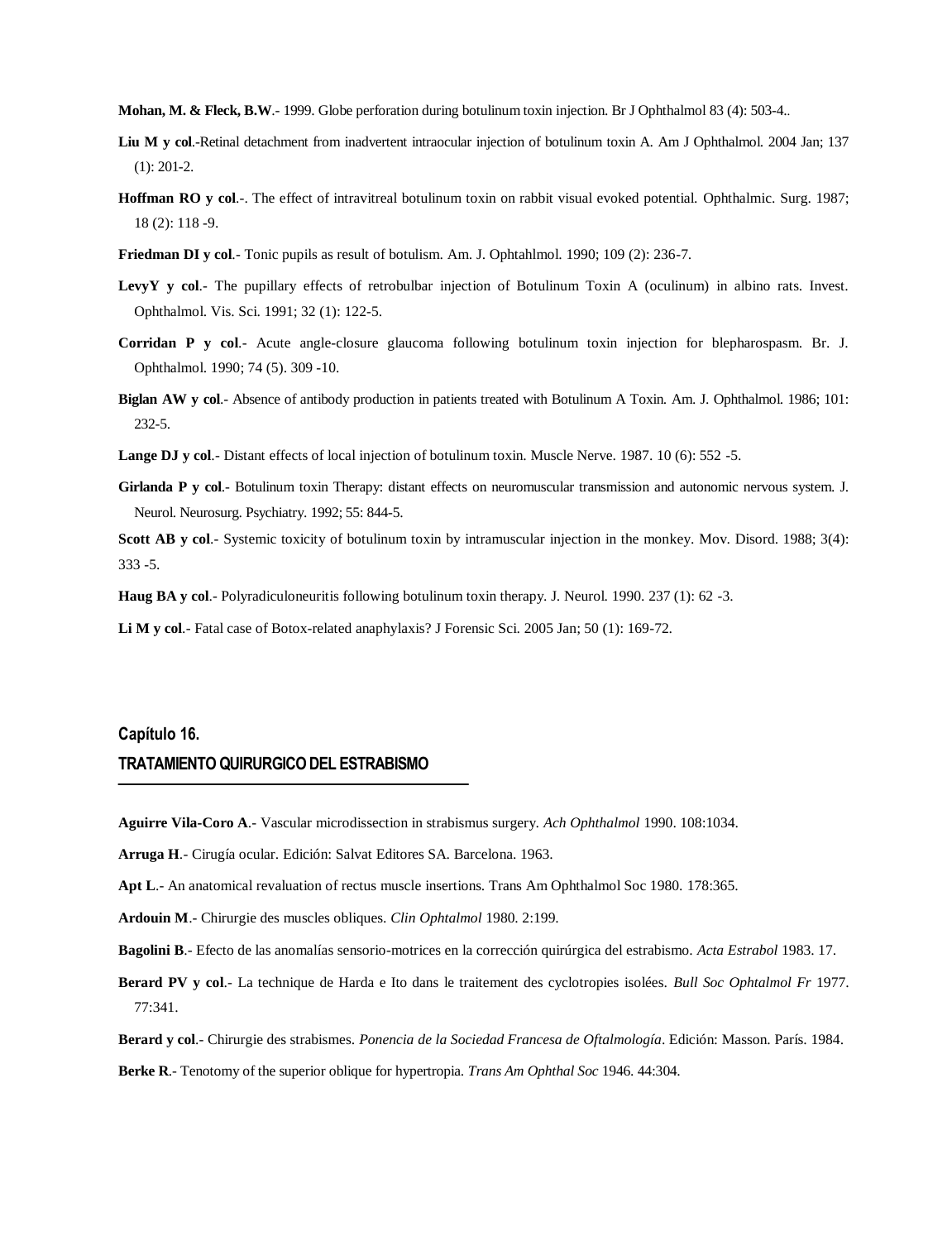**Mohan, M. & Fleck, B.W**.- 1999. Globe perforation during botulinum toxin injection. Br J Ophthalmol 83 (4): 503-4..

**Liu M y col**.-Retinal detachment from inadvertent intraocular injection of botulinum toxin A. Am J Ophthalmol. 2004 Jan; 137 (1): 201-2.

**Hoffman RO y col**.-. The effect of intravitreal botulinum toxin on rabbit visual evoked potential. Ophthalmic. Surg. 1987; 18 (2): 118 -9.

**Friedman DI y col**.- Tonic pupils as result of botulism. Am. J. Ophtahlmol. 1990; 109 (2): 236-7.

**LevyY y col**.- The pupillary effects of retrobulbar injection of Botulinum Toxin A (oculinum) in albino rats. Invest. Ophthalmol. Vis. Sci. 1991; 32 (1): 122-5.

**Corridan P y col**.- Acute angle-closure glaucoma following botulinum toxin injection for blepharospasm. Br. J. Ophthalmol. 1990; 74 (5). 309 -10.

**Biglan AW y col**.- Absence of antibody production in patients treated with Botulinum A Toxin. Am. J. Ophthalmol. 1986; 101: 232-5.

**Lange DJ y col**.- Distant effects of local injection of botulinum toxin. Muscle Nerve. 1987. 10 (6): 552 -5.

**Girlanda P y col**.- Botulinum toxin Therapy: distant effects on neuromuscular transmission and autonomic nervous system. J. Neurol. Neurosurg. Psychiatry. 1992; 55: 844-5.

**Scott AB y col**.- Systemic toxicity of botulinum toxin by intramuscular injection in the monkey. Mov. Disord. 1988; 3(4): 333 -5.

**Haug BA y col**.- Polyradiculoneuritis following botulinum toxin therapy. J. Neurol. 1990. 237 (1): 62 -3.

**Li M y col**.- Fatal case of Botox-related anaphylaxis? J Forensic Sci. 2005 Jan; 50 (1): 169-72.

## Capítulo 16.

## TRATAMIENTO QUIRURGICO DEL ESTRABISMO

**Aguirre Vila-Coro A**.- Vascular microdissection in strabismus surgery. *Ach Ophthalmol* 1990. 108:1034.

**Arruga H**.- Cirugía ocular. Edición: Salvat Editores SA. Barcelona. 1963.

**Apt L**.- An anatomical revaluation of rectus muscle insertions. Trans Am Ophthalmol Soc 1980. 178:365.

**Ardouin M**.- Chirurgie des muscles obliques. *Clin Ophtalmol* 1980. 2:199.

**Bagolini B**.- Efecto de las anomalías sensorio-motrices en la corrección quirúrgica del estrabismo. *Acta Estrabol* 1983. 17.

**Berard PV y col**.- La technique de Harda e Ito dans le traitement des cyclotropies isolées. *Bull Soc Ophtalmol Fr* 1977. 77:341.

**Berard y col**.- Chirurgie des strabismes. *Ponencia de la Sociedad Francesa de Oftalmología*. Edición: Masson. París. 1984.

**Berke R**.- Tenotomy of the superior oblique for hypertropia. *Trans Am Ophthal Soc* 1946. 44:304.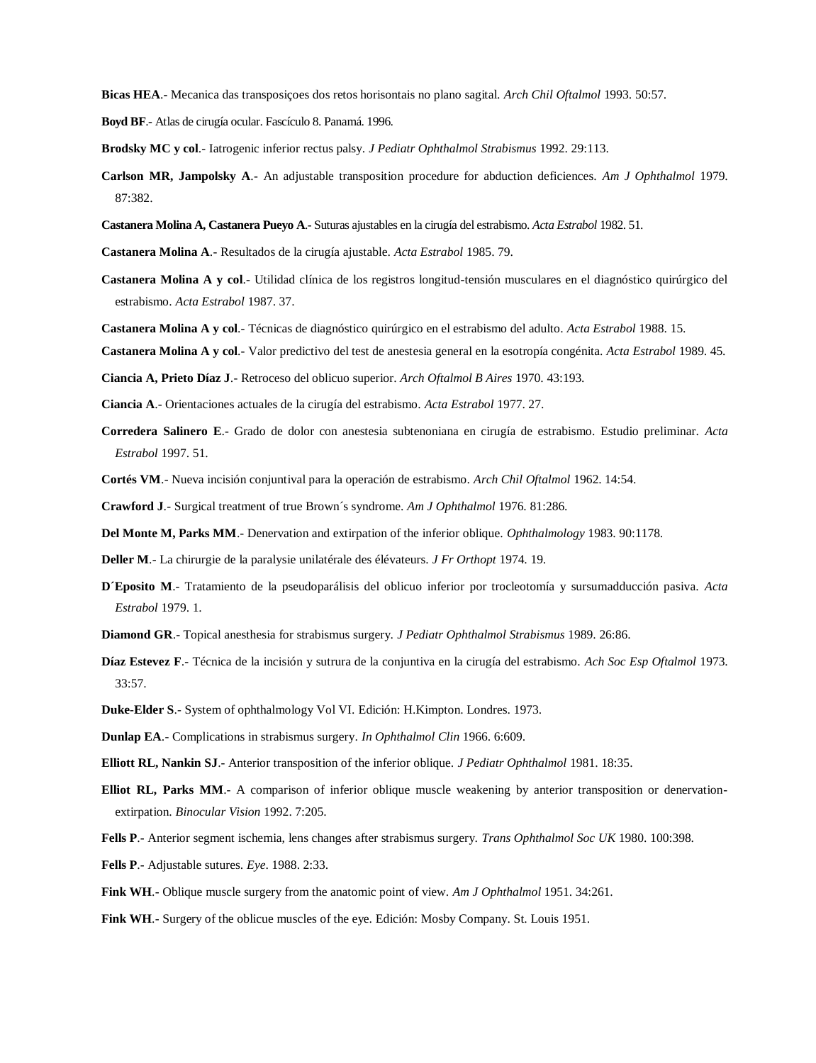**Bicas HEA**.- Mecanica das transposiçoes dos retos horisontais no plano sagital. *Arch Chil Oftalmol* 1993. 50:57.

**Boyd BF**.- Atlas de cirugía ocular. Fascículo 8. Panamá. 1996.

**Brodsky MC y col**.- Iatrogenic inferior rectus palsy. *J Pediatr Ophthalmol Strabismus* 1992. 29:113.

**Carlson MR, Jampolsky A**.- An adjustable transposition procedure for abduction deficiences. *Am J Ophthalmol* 1979. 87:382.

**Castanera Molina A, Castanera Pueyo A**.- Suturas ajustables en la cirugía del estrabismo. *Acta Estrabol* 1982. 51.

**Castanera Molina A**.- Resultados de la cirugía ajustable. *Acta Estrabol* 1985. 79.

**Castanera Molina A y col**.- Utilidad clínica de los registros longitud-tensión musculares en el diagnóstico quirúrgico del estrabismo. *Acta Estrabol* 1987. 37.

**Castanera Molina A y col**.- Técnicas de diagnóstico quirúrgico en el estrabismo del adulto. *Acta Estrabol* 1988. 15.

**Castanera Molina A y col**.- Valor predictivo del test de anestesia general en la esotropía congénita. *Acta Estrabol* 1989. 45.

**Ciancia A, Prieto Díaz J**.- Retroceso del oblicuo superior. *Arch Oftalmol B Aires* 1970. 43:193.

**Ciancia A**.- Orientaciones actuales de la cirugía del estrabismo. *Acta Estrabol* 1977. 27.

**Corredera Salinero E**.- Grado de dolor con anestesia subtenoniana en cirugía de estrabismo. Estudio preliminar. *Acta Estrabol* 1997. 51.

**Cortés VM**.- Nueva incisión conjuntival para la operación de estrabismo. *Arch Chil Oftalmol* 1962. 14:54.

**Crawford J**.- Surgical treatment of true Brown´s syndrome. *Am J Ophthalmol* 1976. 81:286.

**Del Monte M, Parks MM**.- Denervation and extirpation of the inferior oblique. *Ophthalmology* 1983. 90:1178.

**Deller M**.- La chirurgie de la paralysie unilatérale des élévateurs. *J Fr Orthopt* 1974. 19.

**D´Eposito M**.- Tratamiento de la pseudoparálisis del oblicuo inferior por trocleotomía y sursumadducción pasiva. *Acta Estrabol* 1979. 1.

**Diamond GR**.- Topical anesthesia for strabismus surgery. *J Pediatr Ophthalmol Strabismus* 1989. 26:86.

**Díaz Estevez F**.- Técnica de la incisión y sutrura de la conjuntiva en la cirugía del estrabismo. *Ach Soc Esp Oftalmol* 1973. 33:57.

**Duke-Elder S**.- System of ophthalmology Vol VI. Edición: H.Kimpton. Londres. 1973.

**Dunlap EA**.- Complications in strabismus surgery. *In Ophthalmol Clin* 1966. 6:609.

**Elliott RL, Nankin SJ**.- Anterior transposition of the inferior oblique. *J Pediatr Ophthalmol* 1981. 18:35.

**Elliot RL, Parks MM**.- A comparison of inferior oblique muscle weakening by anterior transposition or denervation-extirpation. *Binocular Vision* 1992. 7:205.

**Fells P**.- Anterior segment ischemia, lens changes after strabismus surgery. *Trans Ophthalmol Soc UK* 1980. 100:398.

**Fells P**.- Adjustable sutures. *Eye*. 1988. 2:33.

**Fink WH**.- Oblique muscle surgery from the anatomic point of view. *Am J Ophthalmol* 1951. 34:261.

**Fink WH**.- Surgery of the oblicue muscles of the eye. Edición: Mosby Company. St. Louis 1951.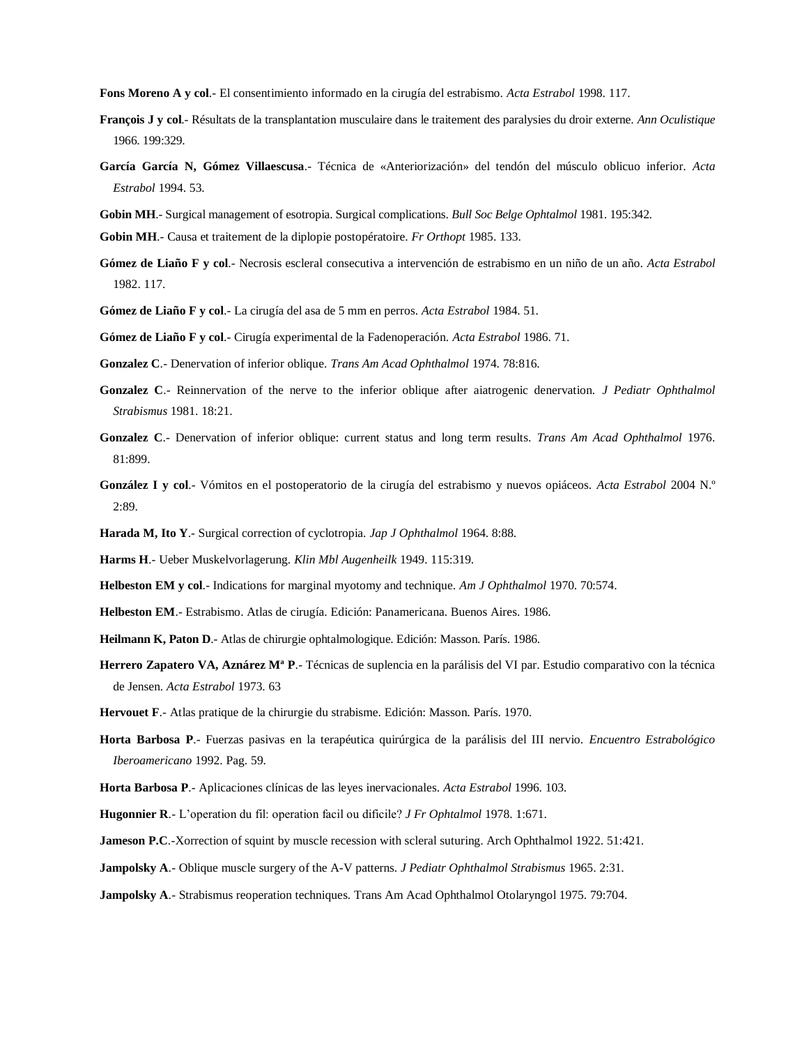**Fons Moreno A y col**.- El consentimiento informado en la cirugía del estrabismo. *Acta Estrabol* 1998. 117.

**François J y col**.- Résultats de la transplantation musculaire dans le traitement des paralysies du droir externe. *Ann Oculistique* 1966. 199:329.

**García García N, Gómez Villaescusa**.- Técnica de «Anteriorización» del tendón del músculo oblicuo inferior. *Acta Estrabol* 1994. 53.

**Gobin MH**.- Surgical management of esotropia. Surgical complications. *Bull Soc Belge Ophtalmol* 1981. 195:342.

**Gobin MH**.- Causa et traitement de la diplopie postopératoire. *Fr Orthopt* 1985. 133.

**Gómez de Liaño F y col**.- Necrosis escleral consecutiva a intervención de estrabismo en un niño de un año. *Acta Estrabol* 1982. 117.

**Gómez de Liaño F y col**.- La cirugía del asa de 5 mm en perros. *Acta Estrabol* 1984. 51.

**Gómez de Liaño F y col**.- Cirugía experimental de la Fadenoperación. *Acta Estrabol* 1986. 71.

**Gonzalez C**.- Denervation of inferior oblique. *Trans Am Acad Ophthalmol* 1974. 78:816.

**Gonzalez C**.- Reinnervation of the nerve to the inferior oblique after aiatrogenic denervation. *J Pediatr Ophthalmol Strabismus* 1981. 18:21.

**Gonzalez C**.- Denervation of inferior oblique: current status and long term results. *Trans Am Acad Ophthalmol* 1976. 81:899.

**González I y col**.- Vómitos en el postoperatorio de la cirugía del estrabismo y nuevos opiáceos. *Acta Estrabol* 2004 N.º 2:89.

**Harada M, Ito Y**.- Surgical correction of cyclotropia. *Jap J Ophthalmol* 1964. 8:88.

**Harms H**.- Ueber Muskelvorlagerung. *Klin Mbl Augenheilk* 1949. 115:319.

**Helbeston EM y col**.- Indications for marginal myotomy and technique. *Am J Ophthalmol* 1970. 70:574.

**Helbeston EM**.- Estrabismo. Atlas de cirugía. Edición: Panamericana. Buenos Aires. 1986.

**Heilmann K, Paton D**.- Atlas de chirurgie ophtalmologique. Edición: Masson. París. 1986.

**Herrero Zapatero VA, Aznárez Mª P**.- Técnicas de suplencia en la parálisis del VI par. Estudio comparativo con la técnica de Jensen. *Acta Estrabol* 1973. 63

**Hervouet F**.- Atlas pratique de la chirurgie du strabisme. Edición: Masson. París. 1970.

**Horta Barbosa P**.- Fuerzas pasivas en la terapéutica quirúrgica de la parálisis del III nervio. *Encuentro Estrabológico Iberoamericano* 1992. Pag. 59.

**Horta Barbosa P**.- Aplicaciones clínicas de las leyes inervacionales. *Acta Estrabol* 1996. 103.

**Hugonnier R**.- L'operation du fil: operation facil ou dificile? *J Fr Ophtalmol* 1978. 1:671.

**Jameson P.C**.-Xorrection of squint by muscle recession with scleral suturing. Arch Ophthalmol 1922. 51:421.

**Jampolsky A**.- Oblique muscle surgery of the A-V patterns. *J Pediatr Ophthalmol Strabismus* 1965. 2:31.

**Jampolsky A**.- Strabismus reoperation techniques. Trans Am Acad Ophthalmol Otolaryngol 1975. 79:704.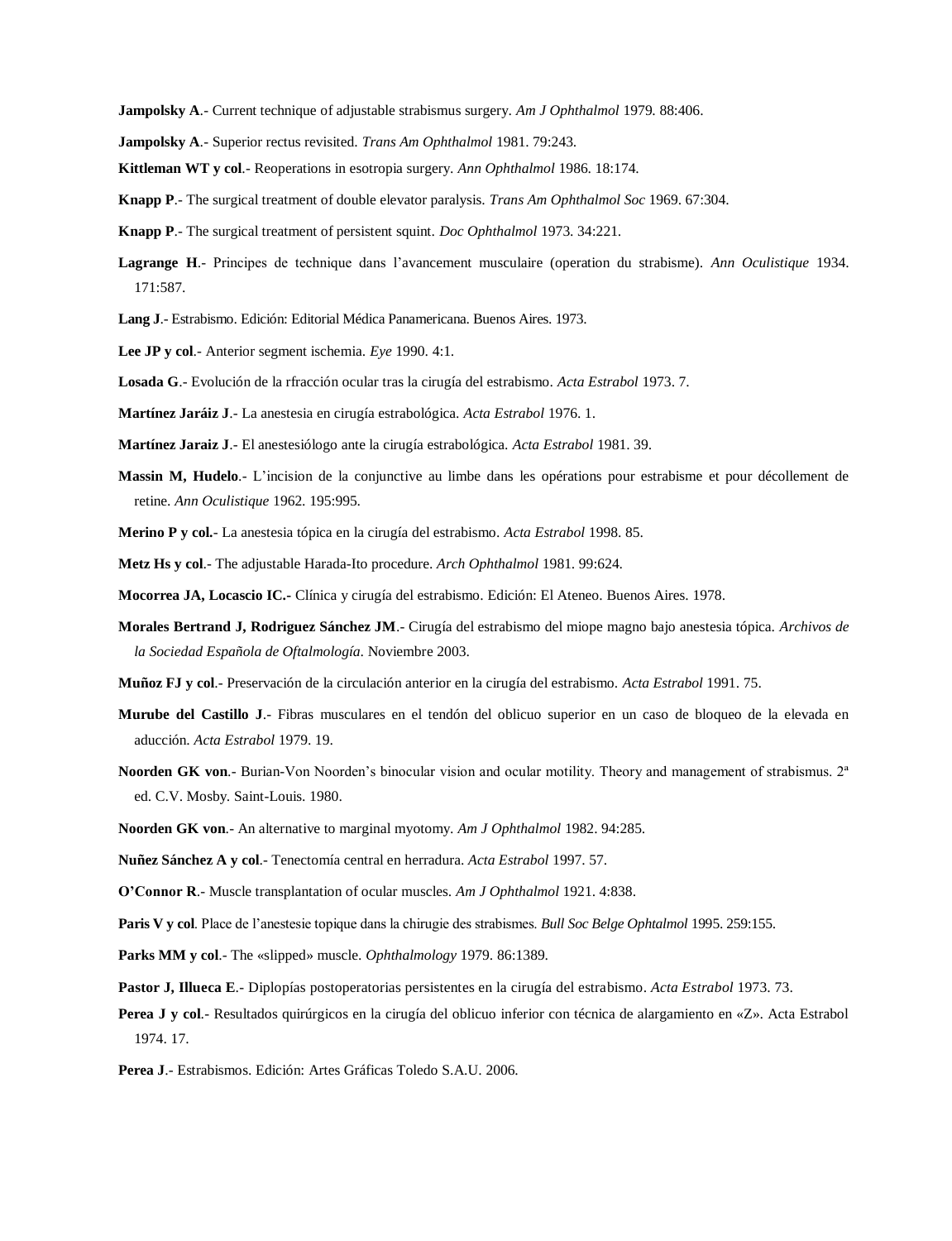**Jampolsky A**.- Current technique of adjustable strabismus surgery. *Am J Ophthalmol* 1979. 88:406.

**Jampolsky A**.- Superior rectus revisited. *Trans Am Ophthalmol* 1981. 79:243.

**Kittleman WT y col**.- Reoperations in esotropia surgery. *Ann Ophthalmol* 1986. 18:174.

**Knapp P**.- The surgical treatment of double elevator paralysis. *Trans Am Ophthalmol Soc* 1969. 67:304.

**Knapp P**.- The surgical treatment of persistent squint. *Doc Ophthalmol* 1973. 34:221.

**Lagrange H**.- Principes de technique dans l'avancement musculaire (operation du strabisme). *Ann Oculistique* 1934. 171:587.

**Lang J**.- Estrabismo. Edición: Editorial Médica Panamericana. Buenos Aires. 1973.

**Lee JP y col**.- Anterior segment ischemia. *Eye* 1990. 4:1.

**Losada G**.- Evolución de la rfracción ocular tras la cirugía del estrabismo. *Acta Estrabol* 1973. 7.

**Martínez Jaráiz J**.- La anestesia en cirugía estrabológica. *Acta Estrabol* 1976. 1.

**Martínez Jaraiz J**.- El anestesiólogo ante la cirugía estrabológica. *Acta Estrabol* 1981. 39.

**Massin M, Hudelo**.- L'incision de la conjunctive au limbe dans les opérations pour estrabisme et pour décollement de retine. *Ann Oculistique* 1962. 195:995.

**Merino P y col.**- La anestesia tópica en la cirugía del estrabismo. *Acta Estrabol* 1998. 85.

**Metz Hs y col**.- The adjustable Harada-Ito procedure. *Arch Ophthalmol* 1981. 99:624.

**Mocorrea JA, Locascio IC.-** Clínica y cirugía del estrabismo. Edición: El Ateneo. Buenos Aires. 1978.

**Morales Bertrand J, Rodriguez Sánchez JM**.- Cirugía del estrabismo del miope magno bajo anestesia tópica. *Archivos de la Sociedad Española de Oftalmología*. Noviembre 2003.

**Muñoz FJ y col**.- Preservación de la circulación anterior en la cirugía del estrabismo. *Acta Estrabol* 1991. 75.

**Murube del Castillo J**.- Fibras musculares en el tendón del oblicuo superior en un caso de bloqueo de la elevada en aducción. *Acta Estrabol* 1979. 19.

**Noorden GK von**.- Burian-Von Noorden's binocular vision and ocular motility. Theory and management of strabismus. 2ª ed. C.V. Mosby. Saint-Louis. 1980.

**Noorden GK von**.- An alternative to marginal myotomy. *Am J Ophthalmol* 1982. 94:285.

**Nuñez Sánchez A y col**.- Tenectomía central en herradura. *Acta Estrabol* 1997. 57.

**O'Connor R**.- Muscle transplantation of ocular muscles. *Am J Ophthalmol* 1921. 4:838.

**Paris V y col**. Place de l'anestesie topique dans la chirugie des strabismes. *Bull Soc Belge Ophtalmol* 1995. 259:155.

**Parks MM y col**.- The «slipped» muscle. *Ophthalmology* 1979. 86:1389.

**Pastor J, Illueca E**.- Diplopías postoperatorias persistentes en la cirugía del estrabismo. *Acta Estrabol* 1973. 73.

**Perea J y col**.- Resultados quirúrgicos en la cirugía del oblicuo inferior con técnica de alargamiento en «Z». Acta Estrabol 1974. 17.

**Perea J**.- Estrabismos. Edición: Artes Gráficas Toledo S.A.U. 2006.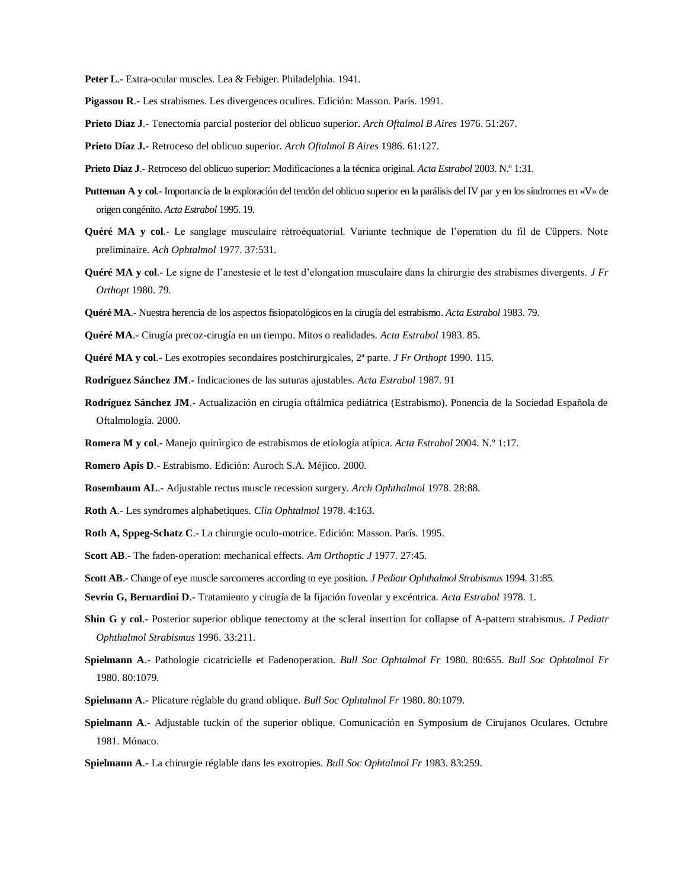**Peter L**.- Extra-ocular muscles. Lea & Febiger. Philadelphia. 1941.

**Pigassou R**.- Les strabismes. Les divergences oculires. Edición: Masson. París. 1991.

**Prieto Díaz J**.- Tenectomía parcial posterior del oblicuo superior. *Arch Oftalmol B Aires* 1976. 51:267.

**Prieto Díaz J.**- Retroceso del oblicuo superior. *Arch Oftalmol B Aires* 1986. 61:127.

**Prieto Díaz J**.- Retroceso del oblicuo superior: Modificaciones a la técnica original. *Acta Estrabol* 2003. N.º 1:31.

**Putteman A y col**.- Importancia de la exploración del tendón del oblicuo superior en la parálisis del IV par y en los síndromes en «V» de origen congénito. *Acta Estrabol* 1995. 19.

**Quéré MA y col**.- Le sanglage musculaire rétroéquatorial. Variante technique de l'operation du fil de Cüppers. Note preliminaire. *Ach Ophtalmol* 1977. 37:531.

**Quéré MA y col**.- Le signe de l'anestesie et le test d'elongation musculaire dans la chirurgie des strabismes divergents. *J Fr Orthopt* 1980. 79.

**Quéré MA**.- Nuestra herencia de los aspectos fisiopatológicos en la cirugía del estrabismo. *Acta Estrabol* 1983. 79.

**Quéré MA**.- Cirugía precoz-cirugía en un tiempo. Mitos o realidades. *Acta Estrabol* 1983. 85.

**Quéré MA y col**.- Les exotropies secondaires postchirurgicales, 2ª parte. *J Fr Orthopt* 1990. 115.

**Rodríguez Sánchez JM**.- Indicaciones de las suturas ajustables. *Acta Estrabol* 1987. 91

**Rodríguez Sánchez JM**.- Actualización en cirugía oftálmica pediátrica (Estrabismo). Ponencia de la Sociedad Española de Oftalmología. 2000.

**Romera M y col**.- Manejo quirúrgico de estrabismos de etiología atípica. *Acta Estrabol* 2004. N.º 1:17.

**Romero Apis D**.- Estrabismo. Edición: Auroch S.A. Méjico. 2000.

**Rosembaum AL**.- Adjustable rectus muscle recession surgery. *Arch Ophthalmol* 1978. 28:88.

**Roth A**.- Les syndromes alphabetiques. *Clin Ophtalmol* 1978. 4:163.

**Roth A, Sppeg-Schatz C**.- La chirurgie oculo-motrice. Edición: Masson. París. 1995.

**Scott AB**.- The faden-operation: mechanical effects. *Am Orthoptic J* 1977. 27:45.

**Scott AB**.- Change of eye muscle sarcomeres according to eye position. *J Pediatr Ophthalmol Strabismus* 1994. 31:85.

**Sevrin G, Bernardini D**.- Tratamiento y cirugía de la fijación foveolar y excéntrica. *Acta Estrabol* 1978. 1.

**Shin G y col**.- Posterior superior oblique tenectomy at the scleral insertion for collapse of A-pattern strabismus. *J Pediatr Ophthalmol Strabismus* 1996. 33:211.

**Spielmann A**.- Pathologie cicatricielle et Fadenoperation. *Bull Soc Ophtalmol Fr* 1980. 80:655. *Bull Soc Ophtalmol Fr* 1980. 80:1079.

**Spielmann A**.- Plicature réglable du grand oblique. *Bull Soc Ophtalmol Fr* 1980. 80:1079.

**Spielmann A**.- Adjustable tuckin of the superior oblique. Comunicación en Symposium de Cirujanos Oculares. Octubre 1981. Mónaco.

**Spielmann A**.- La chirurgie réglable dans les exotropies. *Bull Soc Ophtalmol Fr* 1983. 83:259.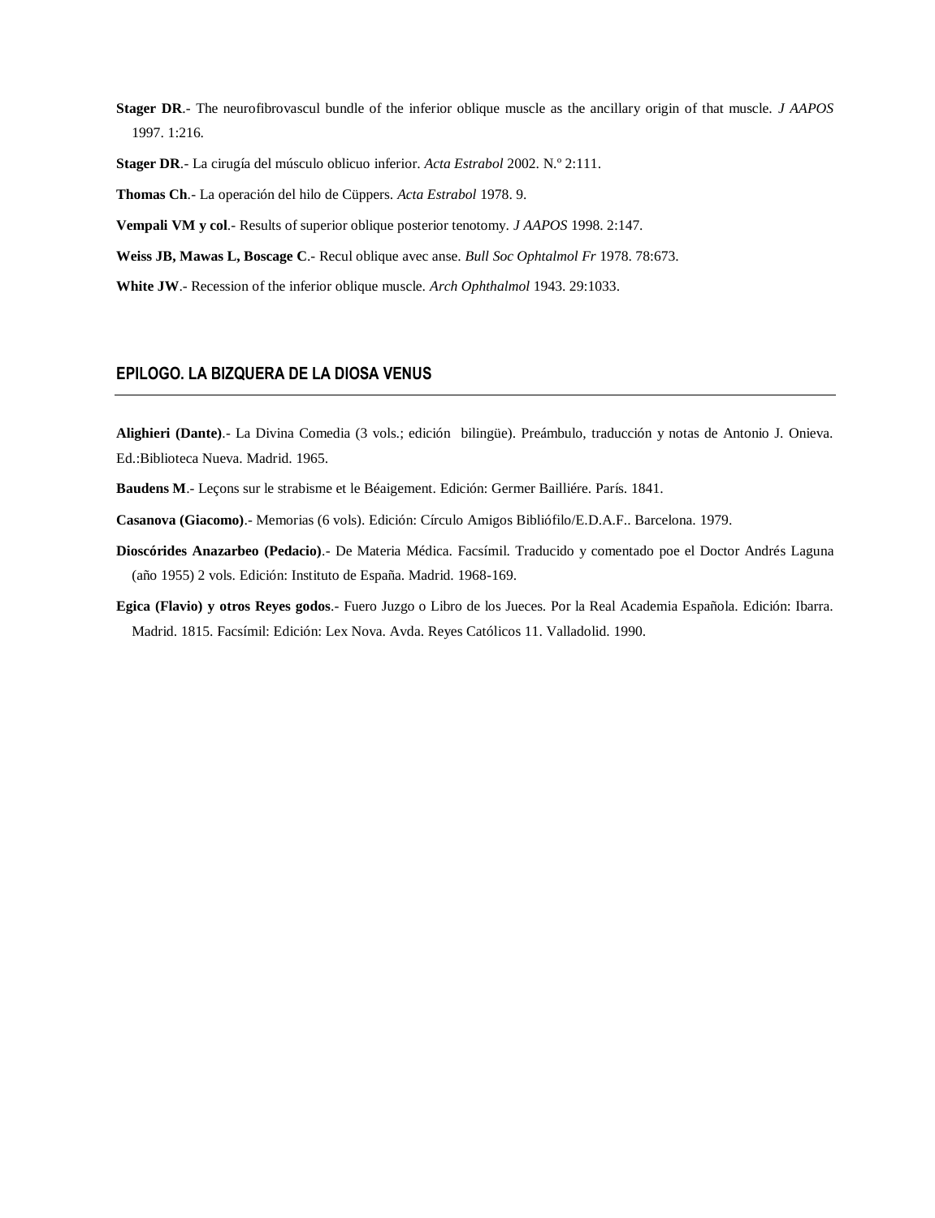**Stager DR**.- The neurofibrovascul bundle of the inferior oblique muscle as the ancillary origin of that muscle. *J AAPOS* 1997. 1:216.

**Stager DR**.- La cirugía del músculo oblicuo inferior. *Acta Estrabol* 2002. N.º 2:111.

**Thomas Ch**.- La operación del hilo de Cüppers. *Acta Estrabol* 1978. 9.

**Vempali VM y col**.- Results of superior oblique posterior tenotomy. *J AAPOS* 1998. 2:147.

**Weiss JB, Mawas L, Boscage C**.- Recul oblique avec anse. *Bull Soc Ophtalmol Fr* 1978. 78:673.

**White JW**.- Recession of the inferior oblique muscle. *Arch Ophthalmol* 1943. 29:1033.

## EPILOGO. LA BIZQUERA DE LA DIOSA VENUS

**Alighieri (Dante)**.- La Divina Comedia (3 vols.; edición bilingüe). Preámbulo, traducción y notas de Antonio J. Onieva. Ed.:Biblioteca Nueva. Madrid. 1965.

**Baudens M**.- Leçons sur le strabisme et le Béaigement. Edición: Germer Bailliére. París. 1841.

**Casanova (Giacomo)**.- Memorias (6 vols). Edición: Círculo Amigos Bibliófilo/E.D.A.F.. Barcelona. 1979.

**Dioscórides Anazarbeo (Pedacio)**.- De Materia Médica. Facsímil. Traducido y comentado poe el Doctor Andrés Laguna (año 1955) 2 vols. Edición: Instituto de España. Madrid. 1968-169.

**Egica (Flavio) y otros Reyes godos**.- Fuero Juzgo o Libro de los Jueces. Por la Real Academia Española. Edición: Ibarra. Madrid. 1815. Facsímil: Edición: Lex Nova. Avda. Reyes Católicos 11. Valladolid. 1990.